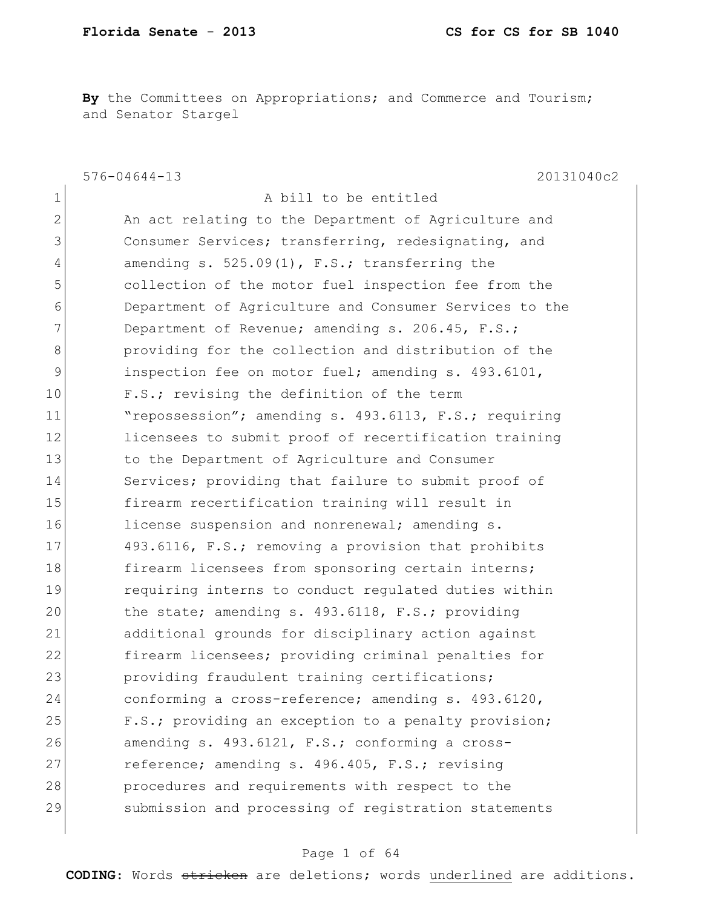**By** the Committees on Appropriations; and Commerce and Tourism; and Senator Stargel

576-04644-13 20131040c2

1 A bill to be entitled
2 An act relating to the Department of Agriculture and
3 Consumer Services; transferring, redesignating, and
4 amending s. 525.09(1), F.S.; transferring the
5 collection of the motor fuel inspection fee from the
6 Department of Agriculture and Consumer Services to the
7 Department of Revenue; amending s. 206.45, F.S.;
8 providing for the collection and distribution of the
9 inspection fee on motor fuel; amending s. 493.6101,
10 F.S.; revising the definition of the term
11 "repossession"; amending s. 493.6113, F.S.; requiring
12 licensees to submit proof of recertification training
13 to the Department of Agriculture and Consumer
14 Services; providing that failure to submit proof of
15 firearm recertification training will result in
16 license suspension and nonrenewal; amending s.
17 493.6116, F.S.; removing a provision that prohibits
18 firearm licensees from sponsoring certain interns;
19 requiring interns to conduct regulated duties within
20 the state; amending s. 493.6118, F.S.; providing
21 additional grounds for disciplinary action against
22 firearm licensees; providing criminal penalties for
23 providing fraudulent training certifications;
24 conforming a cross-reference; amending s. 493.6120,
25 F.S.; providing an exception to a penalty provision;
26 amending s. 493.6121, F.S.; conforming a cross-
27 reference; amending s. 496.405, F.S.; revising
28 procedures and requirements with respect to the
29 submission and processing of registration statements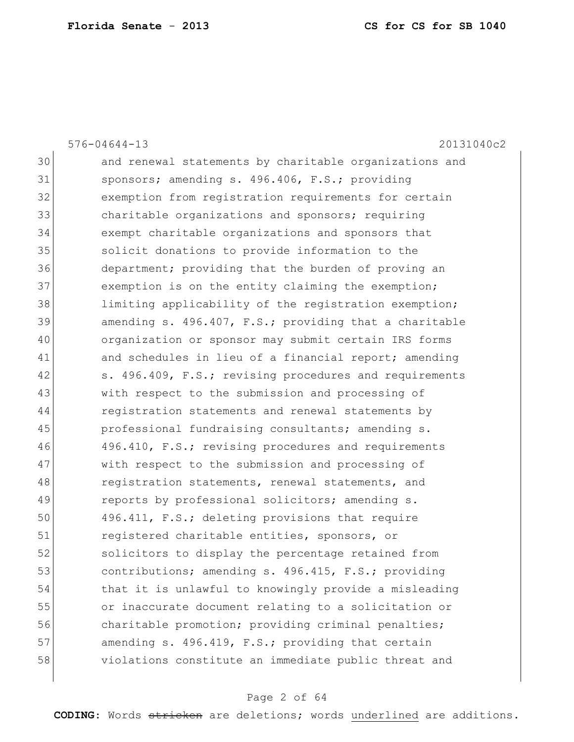576-04644-13 20131040c2

30 and renewal statements by charitable organizations and
31 sponsors; amending s. 496.406, F.S.; providing
32 exemption from registration requirements for certain
33 charitable organizations and sponsors; requiring
34 exempt charitable organizations and sponsors that
35 solicit donations to provide information to the
36 department; providing that the burden of proving an
37 exemption is on the entity claiming the exemption;
38 limiting applicability of the registration exemption;
39 amending s. 496.407, F.S.; providing that a charitable
40 organization or sponsor may submit certain IRS forms
41 and schedules in lieu of a financial report; amending
42 s. 496.409, F.S.; revising procedures and requirements
43 with respect to the submission and processing of
44 registration statements and renewal statements by
45 professional fundraising consultants; amending s.
46 496.410, F.S.; revising procedures and requirements
47 with respect to the submission and processing of
48 registration statements, renewal statements, and
49 reports by professional solicitors; amending s.
50 496.411, F.S.; deleting provisions that require
51 registered charitable entities, sponsors, or
52 solicitors to display the percentage retained from
53 contributions; amending s. 496.415, F.S.; providing
54 that it is unlawful to knowingly provide a misleading
55 or inaccurate document relating to a solicitation or
56 charitable promotion; providing criminal penalties;
57 amending s. 496.419, F.S.; providing that certain
58 violations constitute an immediate public threat and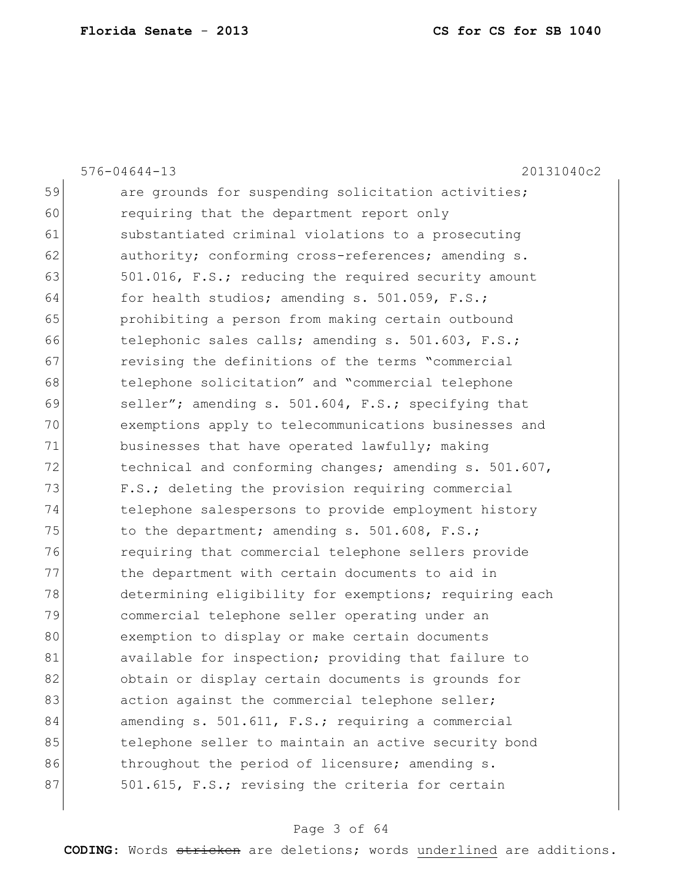59 are grounds for suspending solicitation activities;
60 requiring that the department report only
61 substantiated criminal violations to a prosecuting
62 authority; conforming cross-references; amending s.
63 501.016, F.S.; reducing the required security amount
64 for health studios; amending s. 501.059, F.S.;
65 prohibiting a person from making certain outbound
66 telephonic sales calls; amending s. 501.603, F.S.;
67 revising the definitions of the terms "commercial
68 telephone solicitation" and "commercial telephone
69 seller"; amending s. 501.604, F.S.; specifying that
70 exemptions apply to telecommunications businesses and
71 businesses that have operated lawfully; making
72 technical and conforming changes; amending s. 501.607,
73 F.S.; deleting the provision requiring commercial
74 telephone salespersons to provide employment history
75 to the department; amending s. 501.608, F.S.;
76 requiring that commercial telephone sellers provide
77 the department with certain documents to aid in
78 determining eligibility for exemptions; requiring each
79 commercial telephone seller operating under an
80 exemption to display or make certain documents
81 available for inspection; providing that failure to
82 obtain or display certain documents is grounds for
83 action against the commercial telephone seller;
84 amending s. 501.611, F.S.; requiring a commercial
85 telephone seller to maintain an active security bond
86 throughout the period of licensure; amending s.
87 501.615, F.S.; revising the criteria for certain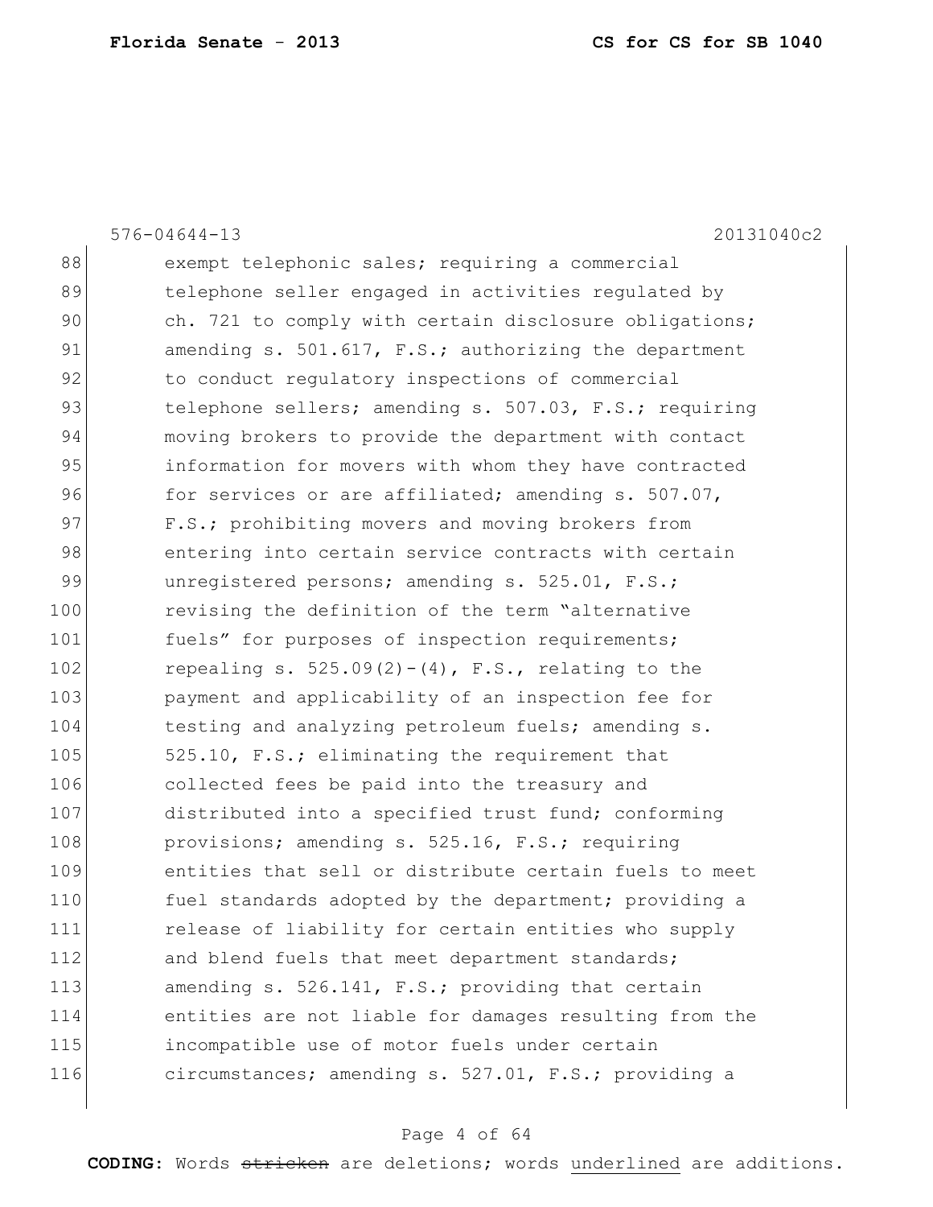576-04644-13 20131040c2

88 exempt telephonic sales; requiring a commercial
89 telephone seller engaged in activities regulated by
90 ch. 721 to comply with certain disclosure obligations;
91 amending s. 501.617, F.S.; authorizing the department
92 to conduct regulatory inspections of commercial
93 telephone sellers; amending s. 507.03, F.S.; requiring
94 moving brokers to provide the department with contact
95 information for movers with whom they have contracted
96 for services or are affiliated; amending s. 507.07,
97 F.S.; prohibiting movers and moving brokers from
98 entering into certain service contracts with certain
99 unregistered persons; amending s. 525.01, F.S.;
100 revising the definition of the term "alternative
101 fuels" for purposes of inspection requirements;
102 repealing s. 525.09(2)-(4), F.S., relating to the
103 payment and applicability of an inspection fee for
104 testing and analyzing petroleum fuels; amending s.
105 525.10, F.S.; eliminating the requirement that
106 collected fees be paid into the treasury and
107 distributed into a specified trust fund; conforming
108 provisions; amending s. 525.16, F.S.; requiring
109 entities that sell or distribute certain fuels to meet
110 fuel standards adopted by the department; providing a
111 release of liability for certain entities who supply
112 and blend fuels that meet department standards;
113 amending s. 526.141, F.S.; providing that certain
114 entities are not liable for damages resulting from the
115 incompatible use of motor fuels under certain
116 circumstances; amending s. 527.01, F.S.; providing a

**CODING:** Words ~~stricken~~ are deletions; words underlined are additions.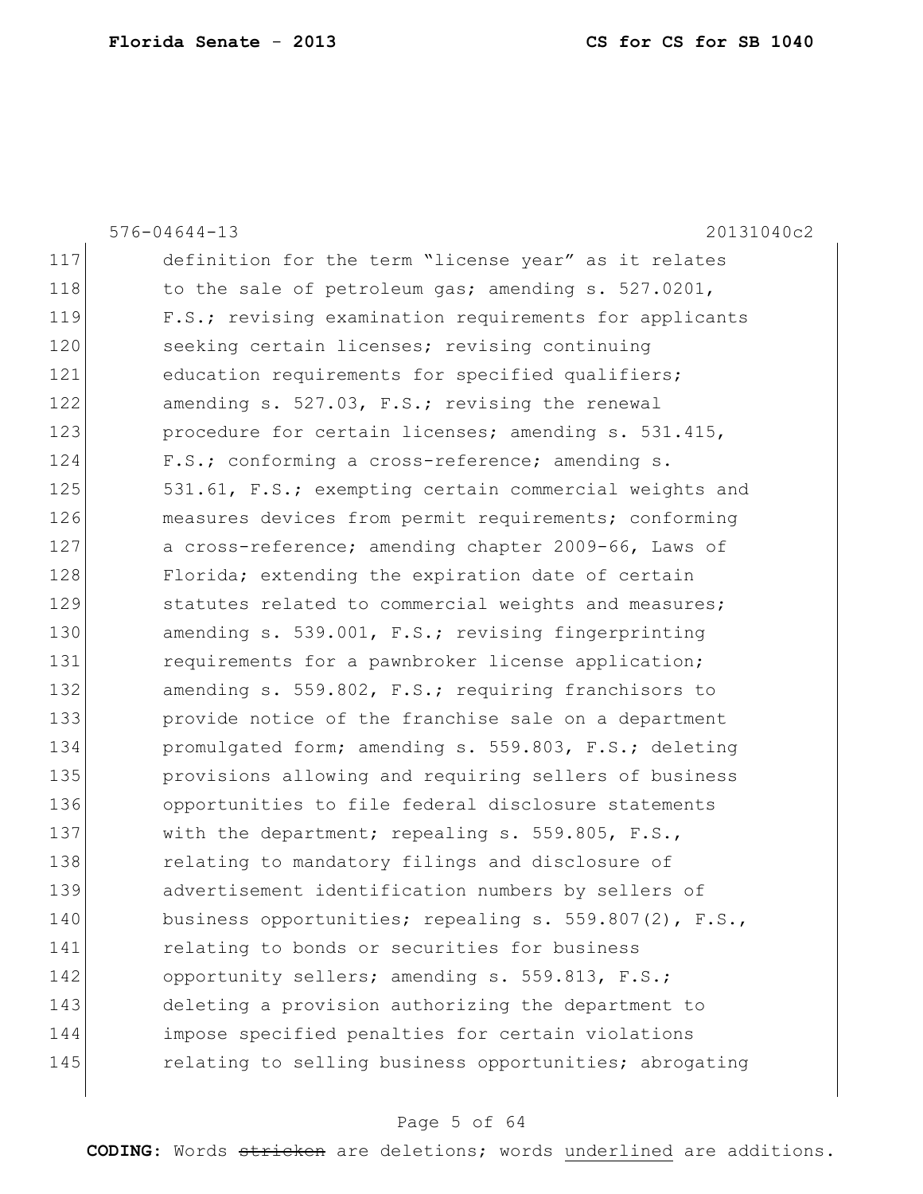117 definition for the term "license year" as it relates
118 to the sale of petroleum gas; amending s. 527.0201,
119 F.S.; revising examination requirements for applicants
120 seeking certain licenses; revising continuing
121 education requirements for specified qualifiers;
122 amending s. 527.03, F.S.; revising the renewal
123 procedure for certain licenses; amending s. 531.415,
124 F.S.; conforming a cross-reference; amending s.
125 531.61, F.S.; exempting certain commercial weights and
126 measures devices from permit requirements; conforming
127 a cross-reference; amending chapter 2009-66, Laws of
128 Florida; extending the expiration date of certain
129 statutes related to commercial weights and measures;
130 amending s. 539.001, F.S.; revising fingerprinting
131 requirements for a pawnbroker license application;
132 amending s. 559.802, F.S.; requiring franchisors to
133 provide notice of the franchise sale on a department
134 promulgated form; amending s. 559.803, F.S.; deleting
135 provisions allowing and requiring sellers of business
136 opportunities to file federal disclosure statements
137 with the department; repealing s. 559.805, F.S.,
138 relating to mandatory filings and disclosure of
139 advertisement identification numbers by sellers of
140 business opportunities; repealing s. 559.807(2), F.S.,
141 relating to bonds or securities for business
142 opportunity sellers; amending s. 559.813, F.S.;
143 deleting a provision authorizing the department to
144 impose specified penalties for certain violations
145 relating to selling business opportunities; abrogating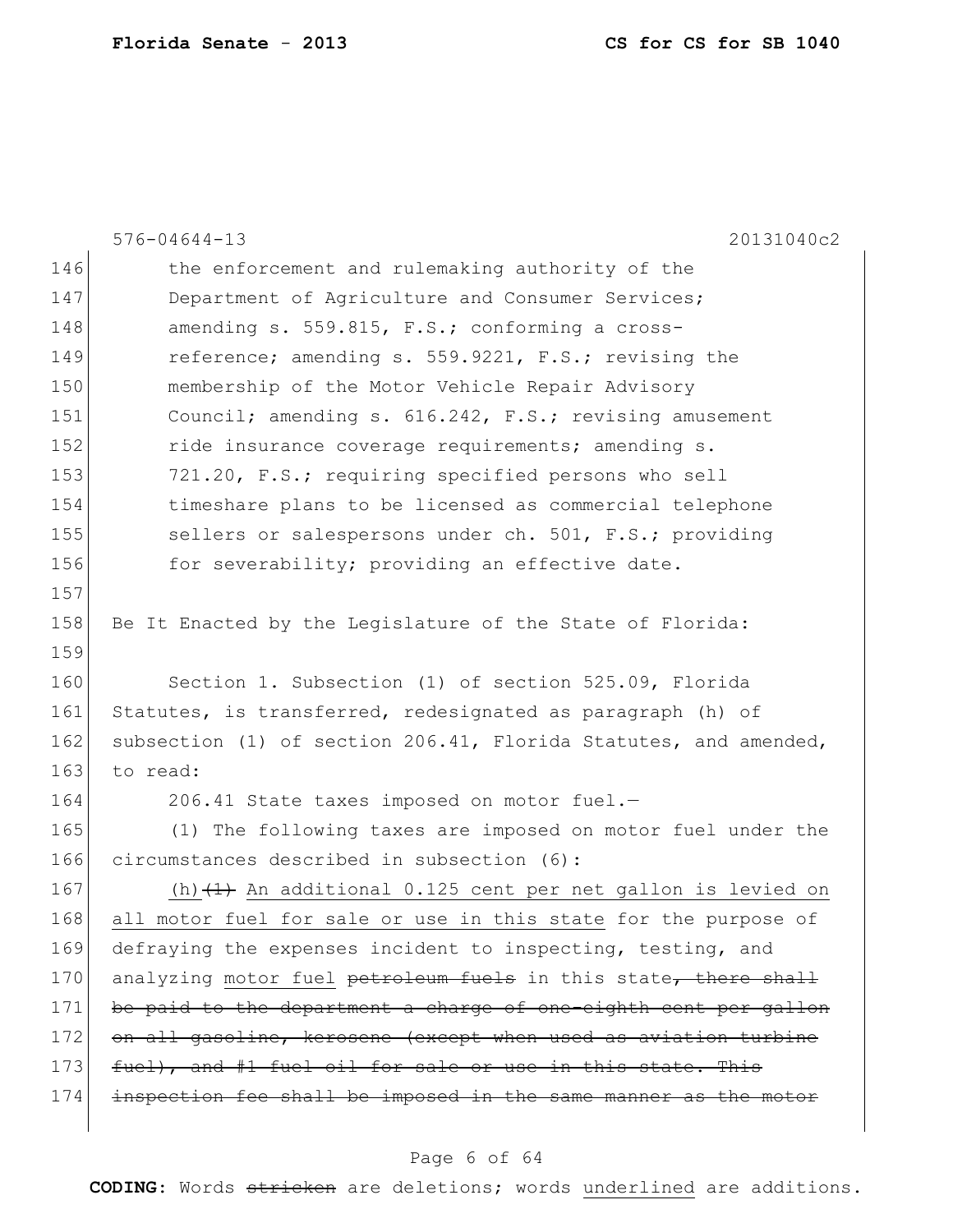the enforcement and rulemaking authority of the Department of Agriculture and Consumer Services; amending s. 559.815, F.S.; conforming a cross-reference; amending s. 559.9221, F.S.; revising the membership of the Motor Vehicle Repair Advisory Council; amending s. 616.242, F.S.; revising amusement ride insurance coverage requirements; amending s. 721.20, F.S.; requiring specified persons who sell timeshare plans to be licensed as commercial telephone sellers or salespersons under ch. 501, F.S.; providing for severability; providing an effective date.

Be It Enacted by the Legislature of the State of Florida:

Section 1. Subsection (1) of section 525.09, Florida Statutes, is transferred, redesignated as paragraph (h) of subsection (1) of section 206.41, Florida Statutes, and amended, to read:

206.41 State taxes imposed on motor fuel.—

(1) The following taxes are imposed on motor fuel under the circumstances described in subsection (6):

(h) ~~(1)~~ An additional 0.125 cent per net gallon is levied on all motor fuel for sale or use in this state for the purpose of defraying the expenses incident to inspecting, testing, and analyzing motor fuel ~~petroleum fuels~~ in this state~~, there shall be paid to the department a charge of one-eighth cent per gallon on all gasoline, kerosene (except when used as aviation turbine fuel), and #1 fuel oil for sale or use in this state. This inspection fee shall be imposed in the same manner as the motor~~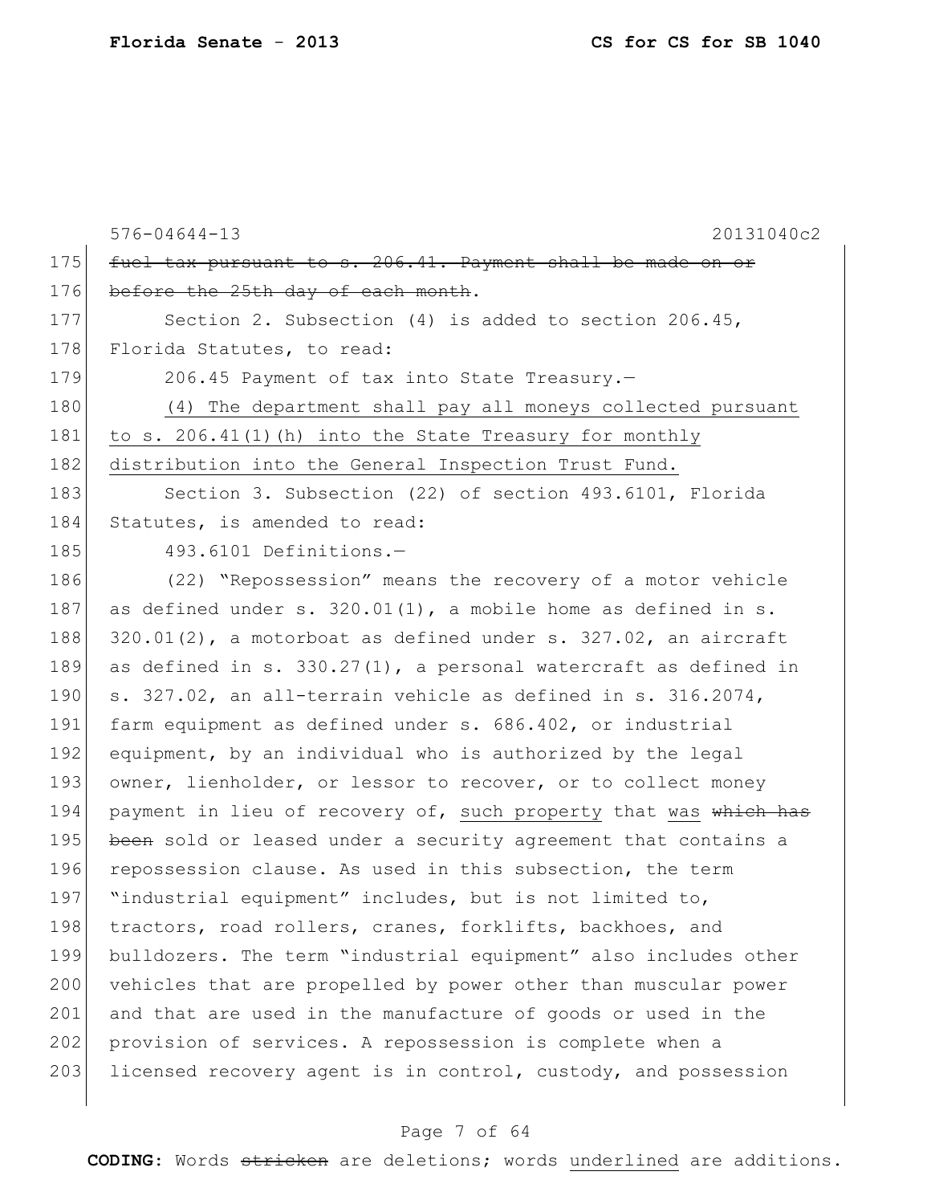576-04644-13 20131040c2

~~fuel tax pursuant to s. 206.41. Payment shall be made on or before the 25th day of each month~~.

Section 2. Subsection (4) is added to section 206.45, Florida Statutes, to read:

206.45 Payment of tax into State Treasury.—

<u>(4) The department shall pay all moneys collected pursuant to s. 206.41(1)(h) into the State Treasury for monthly distribution into the General Inspection Trust Fund.</u>

Section 3. Subsection (22) of section 493.6101, Florida Statutes, is amended to read:

493.6101 Definitions.—

(22) "Repossession" means the recovery of a motor vehicle as defined under s. 320.01(1), a mobile home as defined in s. 320.01(2), a motorboat as defined under s. 327.02, an aircraft as defined in s. 330.27(1), a personal watercraft as defined in s. 327.02, an all-terrain vehicle as defined in s. 316.2074, farm equipment as defined under s. 686.402, or industrial equipment, by an individual who is authorized by the legal owner, lienholder, or lessor to recover, or to collect money payment in lieu of recovery of, <u>such property</u> that <u>was</u> ~~which has been~~ sold or leased under a security agreement that contains a repossession clause. As used in this subsection, the term "industrial equipment" includes, but is not limited to, tractors, road rollers, cranes, forklifts, backhoes, and bulldozers. The term "industrial equipment" also includes other vehicles that are propelled by power other than muscular power and that are used in the manufacture of goods or used in the provision of services. A repossession is complete when a licensed recovery agent is in control, custody, and possession

**CODING:** Words ~~stricken~~ are deletions; words <u>underlined</u> are additions.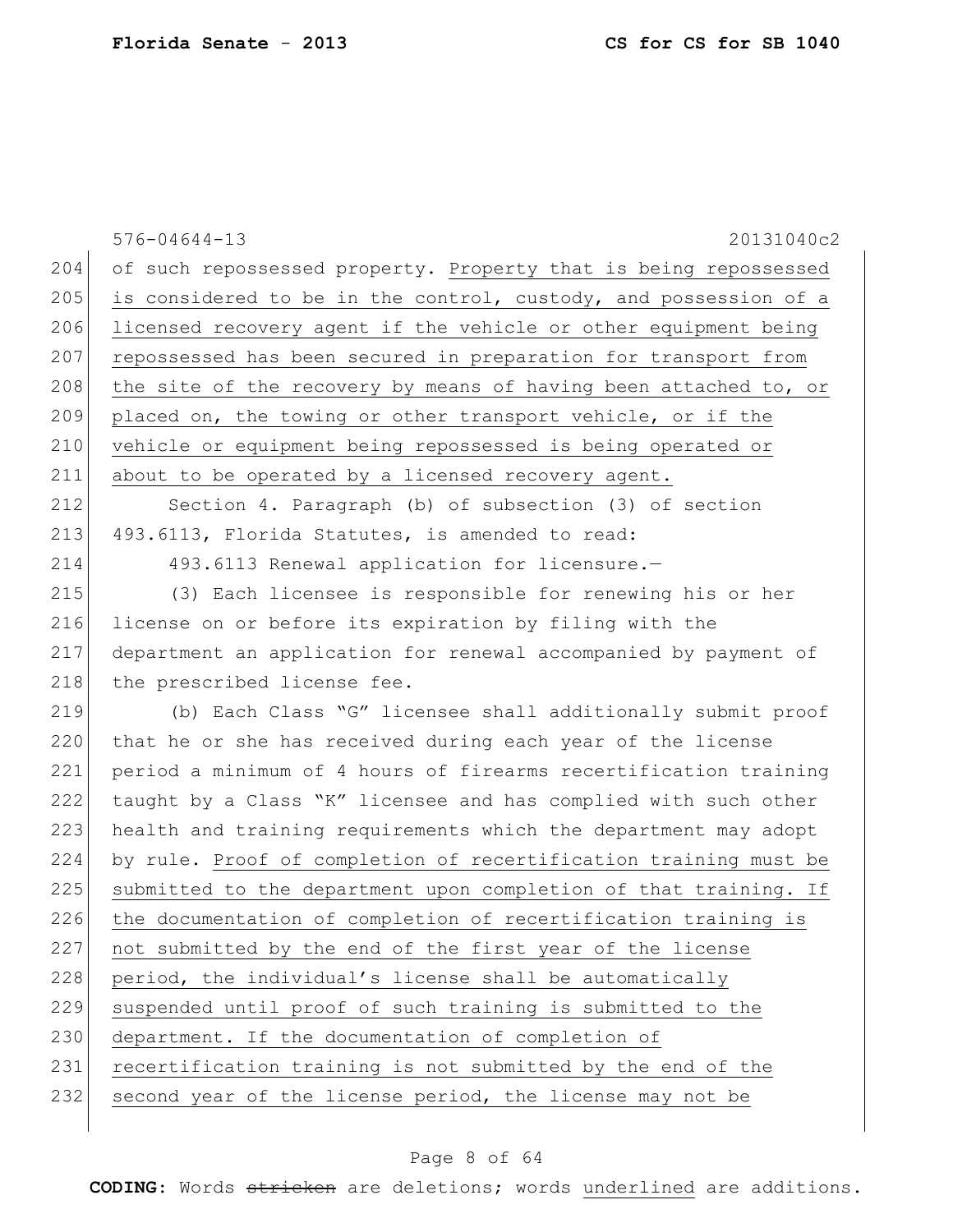of such repossessed property. <u>Property that is being repossessed is considered to be in the control, custody, and possession of a licensed recovery agent if the vehicle or other equipment being repossessed has been secured in preparation for transport from the site of the recovery by means of having been attached to, or placed on, the towing or other transport vehicle, or if the vehicle or equipment being repossessed is being operated or about to be operated by a licensed recovery agent.</u>

Section 4. Paragraph (b) of subsection (3) of section 493.6113, Florida Statutes, is amended to read:

493.6113 Renewal application for licensure.—

(3) Each licensee is responsible for renewing his or her license on or before its expiration by filing with the department an application for renewal accompanied by payment of the prescribed license fee.

(b) Each Class "G" licensee shall additionally submit proof that he or she has received during each year of the license period a minimum of 4 hours of firearms recertification training taught by a Class "K" licensee and has complied with such other health and training requirements which the department may adopt by rule. <u>Proof of completion of recertification training must be submitted to the department upon completion of that training. If the documentation of completion of recertification training is not submitted by the end of the first year of the license period, the individual's license shall be automatically suspended until proof of such training is submitted to the department. If the documentation of completion of recertification training is not submitted by the end of the second year of the license period, the license may not be</u>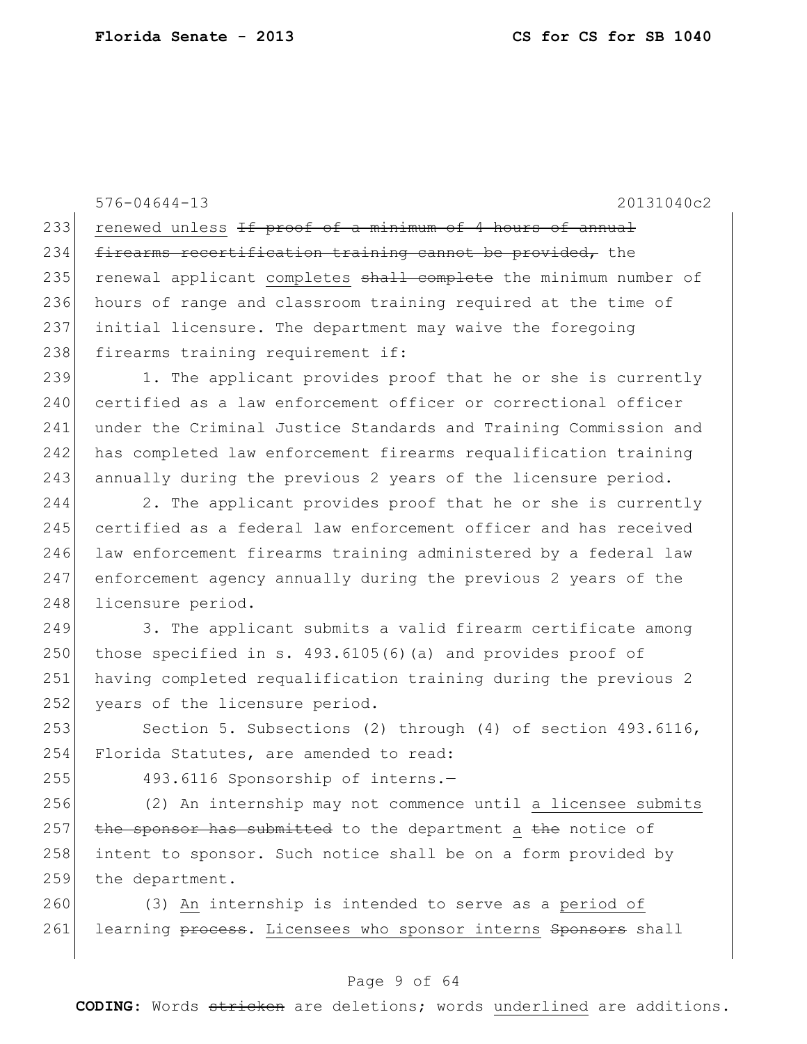renewed unless ~~If proof of a minimum of 4 hours of annual firearms recertification training cannot be provided,~~ the renewal applicant <u>completes</u> ~~shall complete~~ the minimum number of hours of range and classroom training required at the time of initial licensure. The department may waive the foregoing firearms training requirement if:

1. The applicant provides proof that he or she is currently certified as a law enforcement officer or correctional officer under the Criminal Justice Standards and Training Commission and has completed law enforcement firearms requalification training annually during the previous 2 years of the licensure period.

2. The applicant provides proof that he or she is currently certified as a federal law enforcement officer and has received law enforcement firearms training administered by a federal law enforcement agency annually during the previous 2 years of the licensure period.

3. The applicant submits a valid firearm certificate among those specified in s. 493.6105(6)(a) and provides proof of having completed requalification training during the previous 2 years of the licensure period.

Section 5. Subsections (2) through (4) of section 493.6116, Florida Statutes, are amended to read:

493.6116 Sponsorship of interns.—

(2) An internship may not commence until <u>a licensee submits</u> ~~the sponsor has submitted~~ to the department <u>a</u> ~~the~~ notice of intent to sponsor. Such notice shall be on a form provided by the department.

(3) <u>An</u> internship is intended to serve as a <u>period of</u> learning ~~process~~. <u>Licensees who sponsor interns</u> ~~Sponsors~~ shall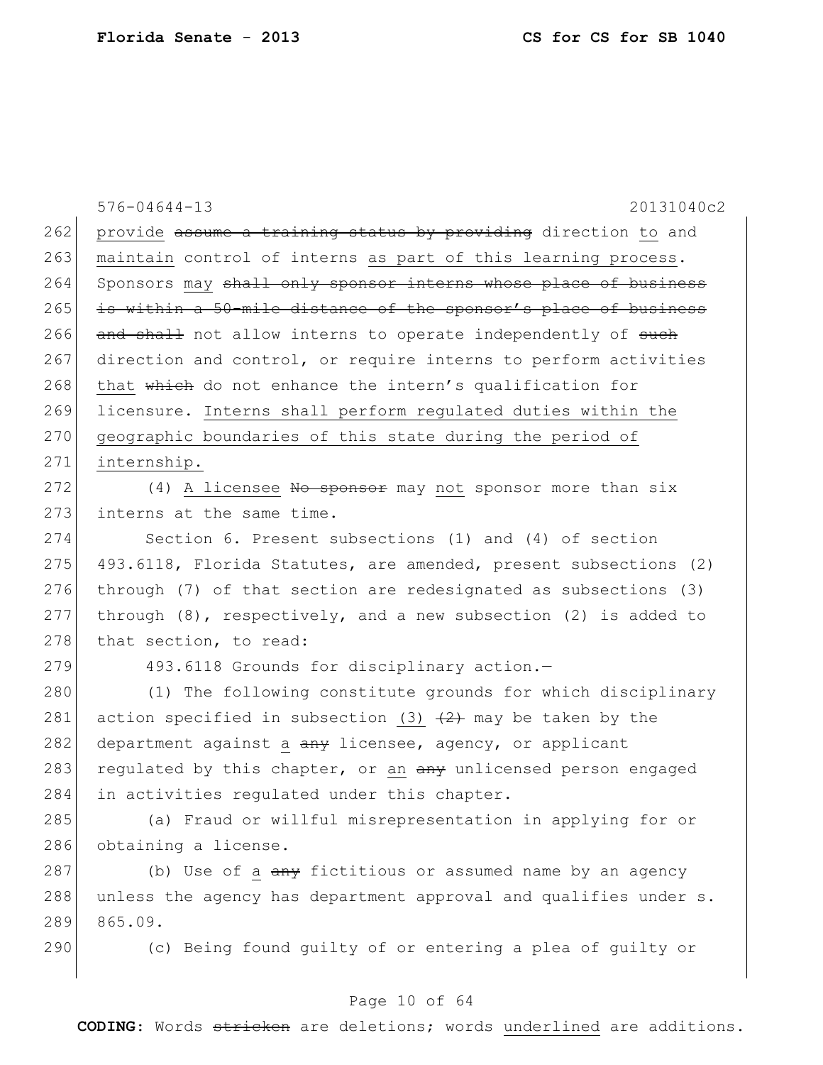provide ~~assume a training status by providing~~ direction to and maintain control of interns as part of this learning process. Sponsors may ~~shall only sponsor interns whose place of business is within a 50-mile distance of the sponsor's place of business and shall~~ not allow interns to operate independently of ~~such~~ direction and control, or require interns to perform activities that ~~which~~ do not enhance the intern's qualification for licensure. Interns shall perform regulated duties within the geographic boundaries of this state during the period of internship.

(4) A licensee ~~No sponsor~~ may not sponsor more than six interns at the same time.

Section 6. Present subsections (1) and (4) of section 493.6118, Florida Statutes, are amended, present subsections (2) through (7) of that section are redesignated as subsections (3) through (8), respectively, and a new subsection (2) is added to that section, to read:

493.6118 Grounds for disciplinary action.—

(1) The following constitute grounds for which disciplinary action specified in subsection (3) ~~(2)~~ may be taken by the department against a ~~any~~ licensee, agency, or applicant regulated by this chapter, or an ~~any~~ unlicensed person engaged in activities regulated under this chapter.

(a) Fraud or willful misrepresentation in applying for or obtaining a license.

(b) Use of a ~~any~~ fictitious or assumed name by an agency unless the agency has department approval and qualifies under s. 865.09.

(c) Being found guilty of or entering a plea of guilty or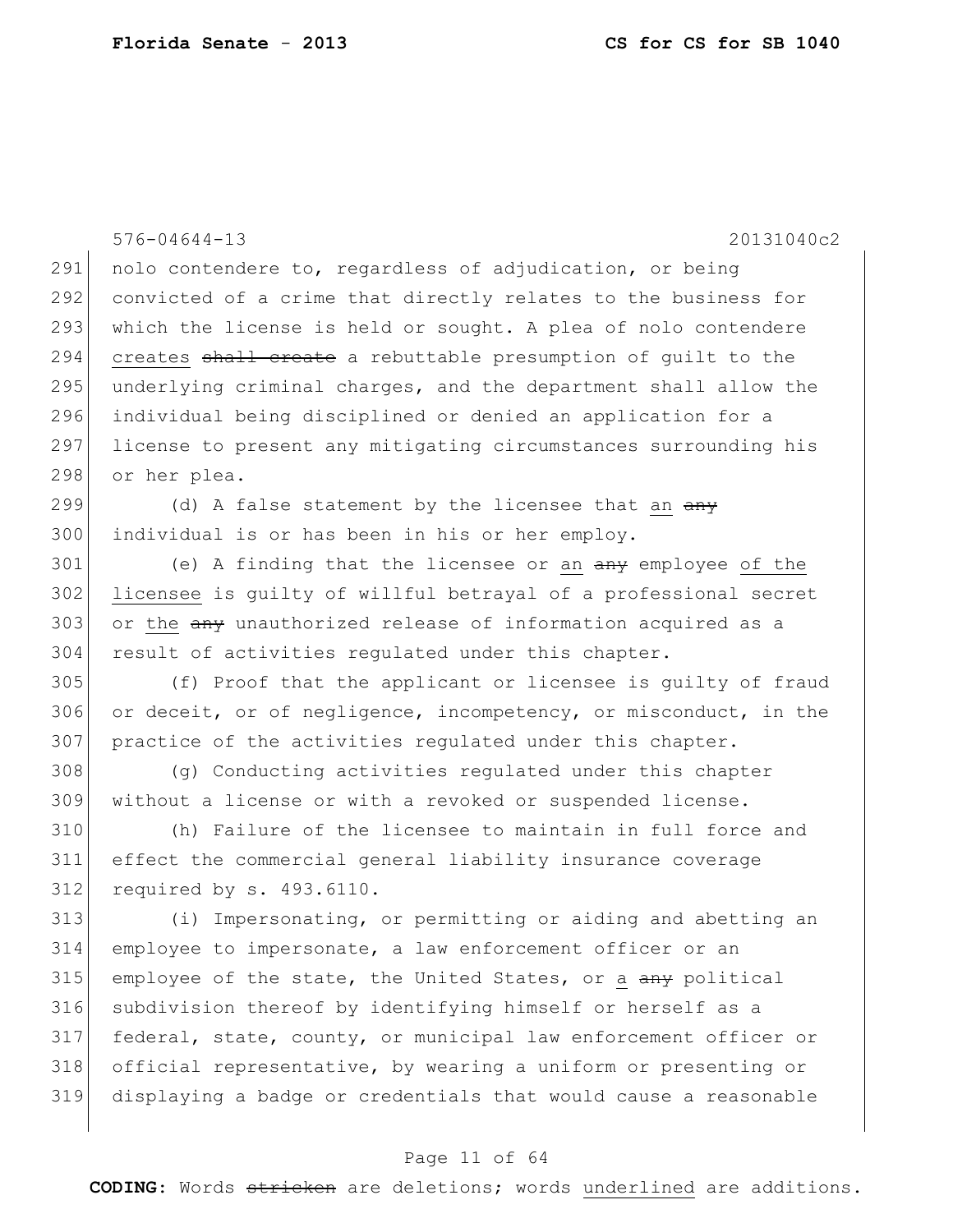576-04644-13 20131040c2

291 nolo contendere to, regardless of adjudication, or being
292 convicted of a crime that directly relates to the business for
293 which the license is held or sought. A plea of nolo contendere
294 <u>creates</u> ~~shall create~~ a rebuttable presumption of guilt to the
295 underlying criminal charges, and the department shall allow the
296 individual being disciplined or denied an application for a
297 license to present any mitigating circumstances surrounding his
298 or her plea.

299 (d) A false statement by the licensee that <u>an</u> ~~any~~
300 individual is or has been in his or her employ.

301 (e) A finding that the licensee or <u>an</u> ~~any~~ employee <u>of the</u>
302 <u>licensee</u> is guilty of willful betrayal of a professional secret
303 or <u>the</u> ~~any~~ unauthorized release of information acquired as a
304 result of activities regulated under this chapter.

305 (f) Proof that the applicant or licensee is guilty of fraud
306 or deceit, or of negligence, incompetency, or misconduct, in the
307 practice of the activities regulated under this chapter.

308 (g) Conducting activities regulated under this chapter
309 without a license or with a revoked or suspended license.

310 (h) Failure of the licensee to maintain in full force and
311 effect the commercial general liability insurance coverage
312 required by s. 493.6110.

313 (i) Impersonating, or permitting or aiding and abetting an
314 employee to impersonate, a law enforcement officer or an
315 employee of the state, the United States, or <u>a</u> ~~any~~ political
316 subdivision thereof by identifying himself or herself as a
317 federal, state, county, or municipal law enforcement officer or
318 official representative, by wearing a uniform or presenting or
319 displaying a badge or credentials that would cause a reasonable

**CODING:** Words ~~stricken~~ are deletions; words <u>underlined</u> are additions.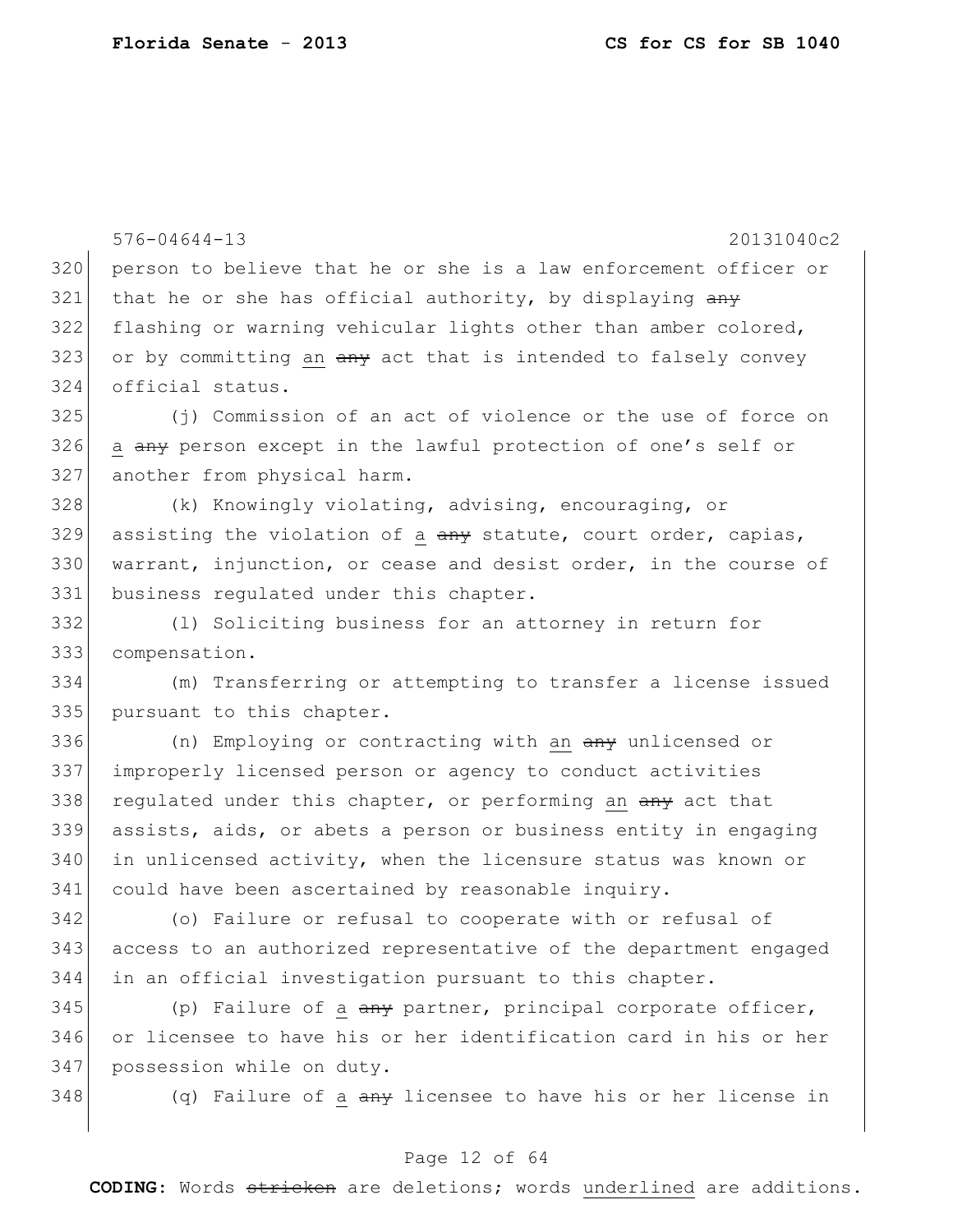person to believe that he or she is a law enforcement officer or that he or she has official authority, by displaying ~~any~~ flashing or warning vehicular lights other than amber colored, or by committing <u>an</u> ~~any~~ act that is intended to falsely convey official status.

(j) Commission of an act of violence or the use of force on <u>a</u> ~~any~~ person except in the lawful protection of one's self or another from physical harm.

(k) Knowingly violating, advising, encouraging, or assisting the violation of <u>a</u> ~~any~~ statute, court order, capias, warrant, injunction, or cease and desist order, in the course of business regulated under this chapter.

(l) Soliciting business for an attorney in return for compensation.

(m) Transferring or attempting to transfer a license issued pursuant to this chapter.

(n) Employing or contracting with <u>an</u> ~~any~~ unlicensed or improperly licensed person or agency to conduct activities regulated under this chapter, or performing <u>an</u> ~~any~~ act that assists, aids, or abets a person or business entity in engaging in unlicensed activity, when the licensure status was known or could have been ascertained by reasonable inquiry.

(o) Failure or refusal to cooperate with or refusal of access to an authorized representative of the department engaged in an official investigation pursuant to this chapter.

(p) Failure of <u>a</u> ~~any~~ partner, principal corporate officer, or licensee to have his or her identification card in his or her possession while on duty.

(q) Failure of <u>a</u> ~~any~~ licensee to have his or her license in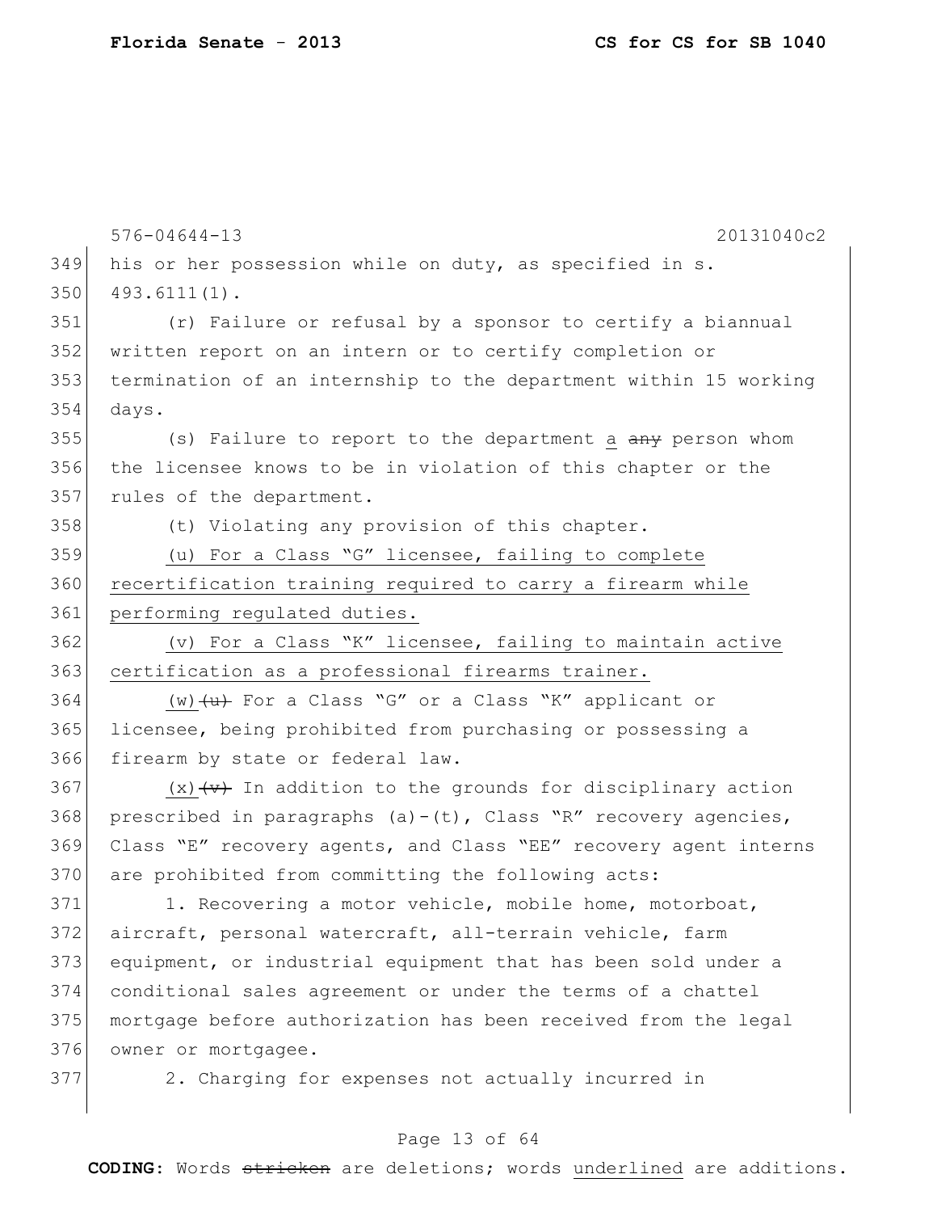576-04644-13 20131040c2

his or her possession while on duty, as specified in s. 493.6111(1).

(r) Failure or refusal by a sponsor to certify a biannual written report on an intern or to certify completion or termination of an internship to the department within 15 working days.

(s) Failure to report to the department a ~~any~~ person whom the licensee knows to be in violation of this chapter or the rules of the department.

(t) Violating any provision of this chapter.

<u>(u) For a Class "G" licensee, failing to complete recertification training required to carry a firearm while performing regulated duties.</u>

<u>(v) For a Class "K" licensee, failing to maintain active certification as a professional firearms trainer.</u>

<u>(w)</u>~~(u)~~ For a Class "G" or a Class "K" applicant or licensee, being prohibited from purchasing or possessing a firearm by state or federal law.

<u>(x)</u>~~(v)~~ In addition to the grounds for disciplinary action prescribed in paragraphs (a)-(t), Class "R" recovery agencies, Class "E" recovery agents, and Class "EE" recovery agent interns are prohibited from committing the following acts:

1. Recovering a motor vehicle, mobile home, motorboat, aircraft, personal watercraft, all-terrain vehicle, farm equipment, or industrial equipment that has been sold under a conditional sales agreement or under the terms of a chattel mortgage before authorization has been received from the legal owner or mortgagee.

2. Charging for expenses not actually incurred in

**CODING:** Words ~~stricken~~ are deletions; words <u>underlined</u> are additions.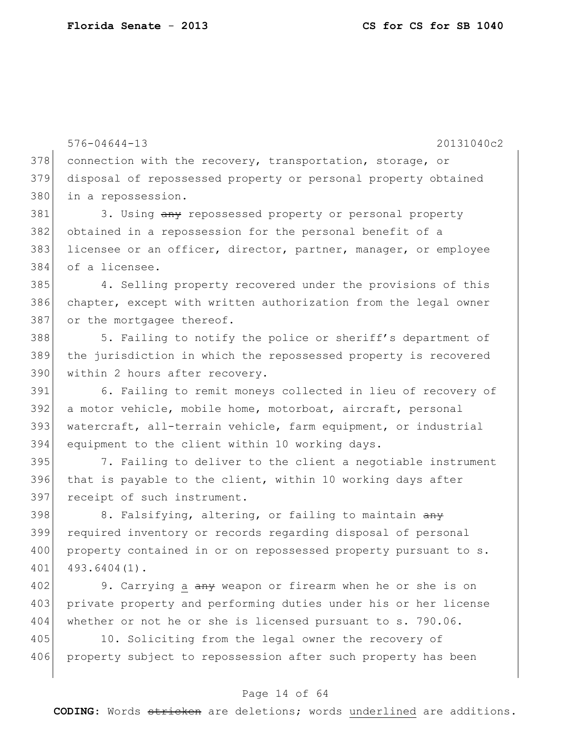connection with the recovery, transportation, storage, or disposal of repossessed property or personal property obtained in a repossession.

3. Using ~~any~~ repossessed property or personal property obtained in a repossession for the personal benefit of a licensee or an officer, director, partner, manager, or employee of a licensee.

4. Selling property recovered under the provisions of this chapter, except with written authorization from the legal owner or the mortgagee thereof.

5. Failing to notify the police or sheriff's department of the jurisdiction in which the repossessed property is recovered within 2 hours after recovery.

6. Failing to remit moneys collected in lieu of recovery of a motor vehicle, mobile home, motorboat, aircraft, personal watercraft, all-terrain vehicle, farm equipment, or industrial equipment to the client within 10 working days.

7. Failing to deliver to the client a negotiable instrument that is payable to the client, within 10 working days after receipt of such instrument.

8. Falsifying, altering, or failing to maintain ~~any~~ required inventory or records regarding disposal of personal property contained in or on repossessed property pursuant to s. 493.6404(1).

9. Carrying a ~~any~~ weapon or firearm when he or she is on private property and performing duties under his or her license whether or not he or she is licensed pursuant to s. 790.06.

10. Soliciting from the legal owner the recovery of property subject to repossession after such property has been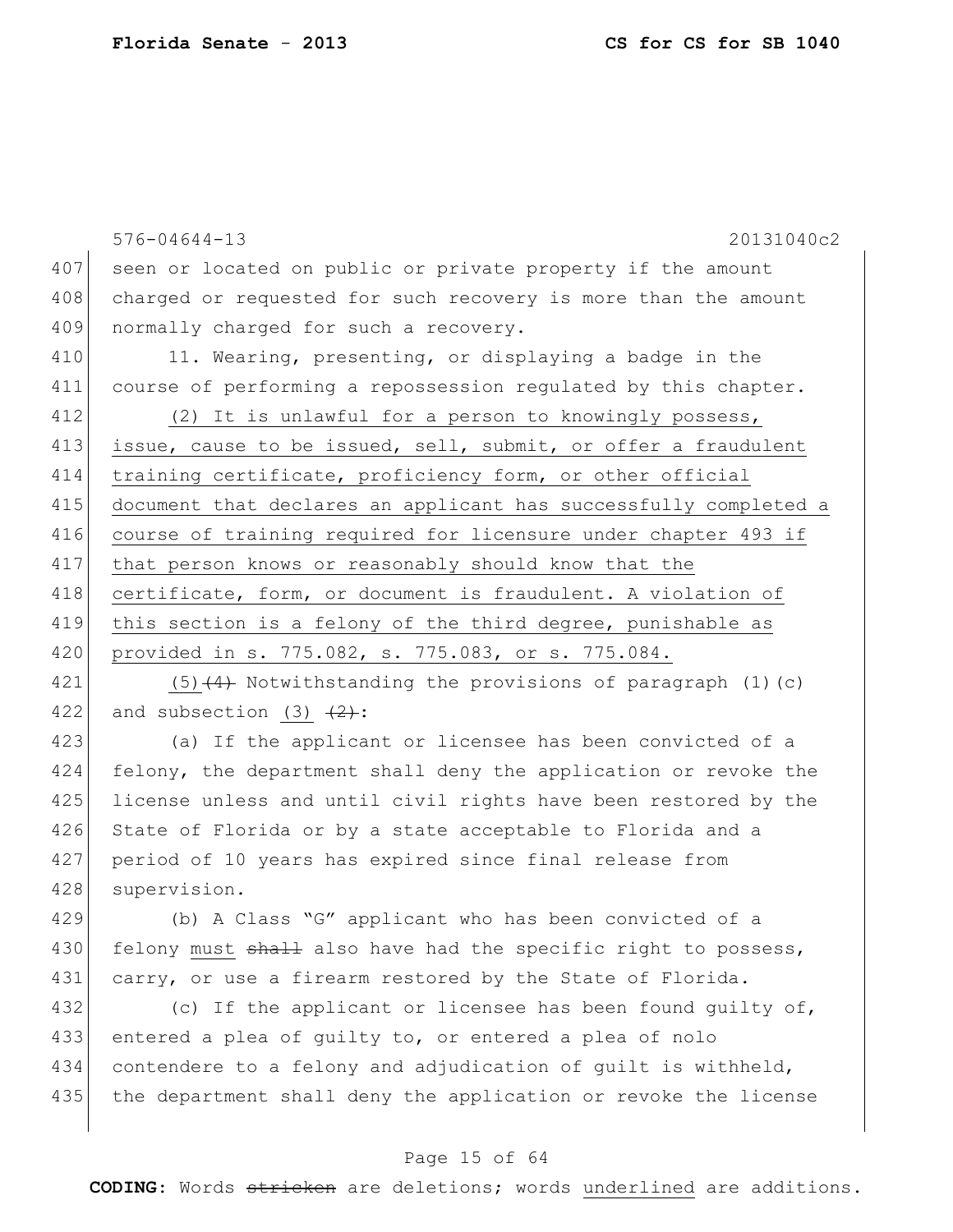seen or located on public or private property if the amount charged or requested for such recovery is more than the amount normally charged for such a recovery.

11. Wearing, presenting, or displaying a badge in the course of performing a repossession regulated by this chapter.

(2) It is unlawful for a person to knowingly possess, issue, cause to be issued, sell, submit, or offer a fraudulent training certificate, proficiency form, or other official document that declares an applicant has successfully completed a course of training required for licensure under chapter 493 if that person knows or reasonably should know that the certificate, form, or document is fraudulent. A violation of this section is a felony of the third degree, punishable as provided in s. 775.082, s. 775.083, or s. 775.084.

(5) ~~(4)~~ Notwithstanding the provisions of paragraph (1)(c) and subsection (3) ~~(2)~~:

(a) If the applicant or licensee has been convicted of a felony, the department shall deny the application or revoke the license unless and until civil rights have been restored by the State of Florida or by a state acceptable to Florida and a period of 10 years has expired since final release from supervision.

(b) A Class "G" applicant who has been convicted of a felony must ~~shall~~ also have had the specific right to possess, carry, or use a firearm restored by the State of Florida.

(c) If the applicant or licensee has been found guilty of, entered a plea of guilty to, or entered a plea of nolo contendere to a felony and adjudication of guilt is withheld, the department shall deny the application or revoke the license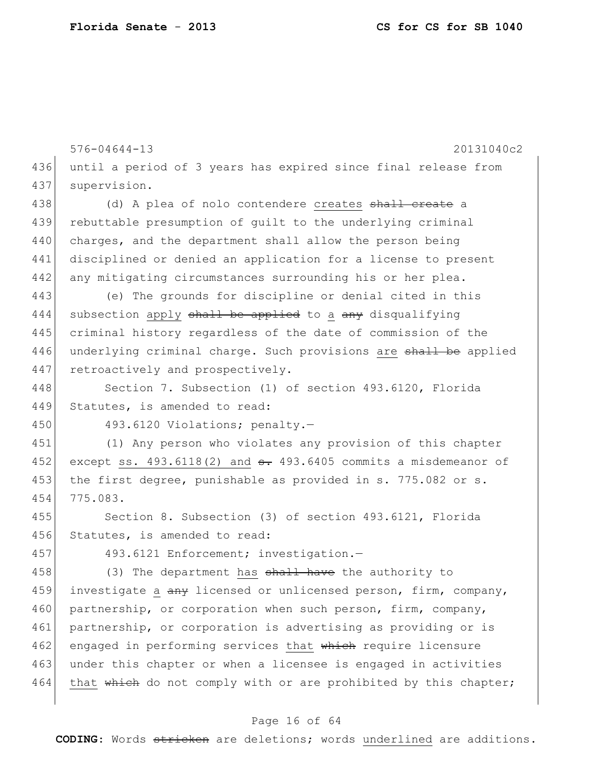until a period of 3 years has expired since final release from supervision.

(d) A plea of nolo contendere <u>creates</u> ~~shall create~~ a rebuttable presumption of guilt to the underlying criminal charges, and the department shall allow the person being disciplined or denied an application for a license to present any mitigating circumstances surrounding his or her plea.

(e) The grounds for discipline or denial cited in this subsection <u>apply</u> ~~shall be applied~~ to <u>a</u> ~~any~~ disqualifying criminal history regardless of the date of commission of the underlying criminal charge. Such provisions <u>are</u> ~~shall be~~ applied retroactively and prospectively.

Section 7. Subsection (1) of section 493.6120, Florida Statutes, is amended to read:

493.6120 Violations; penalty.—

(1) Any person who violates any provision of this chapter except <u>ss. 493.6118(2) and</u> ~~s.~~ 493.6405 commits a misdemeanor of the first degree, punishable as provided in s. 775.082 or s. 775.083.

Section 8. Subsection (3) of section 493.6121, Florida Statutes, is amended to read:

493.6121 Enforcement; investigation.—

(3) The department <u>has</u> ~~shall have~~ the authority to investigate <u>a</u> ~~any~~ licensed or unlicensed person, firm, company, partnership, or corporation when such person, firm, company, partnership, or corporation is advertising as providing or is engaged in performing services <u>that</u> ~~which~~ require licensure under this chapter or when a licensee is engaged in activities <u>that</u> ~~which~~ do not comply with or are prohibited by this chapter;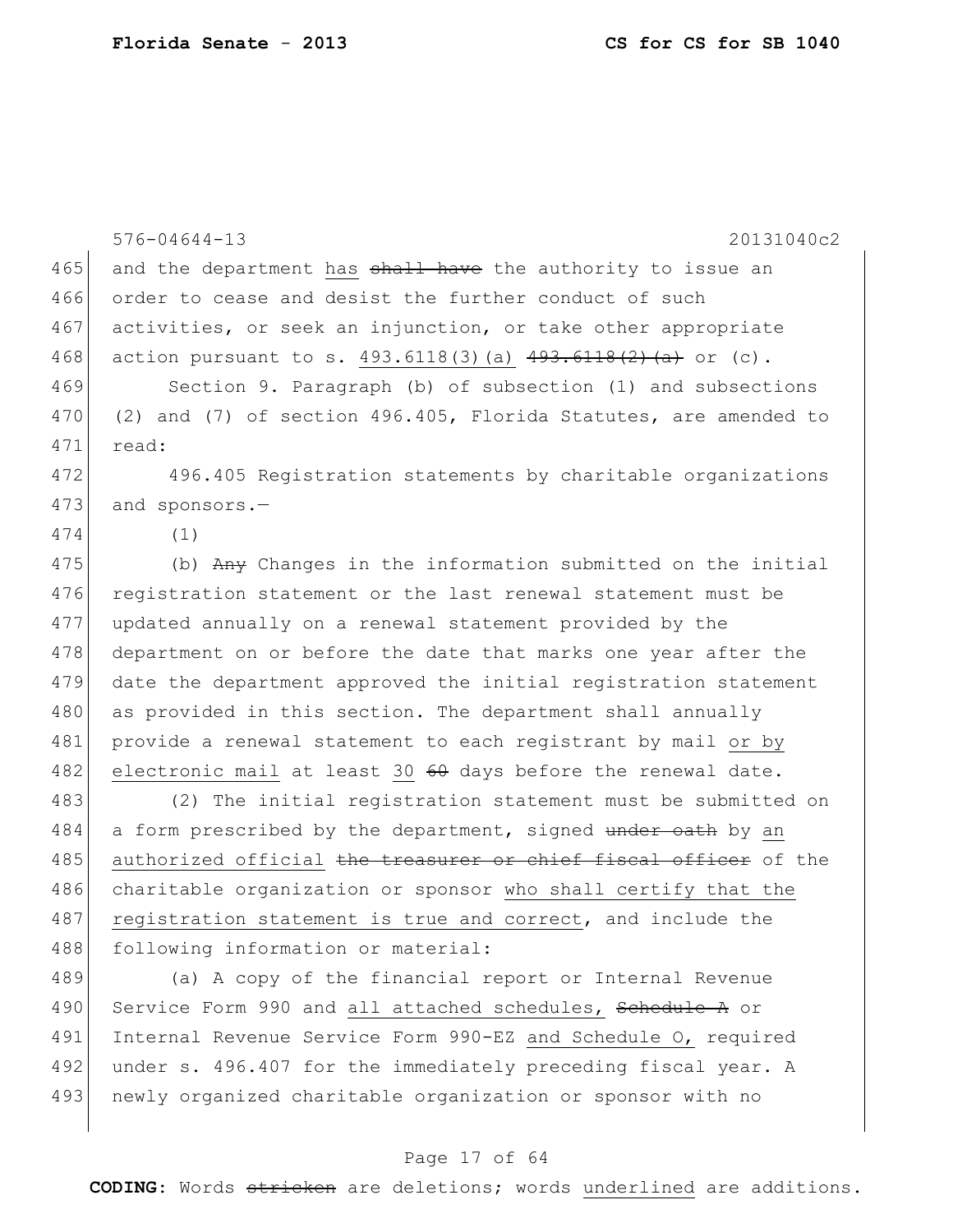576-04644-13 20131040c2

and the department has ~~shall have~~ the authority to issue an order to cease and desist the further conduct of such activities, or seek an injunction, or take other appropriate action pursuant to s. 493.6118(3)(a) ~~493.6118(2)(a)~~ or (c).

Section 9. Paragraph (b) of subsection (1) and subsections (2) and (7) of section 496.405, Florida Statutes, are amended to read:

496.405 Registration statements by charitable organizations and sponsors.—

(1)

(b) ~~Any~~ Changes in the information submitted on the initial registration statement or the last renewal statement must be updated annually on a renewal statement provided by the department on or before the date that marks one year after the date the department approved the initial registration statement as provided in this section. The department shall annually provide a renewal statement to each registrant by mail <u>or by electronic mail</u> at least <u>30</u> ~~60~~ days before the renewal date.

(2) The initial registration statement must be submitted on a form prescribed by the department, signed ~~under oath~~ by <u>an authorized official</u> ~~the treasurer or chief fiscal officer~~ of the charitable organization or sponsor <u>who shall certify that the registration statement is true and correct</u>, and include the following information or material:

(a) A copy of the financial report or Internal Revenue Service Form 990 and <u>all attached schedules,</u> ~~Schedule A~~ or Internal Revenue Service Form 990-EZ <u>and Schedule O,</u> required under s. 496.407 for the immediately preceding fiscal year. A newly organized charitable organization or sponsor with no

**CODING:** Words ~~stricken~~ are deletions; words <u>underlined</u> are additions.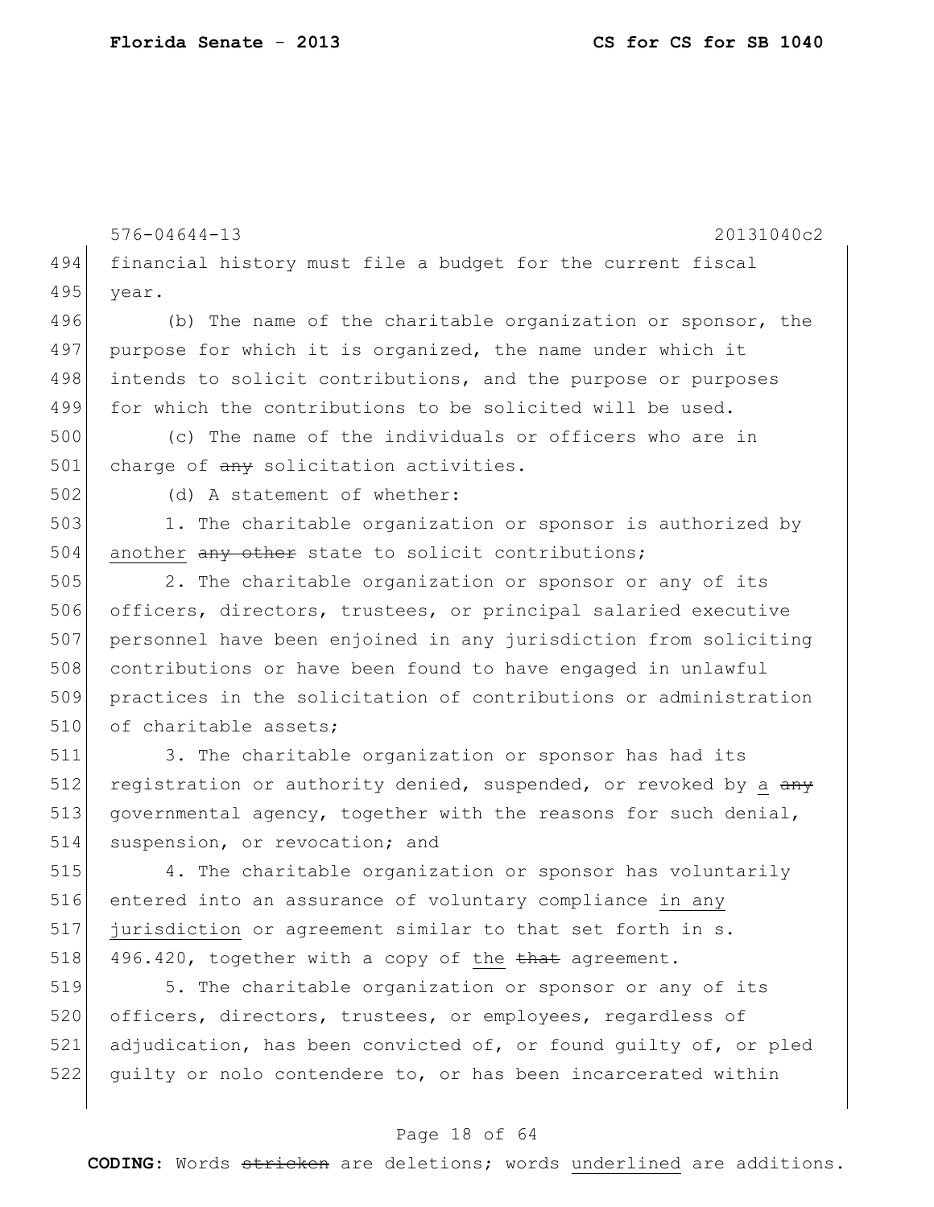576-04644-13 20131040c2

494 financial history must file a budget for the current fiscal
495 year.

496 (b) The name of the charitable organization or sponsor, the
497 purpose for which it is organized, the name under which it
498 intends to solicit contributions, and the purpose or purposes
499 for which the contributions to be solicited will be used.

500 (c) The name of the individuals or officers who are in
501 charge of ~~any~~ solicitation activities.

502 (d) A statement of whether:

503 1. The charitable organization or sponsor is authorized by
504 <u>another</u> ~~any other~~ state to solicit contributions;

505 2. The charitable organization or sponsor or any of its
506 officers, directors, trustees, or principal salaried executive
507 personnel have been enjoined in any jurisdiction from soliciting
508 contributions or have been found to have engaged in unlawful
509 practices in the solicitation of contributions or administration
510 of charitable assets;

511 3. The charitable organization or sponsor has had its
512 registration or authority denied, suspended, or revoked by <u>a</u> ~~any~~
513 governmental agency, together with the reasons for such denial,
514 suspension, or revocation; and

515 4. The charitable organization or sponsor has voluntarily
516 entered into an assurance of voluntary compliance <u>in any</u>
517 <u>jurisdiction</u> or agreement similar to that set forth in s.
518 496.420, together with a copy of <u>the</u> ~~that~~ agreement.

519 5. The charitable organization or sponsor or any of its
520 officers, directors, trustees, or employees, regardless of
521 adjudication, has been convicted of, or found guilty of, or pled
522 guilty or nolo contendere to, or has been incarcerated within

**CODING:** Words ~~stricken~~ are deletions; words <u>underlined</u> are additions.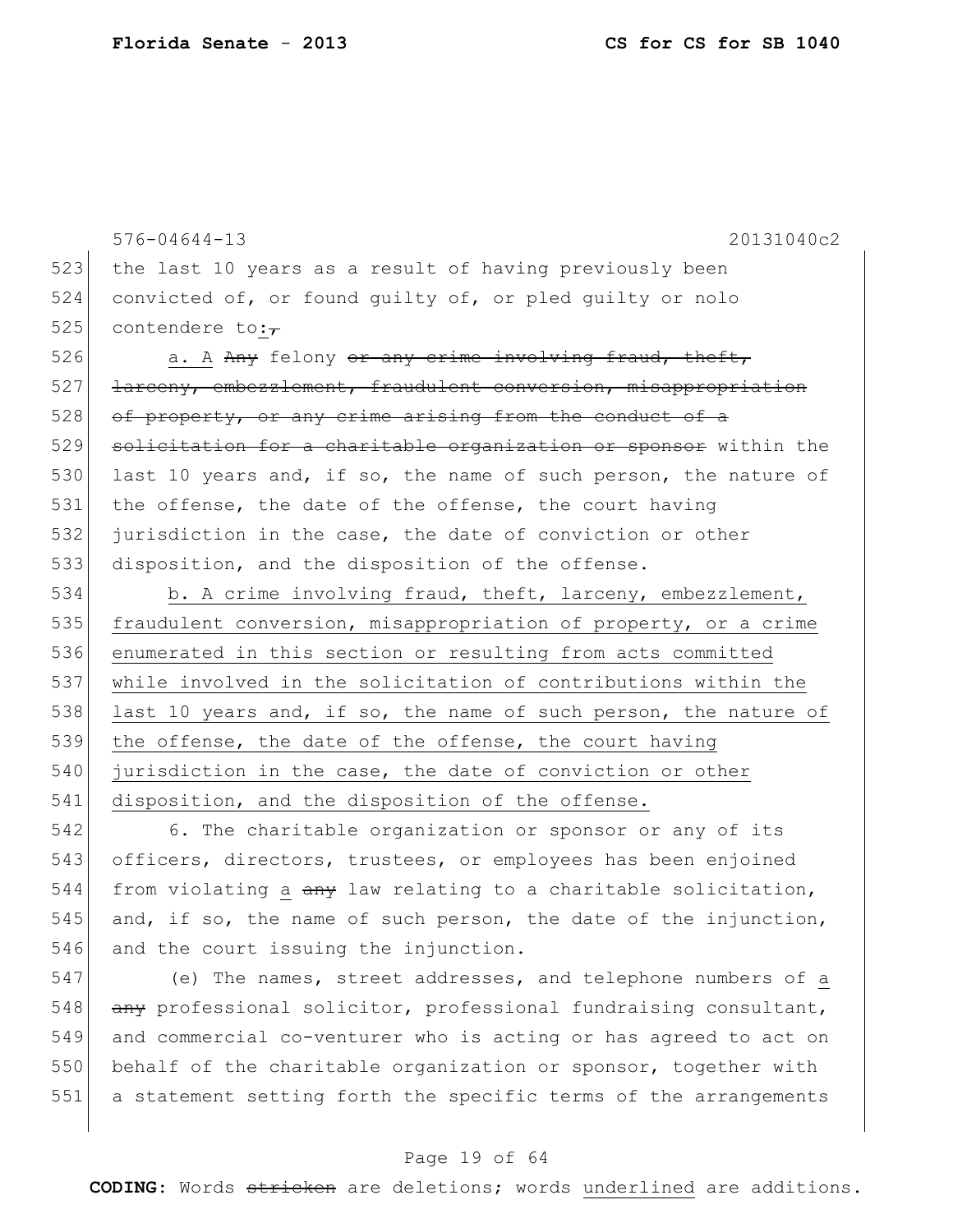the last 10 years as a result of having previously been convicted of, or found guilty of, or pled guilty or nolo contendere to:~~,~~

a. A ~~Any~~ felony ~~or any crime involving fraud, theft, larceny, embezzlement, fraudulent conversion, misappropriation of property, or any crime arising from the conduct of a solicitation for a charitable organization or sponsor~~ within the last 10 years and, if so, the name of such person, the nature of the offense, the date of the offense, the court having jurisdiction in the case, the date of conviction or other disposition, and the disposition of the offense.

<u>b. A crime involving fraud, theft, larceny, embezzlement, fraudulent conversion, misappropriation of property, or a crime enumerated in this section or resulting from acts committed while involved in the solicitation of contributions within the last 10 years and, if so, the name of such person, the nature of the offense, the date of the offense, the court having jurisdiction in the case, the date of conviction or other disposition, and the disposition of the offense.</u>

6. The charitable organization or sponsor or any of its officers, directors, trustees, or employees has been enjoined from violating <u>a</u> ~~any~~ law relating to a charitable solicitation, and, if so, the name of such person, the date of the injunction, and the court issuing the injunction.

(e) The names, street addresses, and telephone numbers of <u>a</u> ~~any~~ professional solicitor, professional fundraising consultant, and commercial co-venturer who is acting or has agreed to act on behalf of the charitable organization or sponsor, together with a statement setting forth the specific terms of the arrangements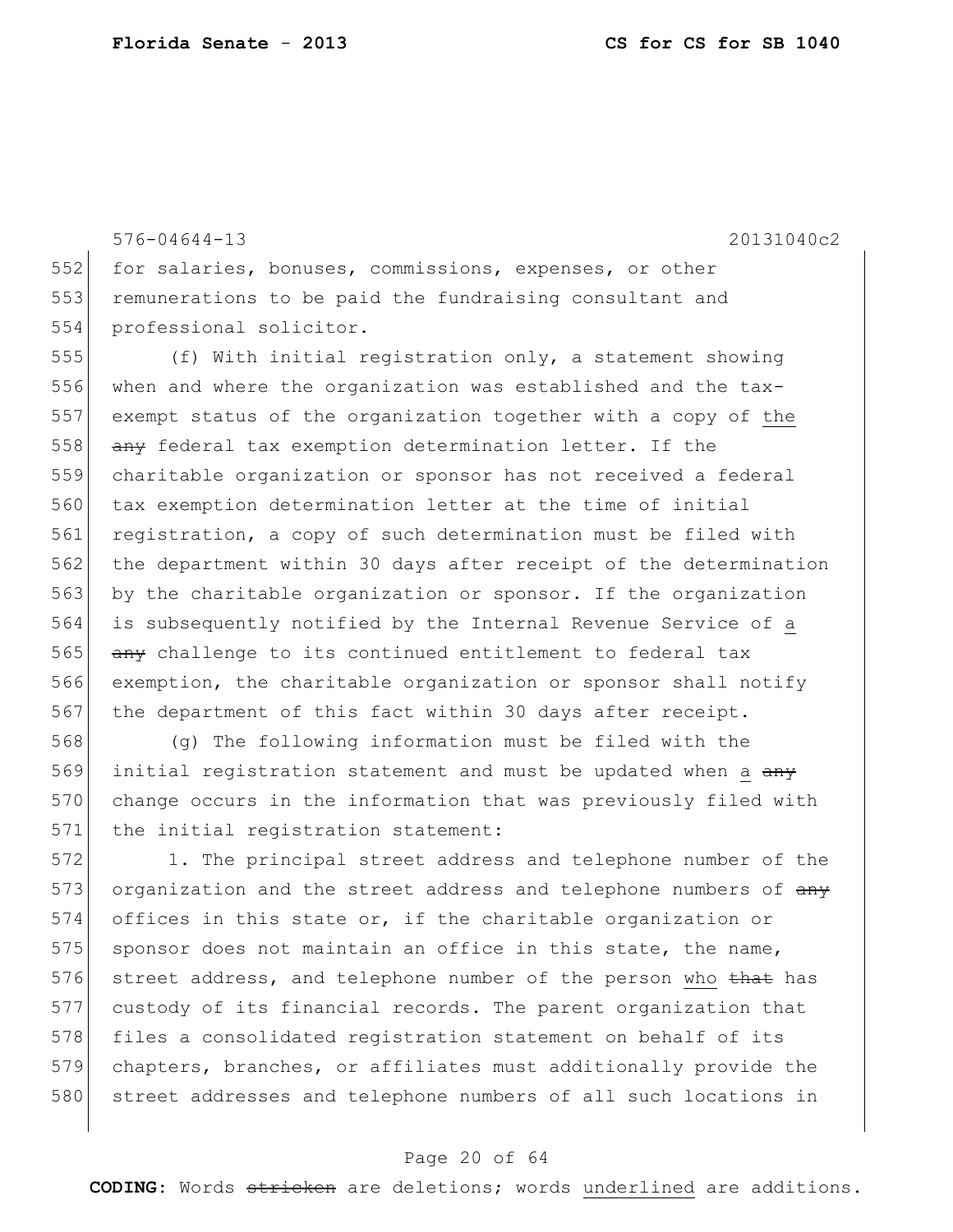for salaries, bonuses, commissions, expenses, or other remunerations to be paid the fundraising consultant and professional solicitor.

(f) With initial registration only, a statement showing when and where the organization was established and the tax-exempt status of the organization together with a copy of <u>the</u> ~~any~~ federal tax exemption determination letter. If the charitable organization or sponsor has not received a federal tax exemption determination letter at the time of initial registration, a copy of such determination must be filed with the department within 30 days after receipt of the determination by the charitable organization or sponsor. If the organization is subsequently notified by the Internal Revenue Service of <u>a</u> ~~any~~ challenge to its continued entitlement to federal tax exemption, the charitable organization or sponsor shall notify the department of this fact within 30 days after receipt.

(g) The following information must be filed with the initial registration statement and must be updated when <u>a</u> ~~any~~ change occurs in the information that was previously filed with the initial registration statement:

1. The principal street address and telephone number of the organization and the street address and telephone numbers of ~~any~~ offices in this state or, if the charitable organization or sponsor does not maintain an office in this state, the name, street address, and telephone number of the person <u>who</u> ~~that~~ has custody of its financial records. The parent organization that files a consolidated registration statement on behalf of its chapters, branches, or affiliates must additionally provide the street addresses and telephone numbers of all such locations in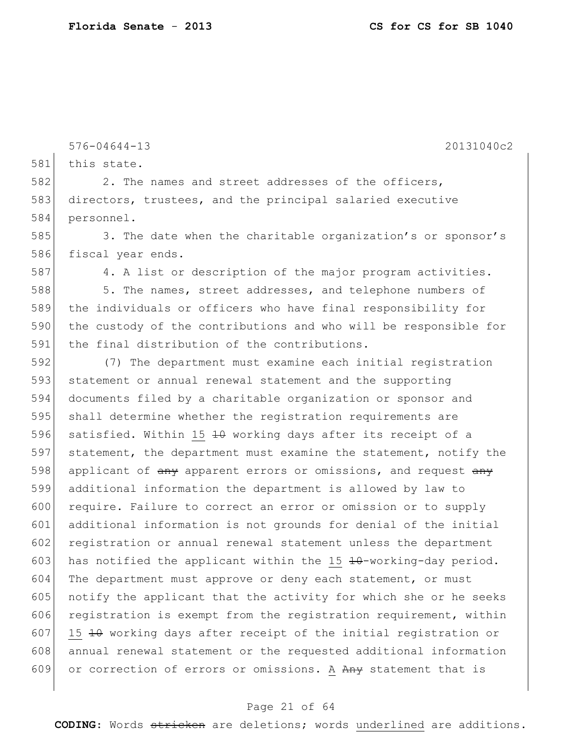576-04644-13 20131040c2

this state.

2. The names and street addresses of the officers, directors, trustees, and the principal salaried executive personnel.

3. The date when the charitable organization's or sponsor's fiscal year ends.

4. A list or description of the major program activities.

5. The names, street addresses, and telephone numbers of the individuals or officers who have final responsibility for the custody of the contributions and who will be responsible for the final distribution of the contributions.

(7) The department must examine each initial registration statement or annual renewal statement and the supporting documents filed by a charitable organization or sponsor and shall determine whether the registration requirements are satisfied. Within 15 ~~10~~ working days after its receipt of a statement, the department must examine the statement, notify the applicant of ~~any~~ apparent errors or omissions, and request ~~any~~ additional information the department is allowed by law to require. Failure to correct an error or omission or to supply additional information is not grounds for denial of the initial registration or annual renewal statement unless the department has notified the applicant within the 15 ~~10~~-working-day period. The department must approve or deny each statement, or must notify the applicant that the activity for which she or he seeks registration is exempt from the registration requirement, within 15 ~~10~~ working days after receipt of the initial registration or annual renewal statement or the requested additional information or correction of errors or omissions. A ~~Any~~ statement that is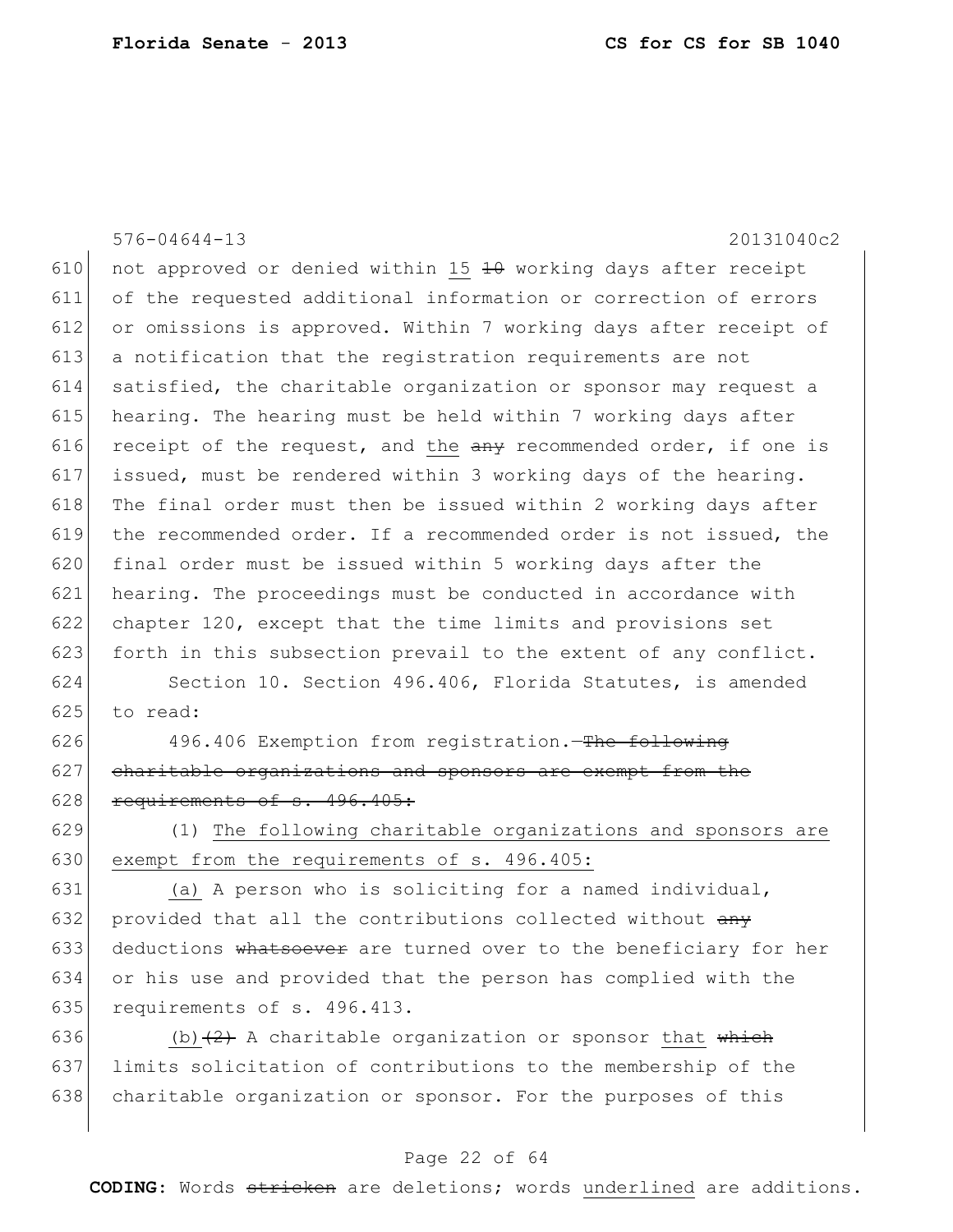not approved or denied within 15 ~~10~~ working days after receipt of the requested additional information or correction of errors or omissions is approved. Within 7 working days after receipt of a notification that the registration requirements are not satisfied, the charitable organization or sponsor may request a hearing. The hearing must be held within 7 working days after receipt of the request, and the ~~any~~ recommended order, if one is issued, must be rendered within 3 working days of the hearing. The final order must then be issued within 2 working days after the recommended order. If a recommended order is not issued, the final order must be issued within 5 working days after the hearing. The proceedings must be conducted in accordance with chapter 120, except that the time limits and provisions set forth in this subsection prevail to the extent of any conflict.

Section 10. Section 496.406, Florida Statutes, is amended to read:

496.406 Exemption from registration.—~~The following charitable organizations and sponsors are exempt from the requirements of s. 496.405:~~

(1) <u>The following charitable organizations and sponsors are exempt from the requirements of s. 496.405:</u>

<u>(a)</u> A person who is soliciting for a named individual, provided that all the contributions collected without ~~any~~ deductions ~~whatsoever~~ are turned over to the beneficiary for her or his use and provided that the person has complied with the requirements of s. 496.413.

<u>(b)</u>~~(2)~~ A charitable organization or sponsor <u>that</u> ~~which~~ limits solicitation of contributions to the membership of the charitable organization or sponsor. For the purposes of this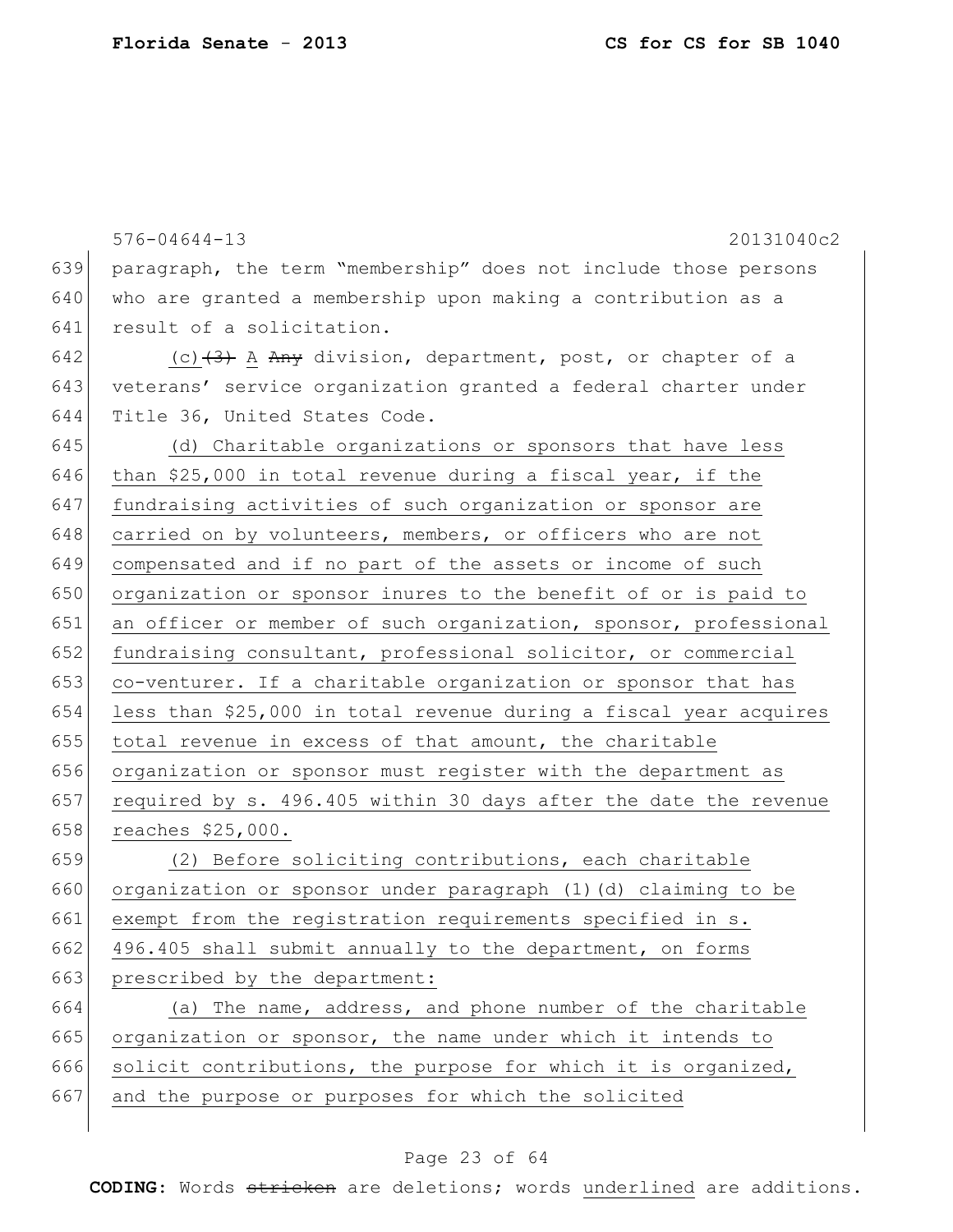paragraph, the term "membership" does not include those persons who are granted a membership upon making a contribution as a result of a solicitation.

(c) ~~(3)~~ A ~~Any~~ division, department, post, or chapter of a veterans' service organization granted a federal charter under Title 36, United States Code.

(d) Charitable organizations or sponsors that have less than $25,000 in total revenue during a fiscal year, if the fundraising activities of such organization or sponsor are carried on by volunteers, members, or officers who are not compensated and if no part of the assets or income of such organization or sponsor inures to the benefit of or is paid to an officer or member of such organization, sponsor, professional fundraising consultant, professional solicitor, or commercial co-venturer. If a charitable organization or sponsor that has less than $25,000 in total revenue during a fiscal year acquires total revenue in excess of that amount, the charitable organization or sponsor must register with the department as required by s. 496.405 within 30 days after the date the revenue reaches $25,000.

(2) Before soliciting contributions, each charitable organization or sponsor under paragraph (1)(d) claiming to be exempt from the registration requirements specified in s. 496.405 shall submit annually to the department, on forms prescribed by the department:

(a) The name, address, and phone number of the charitable organization or sponsor, the name under which it intends to solicit contributions, the purpose for which it is organized, and the purpose or purposes for which the solicited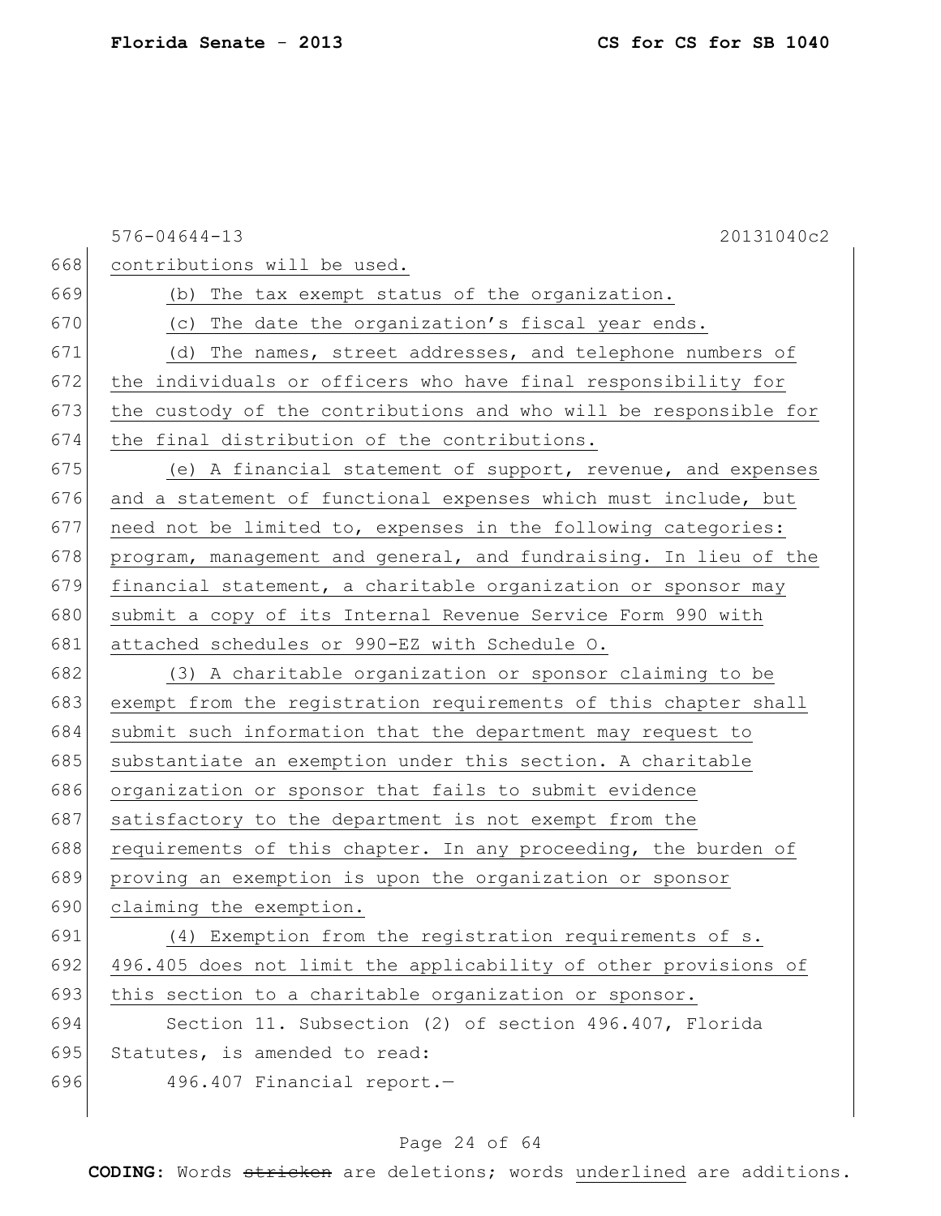contributions will be used.

(b) The tax exempt status of the organization.

(c) The date the organization's fiscal year ends.

(d) The names, street addresses, and telephone numbers of the individuals or officers who have final responsibility for the custody of the contributions and who will be responsible for the final distribution of the contributions.

(e) A financial statement of support, revenue, and expenses and a statement of functional expenses which must include, but need not be limited to, expenses in the following categories: program, management and general, and fundraising. In lieu of the financial statement, a charitable organization or sponsor may submit a copy of its Internal Revenue Service Form 990 with attached schedules or 990-EZ with Schedule O.

(3) A charitable organization or sponsor claiming to be exempt from the registration requirements of this chapter shall submit such information that the department may request to substantiate an exemption under this section. A charitable organization or sponsor that fails to submit evidence satisfactory to the department is not exempt from the requirements of this chapter. In any proceeding, the burden of proving an exemption is upon the organization or sponsor claiming the exemption.

(4) Exemption from the registration requirements of s. 496.405 does not limit the applicability of other provisions of this section to a charitable organization or sponsor.

Section 11. Subsection (2) of section 496.407, Florida Statutes, is amended to read:

496.407 Financial report.—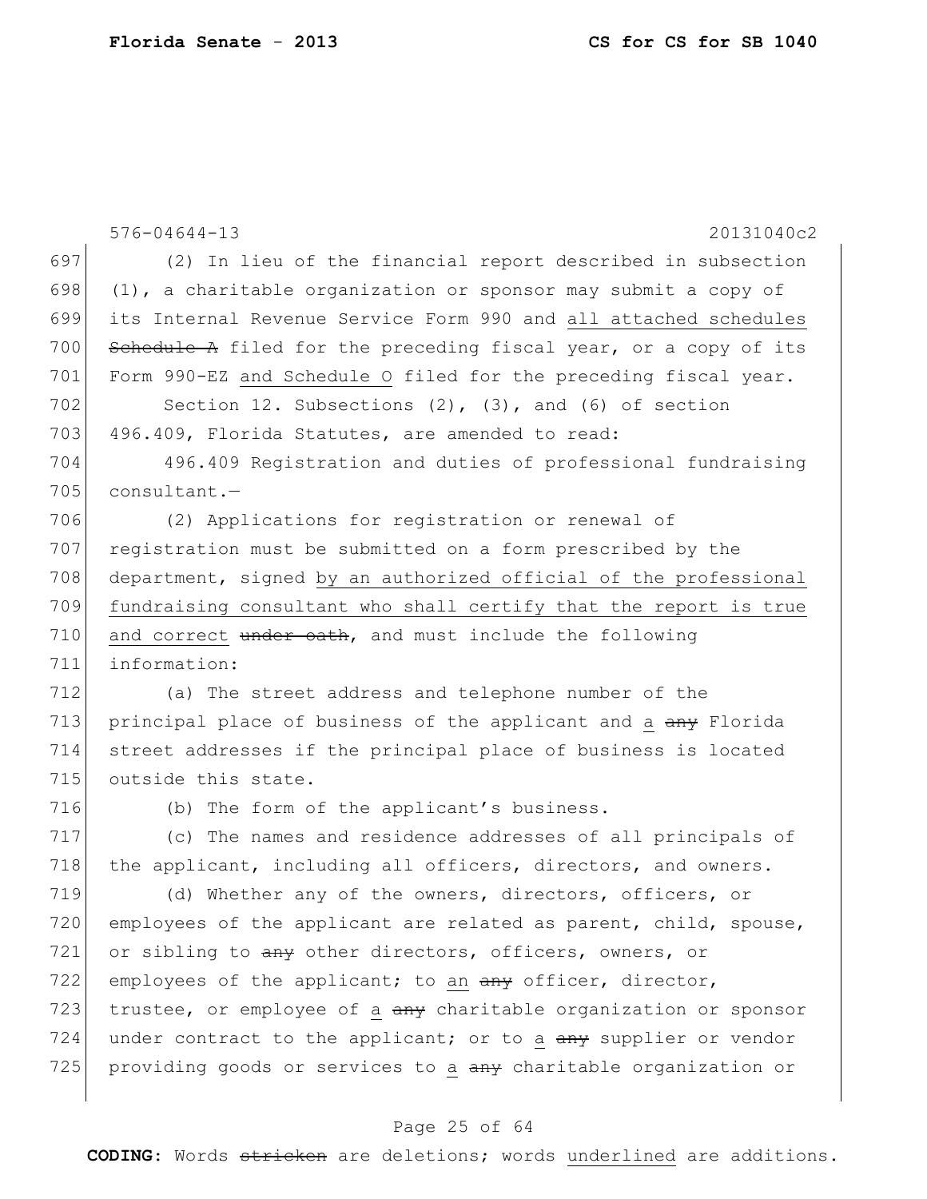(2) In lieu of the financial report described in subsection (1), a charitable organization or sponsor may submit a copy of its Internal Revenue Service Form 990 and all attached schedules ~~Schedule A~~ filed for the preceding fiscal year, or a copy of its Form 990-EZ and Schedule O filed for the preceding fiscal year.

Section 12. Subsections (2), (3), and (6) of section 496.409, Florida Statutes, are amended to read:

496.409 Registration and duties of professional fundraising consultant.—

(2) Applications for registration or renewal of registration must be submitted on a form prescribed by the department, signed by an authorized official of the professional fundraising consultant who shall certify that the report is true and correct ~~under oath~~, and must include the following information:

(a) The street address and telephone number of the principal place of business of the applicant and a ~~any~~ Florida street addresses if the principal place of business is located outside this state.

(b) The form of the applicant's business.

(c) The names and residence addresses of all principals of the applicant, including all officers, directors, and owners.

(d) Whether any of the owners, directors, officers, or employees of the applicant are related as parent, child, spouse, or sibling to ~~any~~ other directors, officers, owners, or employees of the applicant; to an ~~any~~ officer, director, trustee, or employee of a ~~any~~ charitable organization or sponsor under contract to the applicant; or to a ~~any~~ supplier or vendor providing goods or services to a ~~any~~ charitable organization or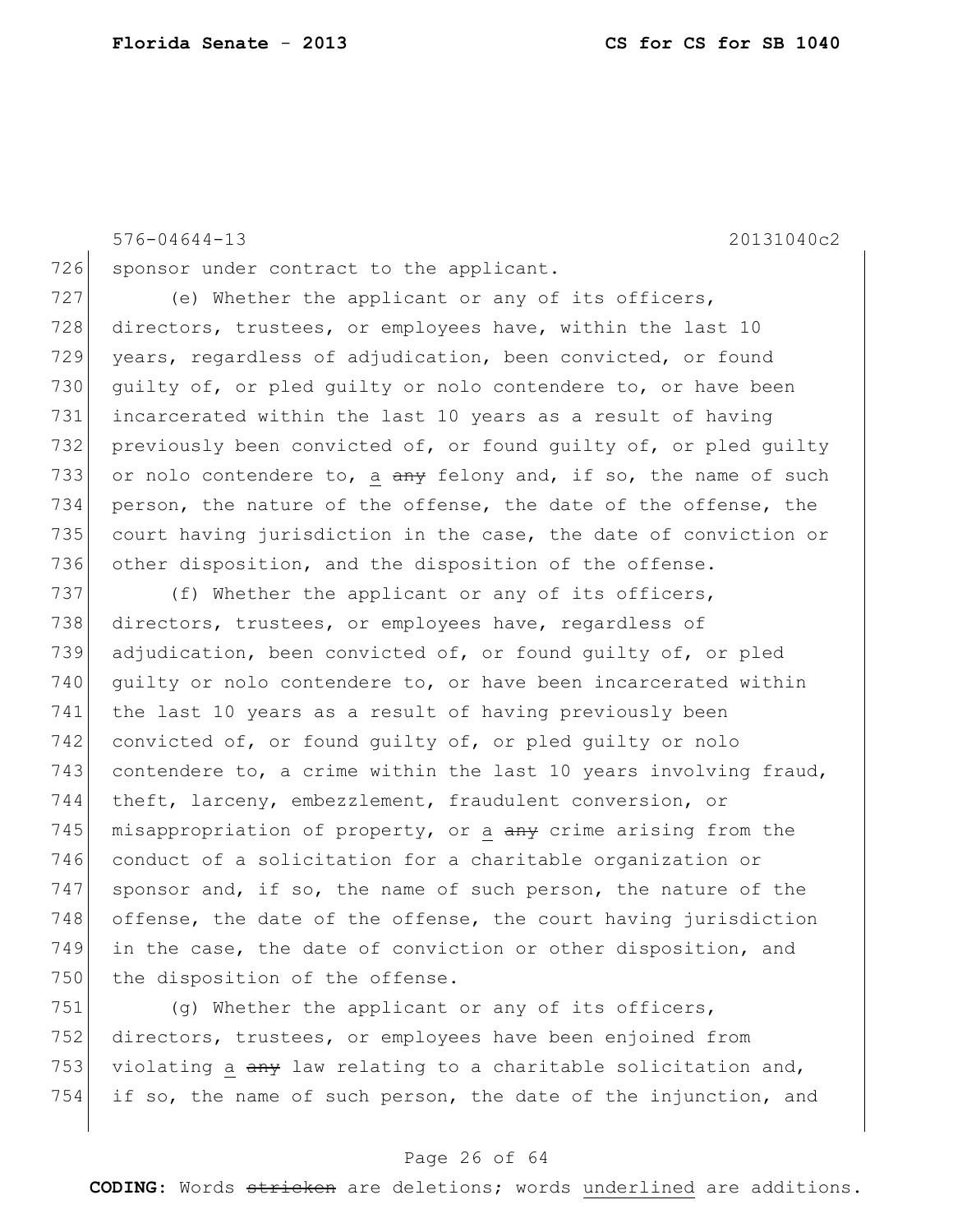sponsor under contract to the applicant.

(e) Whether the applicant or any of its officers, directors, trustees, or employees have, within the last 10 years, regardless of adjudication, been convicted, or found guilty of, or pled guilty or nolo contendere to, or have been incarcerated within the last 10 years as a result of having previously been convicted of, or found guilty of, or pled guilty or nolo contendere to, a ~~any~~ felony and, if so, the name of such person, the nature of the offense, the date of the offense, the court having jurisdiction in the case, the date of conviction or other disposition, and the disposition of the offense.

(f) Whether the applicant or any of its officers, directors, trustees, or employees have, regardless of adjudication, been convicted of, or found guilty of, or pled guilty or nolo contendere to, or have been incarcerated within the last 10 years as a result of having previously been convicted of, or found guilty of, or pled guilty or nolo contendere to, a crime within the last 10 years involving fraud, theft, larceny, embezzlement, fraudulent conversion, or misappropriation of property, or a ~~any~~ crime arising from the conduct of a solicitation for a charitable organization or sponsor and, if so, the name of such person, the nature of the offense, the date of the offense, the court having jurisdiction in the case, the date of conviction or other disposition, and the disposition of the offense.

(g) Whether the applicant or any of its officers, directors, trustees, or employees have been enjoined from violating a ~~any~~ law relating to a charitable solicitation and, if so, the name of such person, the date of the injunction, and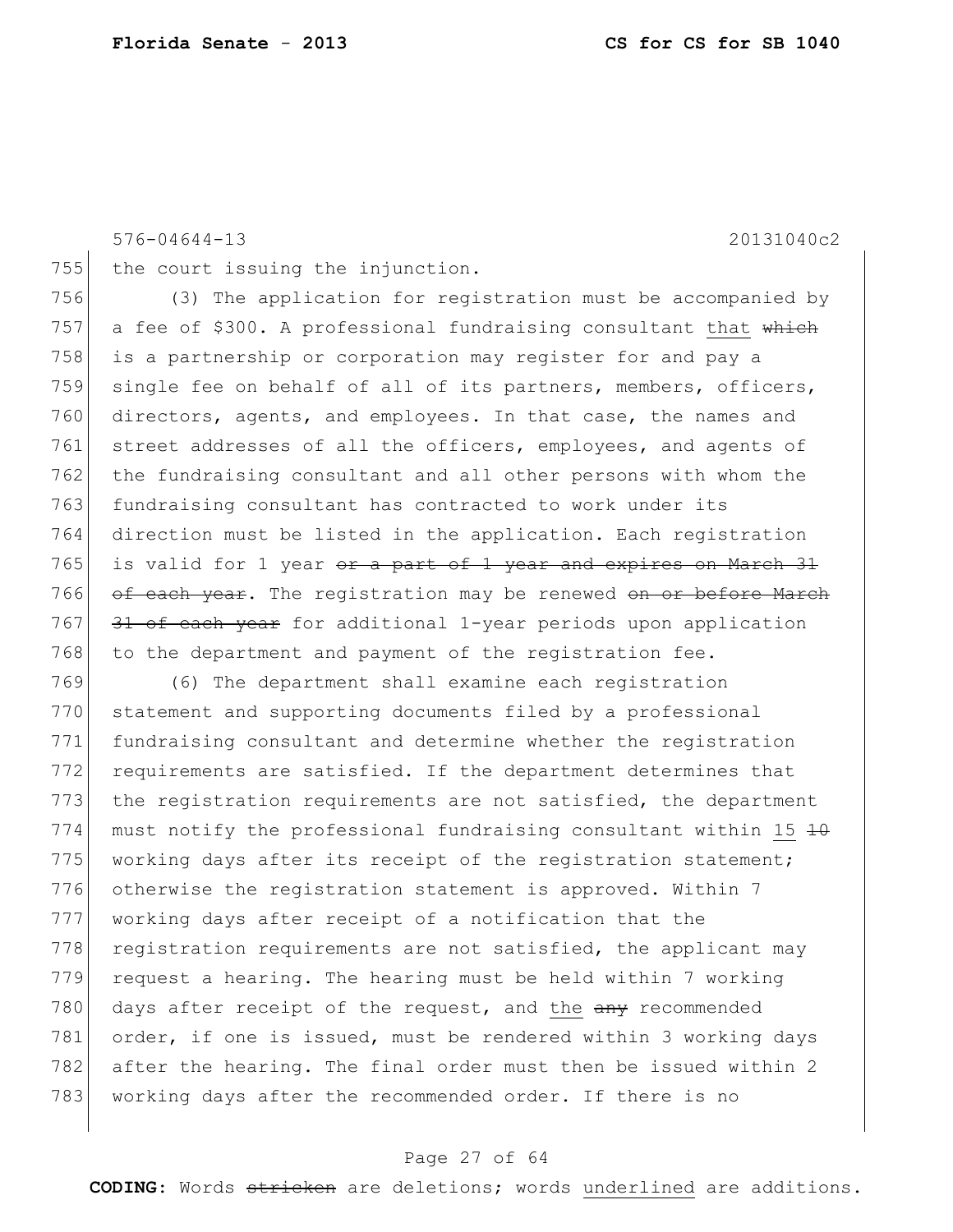the court issuing the injunction.

(3) The application for registration must be accompanied by a fee of $300. A professional fundraising consultant <u>that</u> ~~which~~ is a partnership or corporation may register for and pay a single fee on behalf of all of its partners, members, officers, directors, agents, and employees. In that case, the names and street addresses of all the officers, employees, and agents of the fundraising consultant and all other persons with whom the fundraising consultant has contracted to work under its direction must be listed in the application. Each registration is valid for 1 year ~~or a part of 1 year and expires on March 31 of each year~~. The registration may be renewed ~~on or before March 31 of each year~~ for additional 1-year periods upon application to the department and payment of the registration fee.

(6) The department shall examine each registration statement and supporting documents filed by a professional fundraising consultant and determine whether the registration requirements are satisfied. If the department determines that the registration requirements are not satisfied, the department must notify the professional fundraising consultant within <u>15</u> ~~10~~ working days after its receipt of the registration statement; otherwise the registration statement is approved. Within 7 working days after receipt of a notification that the registration requirements are not satisfied, the applicant may request a hearing. The hearing must be held within 7 working days after receipt of the request, and <u>the</u> ~~any~~ recommended order, if one is issued, must be rendered within 3 working days after the hearing. The final order must then be issued within 2 working days after the recommended order. If there is no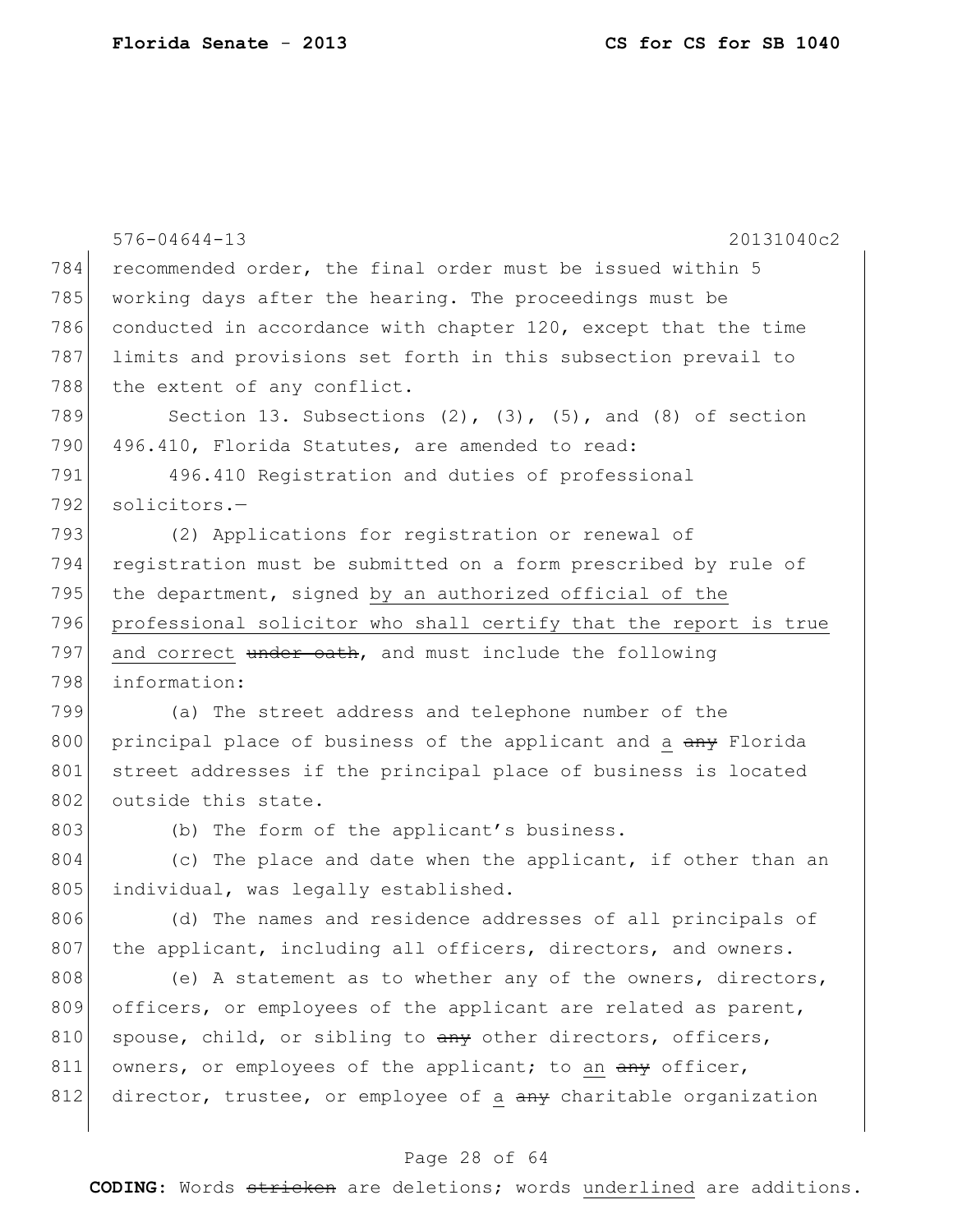recommended order, the final order must be issued within 5 working days after the hearing. The proceedings must be conducted in accordance with chapter 120, except that the time limits and provisions set forth in this subsection prevail to the extent of any conflict.

Section 13. Subsections (2), (3), (5), and (8) of section 496.410, Florida Statutes, are amended to read:

496.410 Registration and duties of professional solicitors.—

(2) Applications for registration or renewal of registration must be submitted on a form prescribed by rule of the department, signed <u>by an authorized official of the professional solicitor who shall certify that the report is true and correct</u> ~~under oath~~, and must include the following information:

(a) The street address and telephone number of the principal place of business of the applicant and <u>a</u> ~~any~~ Florida street addresses if the principal place of business is located outside this state.

(b) The form of the applicant's business.

(c) The place and date when the applicant, if other than an individual, was legally established.

(d) The names and residence addresses of all principals of the applicant, including all officers, directors, and owners.

(e) A statement as to whether any of the owners, directors, officers, or employees of the applicant are related as parent, spouse, child, or sibling to ~~any~~ other directors, officers, owners, or employees of the applicant; to <u>an</u> ~~any~~ officer, director, trustee, or employee of <u>a</u> ~~any~~ charitable organization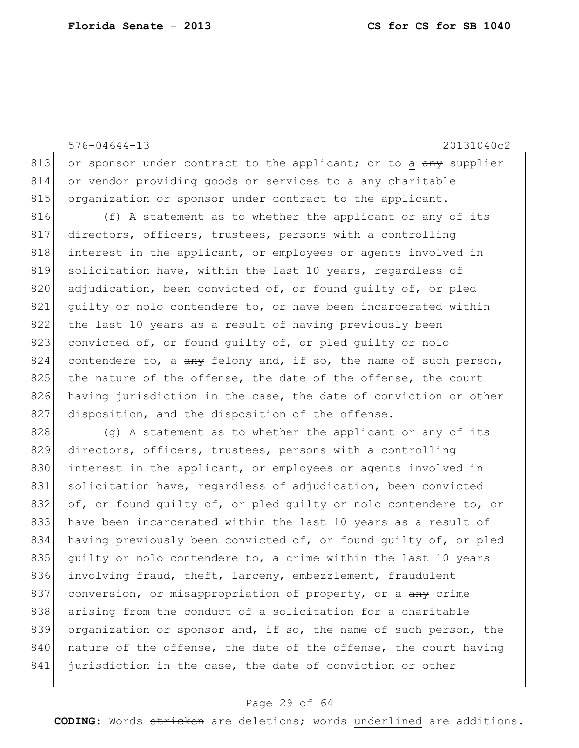or sponsor under contract to the applicant; or to a ~~any~~ supplier or vendor providing goods or services to a ~~any~~ charitable organization or sponsor under contract to the applicant.

(f) A statement as to whether the applicant or any of its directors, officers, trustees, persons with a controlling interest in the applicant, or employees or agents involved in solicitation have, within the last 10 years, regardless of adjudication, been convicted of, or found guilty of, or pled guilty or nolo contendere to, or have been incarcerated within the last 10 years as a result of having previously been convicted of, or found guilty of, or pled guilty or nolo contendere to, a ~~any~~ felony and, if so, the name of such person, the nature of the offense, the date of the offense, the court having jurisdiction in the case, the date of conviction or other disposition, and the disposition of the offense.

(g) A statement as to whether the applicant or any of its directors, officers, trustees, persons with a controlling interest in the applicant, or employees or agents involved in solicitation have, regardless of adjudication, been convicted of, or found guilty of, or pled guilty or nolo contendere to, or have been incarcerated within the last 10 years as a result of having previously been convicted of, or found guilty of, or pled guilty or nolo contendere to, a crime within the last 10 years involving fraud, theft, larceny, embezzlement, fraudulent conversion, or misappropriation of property, or a ~~any~~ crime arising from the conduct of a solicitation for a charitable organization or sponsor and, if so, the name of such person, the nature of the offense, the date of the offense, the court having jurisdiction in the case, the date of conviction or other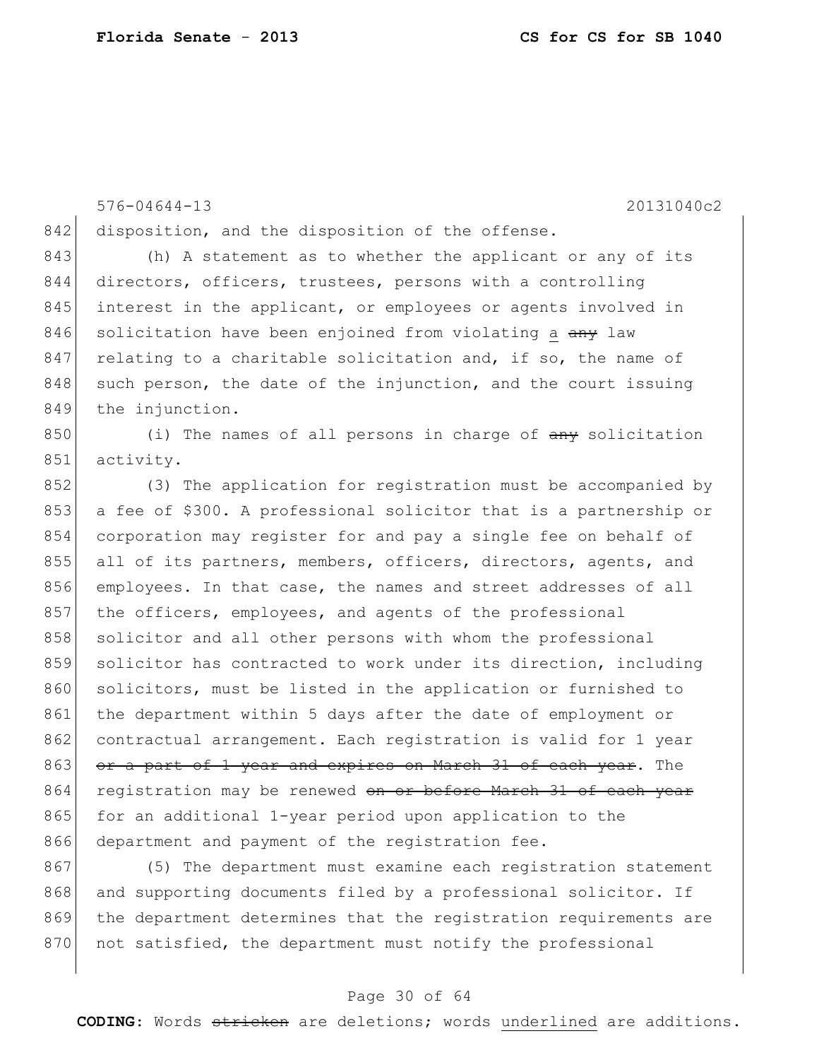576-04644-13 20131040c2

842 disposition, and the disposition of the offense.

843 (h) A statement as to whether the applicant or any of its
844 directors, officers, trustees, persons with a controlling
845 interest in the applicant, or employees or agents involved in
846 solicitation have been enjoined from violating <u>a</u> ~~any~~ law
847 relating to a charitable solicitation and, if so, the name of
848 such person, the date of the injunction, and the court issuing
849 the injunction.

850 (i) The names of all persons in charge of ~~any~~ solicitation
851 activity.

852 (3) The application for registration must be accompanied by
853 a fee of $300. A professional solicitor that is a partnership or
854 corporation may register for and pay a single fee on behalf of
855 all of its partners, members, officers, directors, agents, and
856 employees. In that case, the names and street addresses of all
857 the officers, employees, and agents of the professional
858 solicitor and all other persons with whom the professional
859 solicitor has contracted to work under its direction, including
860 solicitors, must be listed in the application or furnished to
861 the department within 5 days after the date of employment or
862 contractual arrangement. Each registration is valid for 1 year
863 ~~or a part of 1 year and expires on March 31 of each year~~. The
864 registration may be renewed ~~on or before March 31 of each year~~
865 for an additional 1-year period upon application to the
866 department and payment of the registration fee.

867 (5) The department must examine each registration statement
868 and supporting documents filed by a professional solicitor. If
869 the department determines that the registration requirements are
870 not satisfied, the department must notify the professional

**CODING:** Words ~~stricken~~ are deletions; words <u>underlined</u> are additions.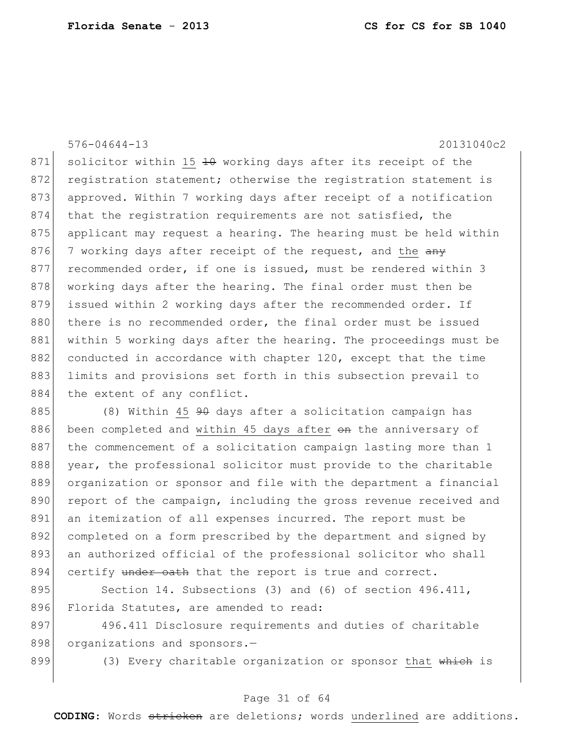solicitor within 15 ~~10~~ working days after its receipt of the registration statement; otherwise the registration statement is approved. Within 7 working days after receipt of a notification that the registration requirements are not satisfied, the applicant may request a hearing. The hearing must be held within 7 working days after receipt of the request, and the ~~any~~ recommended order, if one is issued, must be rendered within 3 working days after the hearing. The final order must then be issued within 2 working days after the recommended order. If there is no recommended order, the final order must be issued within 5 working days after the hearing. The proceedings must be conducted in accordance with chapter 120, except that the time limits and provisions set forth in this subsection prevail to the extent of any conflict.

(8) Within 45 ~~90~~ days after a solicitation campaign has been completed and within 45 days after ~~on~~ the anniversary of the commencement of a solicitation campaign lasting more than 1 year, the professional solicitor must provide to the charitable organization or sponsor and file with the department a financial report of the campaign, including the gross revenue received and an itemization of all expenses incurred. The report must be completed on a form prescribed by the department and signed by an authorized official of the professional solicitor who shall certify ~~under oath~~ that the report is true and correct.

Section 14. Subsections (3) and (6) of section 496.411, Florida Statutes, are amended to read:

496.411 Disclosure requirements and duties of charitable organizations and sponsors.—

(3) Every charitable organization or sponsor that ~~which~~ is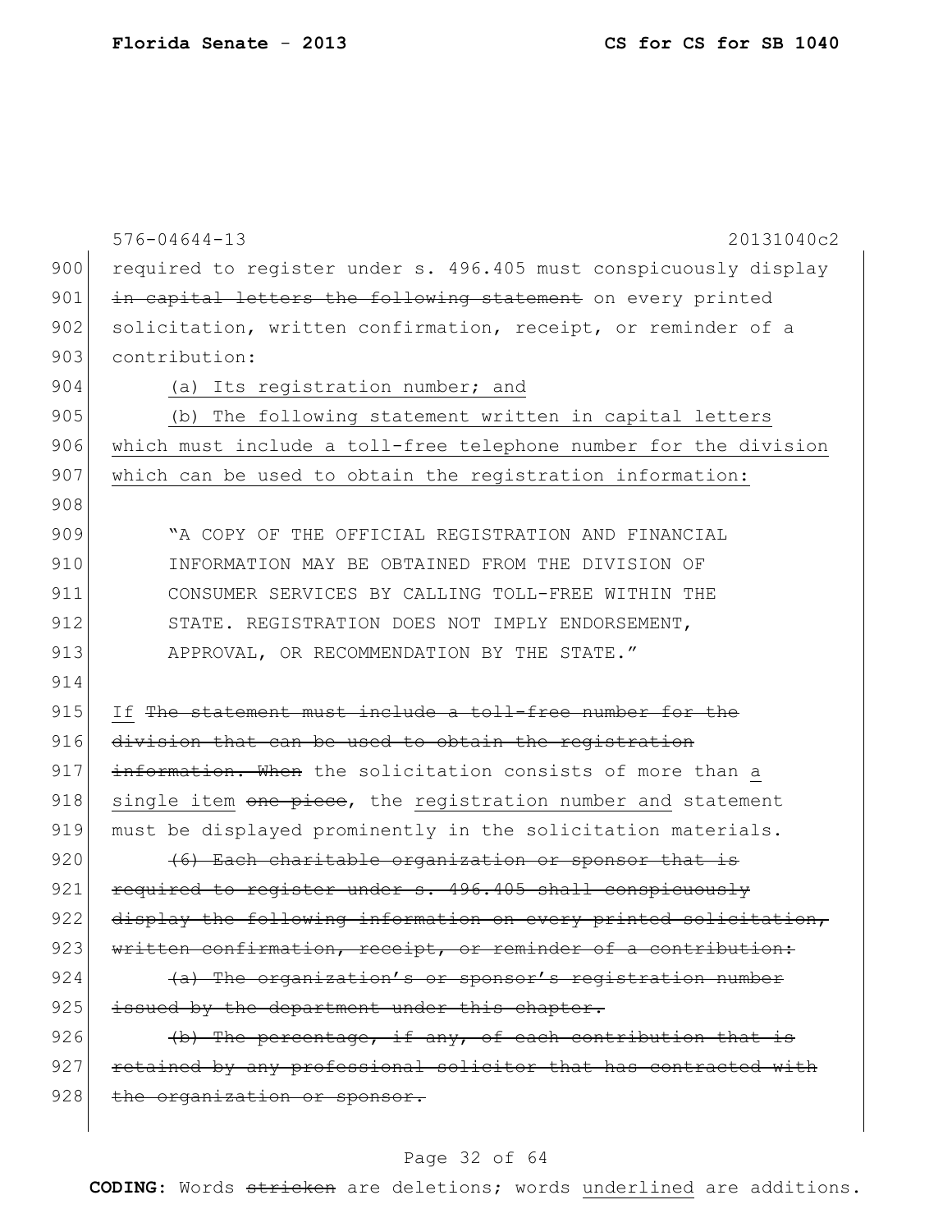required to register under s. 496.405 must conspicuously display ~~in capital letters the following statement~~ on every printed solicitation, written confirmation, receipt, or reminder of a contribution:

<u>(a) Its registration number; and</u>

<u>(b) The following statement written in capital letters which must include a toll-free telephone number for the division which can be used to obtain the registration information:</u>

> "A COPY OF THE OFFICIAL REGISTRATION AND FINANCIAL INFORMATION MAY BE OBTAINED FROM THE DIVISION OF CONSUMER SERVICES BY CALLING TOLL-FREE WITHIN THE STATE. REGISTRATION DOES NOT IMPLY ENDORSEMENT, APPROVAL, OR RECOMMENDATION BY THE STATE."

<u>If</u> ~~The statement must include a toll-free number for the division that can be used to obtain the registration information. When~~ the solicitation consists of more than <u>a single item</u> ~~one piece~~, the <u>registration number and</u> statement must be displayed prominently in the solicitation materials.

~~(6) Each charitable organization or sponsor that is required to register under s. 496.405 shall conspicuously display the following information on every printed solicitation, written confirmation, receipt, or reminder of a contribution:~~

~~(a) The organization's or sponsor's registration number issued by the department under this chapter.~~

~~(b) The percentage, if any, of each contribution that is retained by any professional solicitor that has contracted with the organization or sponsor.~~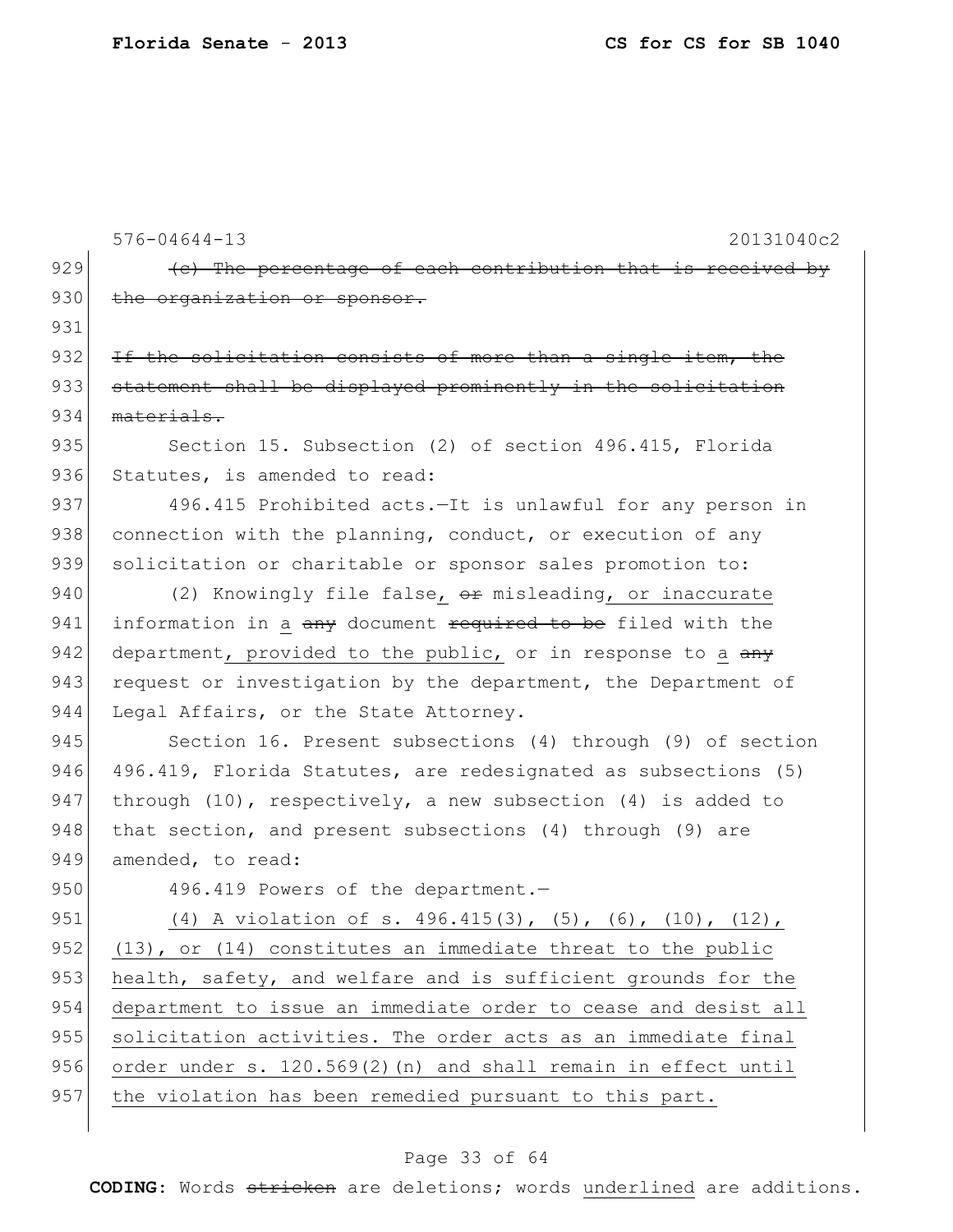~~(c) The percentage of each contribution that is received by the organization or sponsor.~~

~~If the solicitation consists of more than a single item, the statement shall be displayed prominently in the solicitation materials.~~

Section 15. Subsection (2) of section 496.415, Florida Statutes, is amended to read:

496.415 Prohibited acts.—It is unlawful for any person in connection with the planning, conduct, or execution of any solicitation or charitable or sponsor sales promotion to:

(2) Knowingly file false, ~~or~~ misleading, or inaccurate information in a ~~any~~ document ~~required to be~~ filed with the department, provided to the public, or in response to a ~~any~~ request or investigation by the department, the Department of Legal Affairs, or the State Attorney.

Section 16. Present subsections (4) through (9) of section 496.419, Florida Statutes, are redesignated as subsections (5) through (10), respectively, a new subsection (4) is added to that section, and present subsections (4) through (9) are amended, to read:

496.419 Powers of the department.—

<u>(4) A violation of s. 496.415(3), (5), (6), (10), (12), (13), or (14) constitutes an immediate threat to the public health, safety, and welfare and is sufficient grounds for the department to issue an immediate order to cease and desist all solicitation activities. The order acts as an immediate final order under s. 120.569(2)(n) and shall remain in effect until the violation has been remedied pursuant to this part.</u>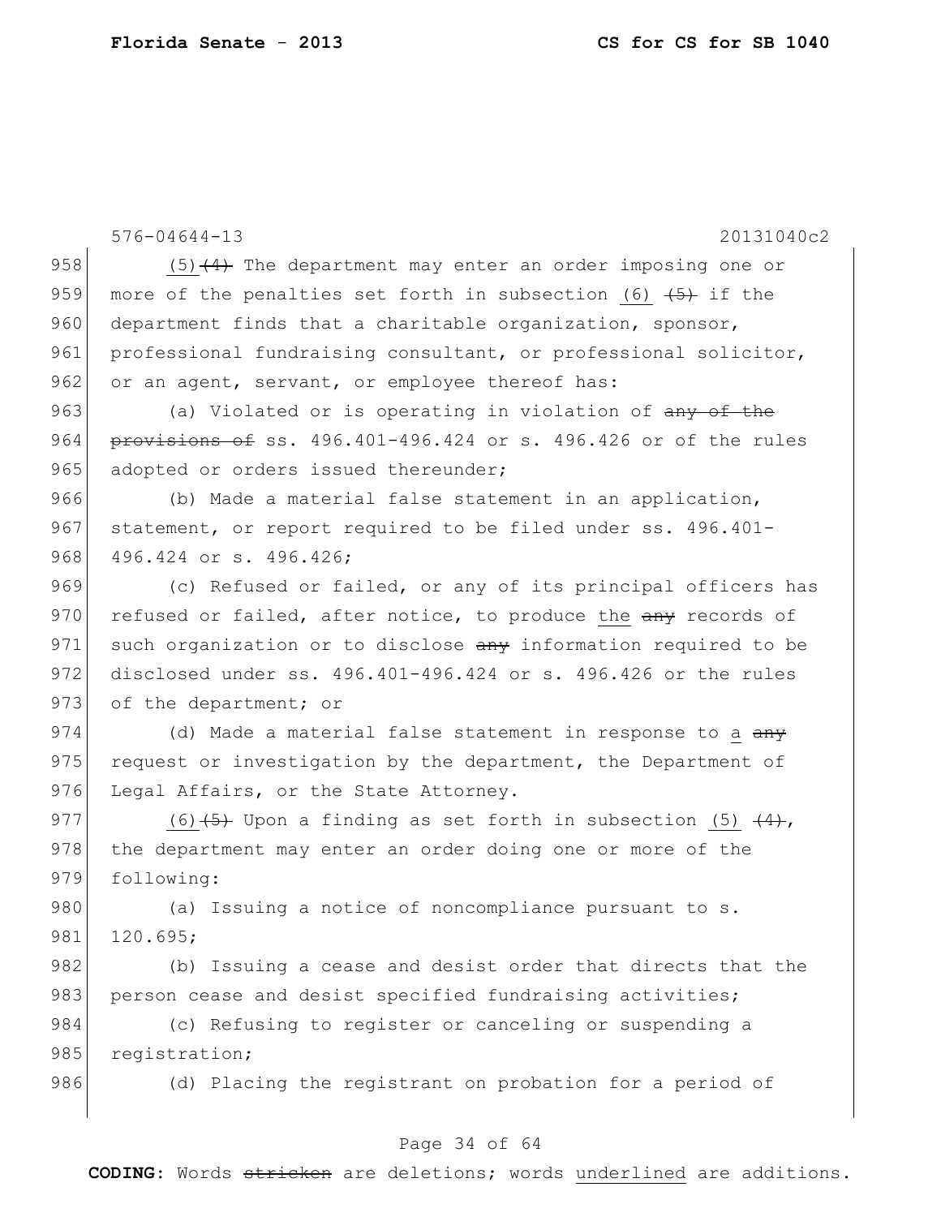576-04644-13 20131040c2

958 (5)~~(4)~~ The department may enter an order imposing one or
959 more of the penalties set forth in subsection (6) ~~(5)~~ if the
960 department finds that a charitable organization, sponsor,
961 professional fundraising consultant, or professional solicitor,
962 or an agent, servant, or employee thereof has:

963 (a) Violated or is operating in violation of ~~any of the~~
964 ~~provisions of~~ ss. 496.401-496.424 or s. 496.426 or of the rules
965 adopted or orders issued thereunder;

966 (b) Made a material false statement in an application,
967 statement, or report required to be filed under ss. 496.401-
968 496.424 or s. 496.426;

969 (c) Refused or failed, or any of its principal officers has
970 refused or failed, after notice, to produce <u>the</u> ~~any~~ records of
971 such organization or to disclose ~~any~~ information required to be
972 disclosed under ss. 496.401-496.424 or s. 496.426 or the rules
973 of the department; or

974 (d) Made a material false statement in response to <u>a</u> ~~any~~
975 request or investigation by the department, the Department of
976 Legal Affairs, or the State Attorney.

977 <u>(6)</u>~~(5)~~ Upon a finding as set forth in subsection <u>(5)</u> ~~(4)~~,
978 the department may enter an order doing one or more of the
979 following:

980 (a) Issuing a notice of noncompliance pursuant to s.
981 120.695;

982 (b) Issuing a cease and desist order that directs that the
983 person cease and desist specified fundraising activities;

984 (c) Refusing to register or canceling or suspending a
985 registration;

986 (d) Placing the registrant on probation for a period of

**CODING:** Words ~~stricken~~ are deletions; words <u>underlined</u> are additions.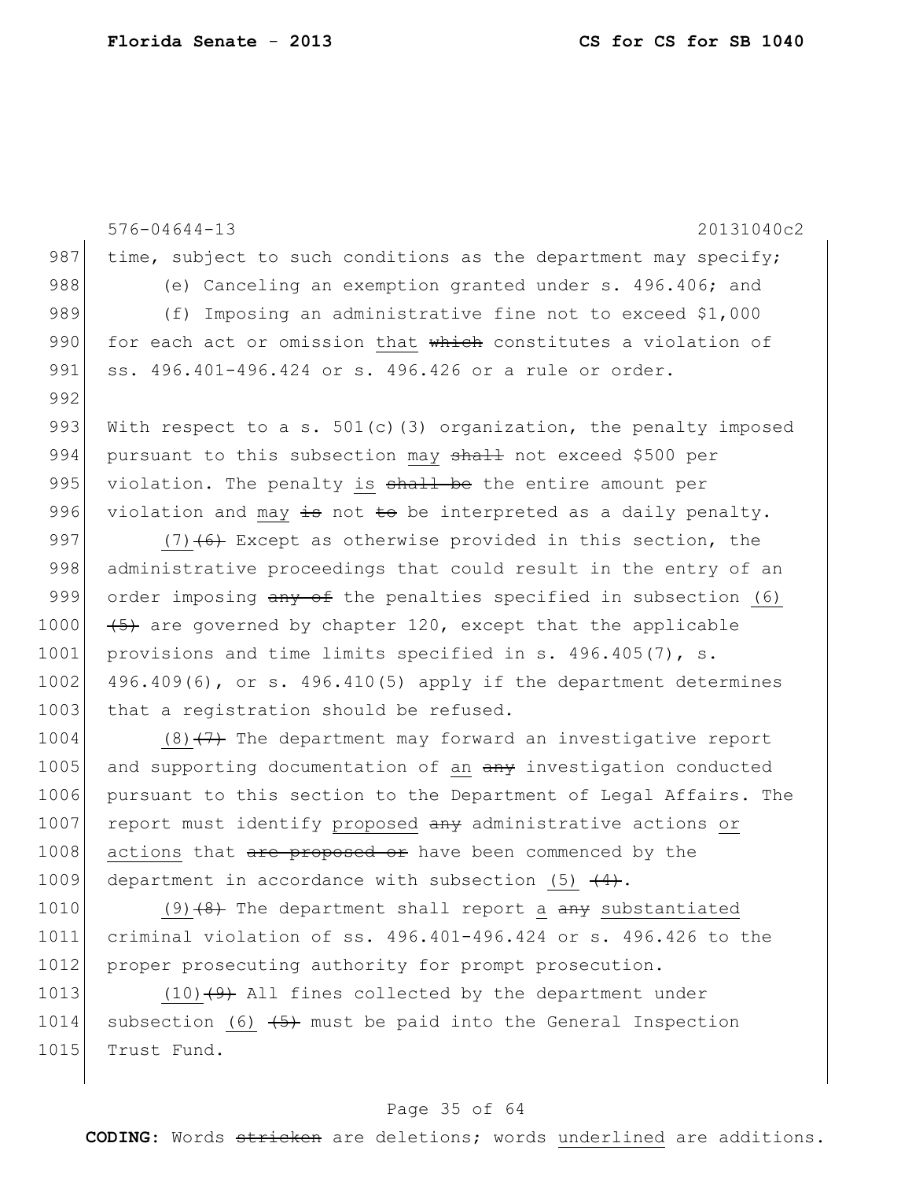time, subject to such conditions as the department may specify;

(e) Canceling an exemption granted under s. 496.406; and

(f) Imposing an administrative fine not to exceed $1,000 for each act or omission that ~~which~~ constitutes a violation of ss. 496.401-496.424 or s. 496.426 or a rule or order.

With respect to a s. 501(c)(3) organization, the penalty imposed pursuant to this subsection may ~~shall~~ not exceed $500 per violation. The penalty is ~~shall be~~ the entire amount per violation and may ~~is~~ not ~~to~~ be interpreted as a daily penalty.

(7)~~(6)~~ Except as otherwise provided in this section, the administrative proceedings that could result in the entry of an order imposing ~~any of~~ the penalties specified in subsection (6) ~~(5)~~ are governed by chapter 120, except that the applicable provisions and time limits specified in s. 496.405(7), s. 496.409(6), or s. 496.410(5) apply if the department determines that a registration should be refused.

(8)~~(7)~~ The department may forward an investigative report and supporting documentation of an ~~any~~ investigation conducted pursuant to this section to the Department of Legal Affairs. The report must identify proposed ~~any~~ administrative actions or actions that ~~are proposed or~~ have been commenced by the department in accordance with subsection (5) ~~(4)~~.

(9)~~(8)~~ The department shall report a ~~any~~ substantiated criminal violation of ss. 496.401-496.424 or s. 496.426 to the proper prosecuting authority for prompt prosecution.

(10)~~(9)~~ All fines collected by the department under subsection (6) ~~(5)~~ must be paid into the General Inspection Trust Fund.

**CODING:** Words ~~stricken~~ are deletions; words underlined are additions.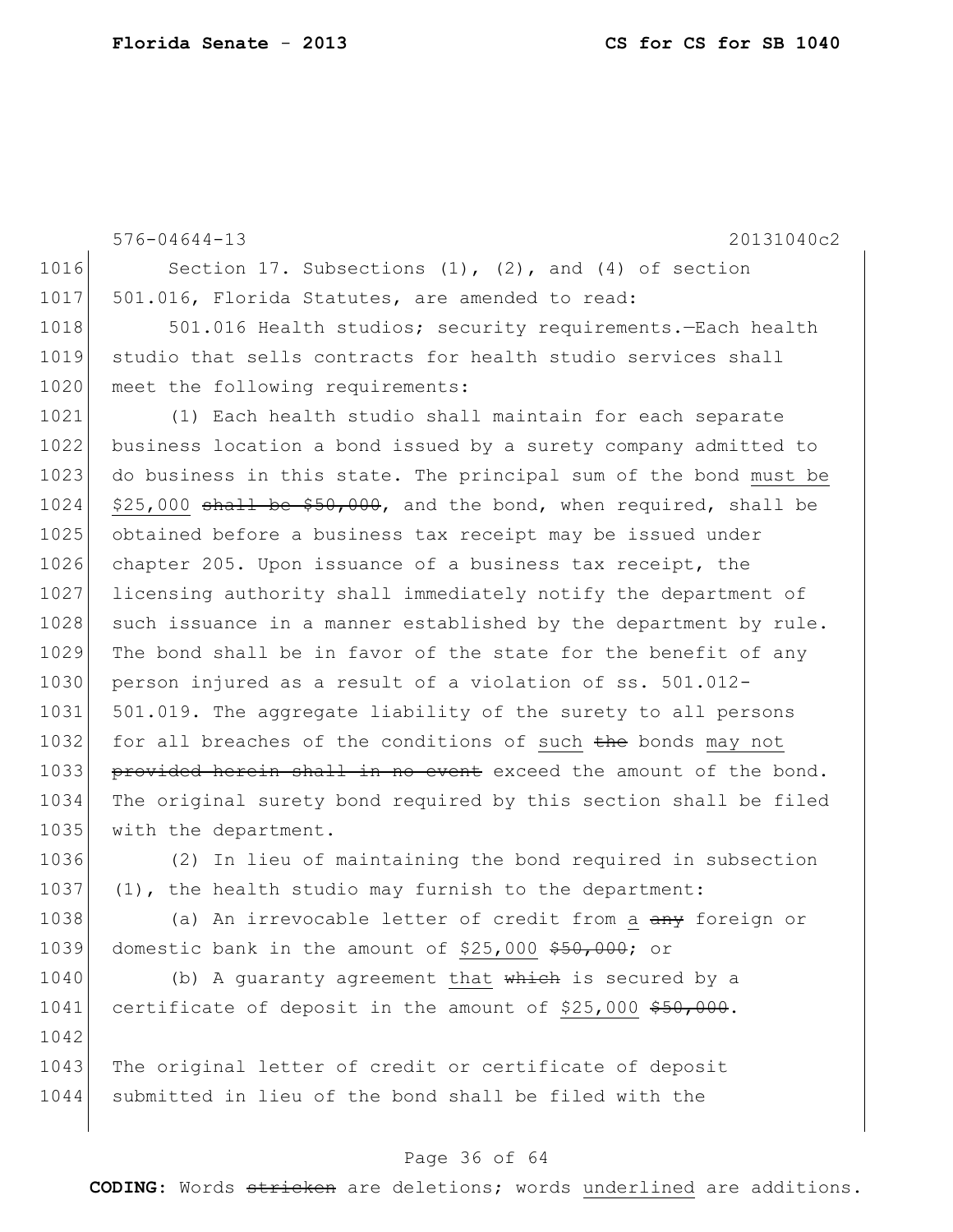576-04644-13 20131040c2

Section 17. Subsections (1), (2), and (4) of section 501.016, Florida Statutes, are amended to read:

501.016 Health studios; security requirements.—Each health studio that sells contracts for health studio services shall meet the following requirements:

(1) Each health studio shall maintain for each separate business location a bond issued by a surety company admitted to do business in this state. The principal sum of the bond must be $25,000 ~~shall be $50,000~~, and the bond, when required, shall be obtained before a business tax receipt may be issued under chapter 205. Upon issuance of a business tax receipt, the licensing authority shall immediately notify the department of such issuance in a manner established by the department by rule. The bond shall be in favor of the state for the benefit of any person injured as a result of a violation of ss. 501.012-501.019. The aggregate liability of the surety to all persons for all breaches of the conditions of such ~~the~~ bonds may not ~~provided herein shall in no event~~ exceed the amount of the bond. The original surety bond required by this section shall be filed with the department.

(2) In lieu of maintaining the bond required in subsection (1), the health studio may furnish to the department:

(a) An irrevocable letter of credit from a ~~any~~ foreign or domestic bank in the amount of $25,000 ~~$50,000~~; or

(b) A guaranty agreement that ~~which~~ is secured by a certificate of deposit in the amount of $25,000 ~~$50,000~~.

The original letter of credit or certificate of deposit submitted in lieu of the bond shall be filed with the

**CODING:** Words ~~stricken~~ are deletions; words underlined are additions.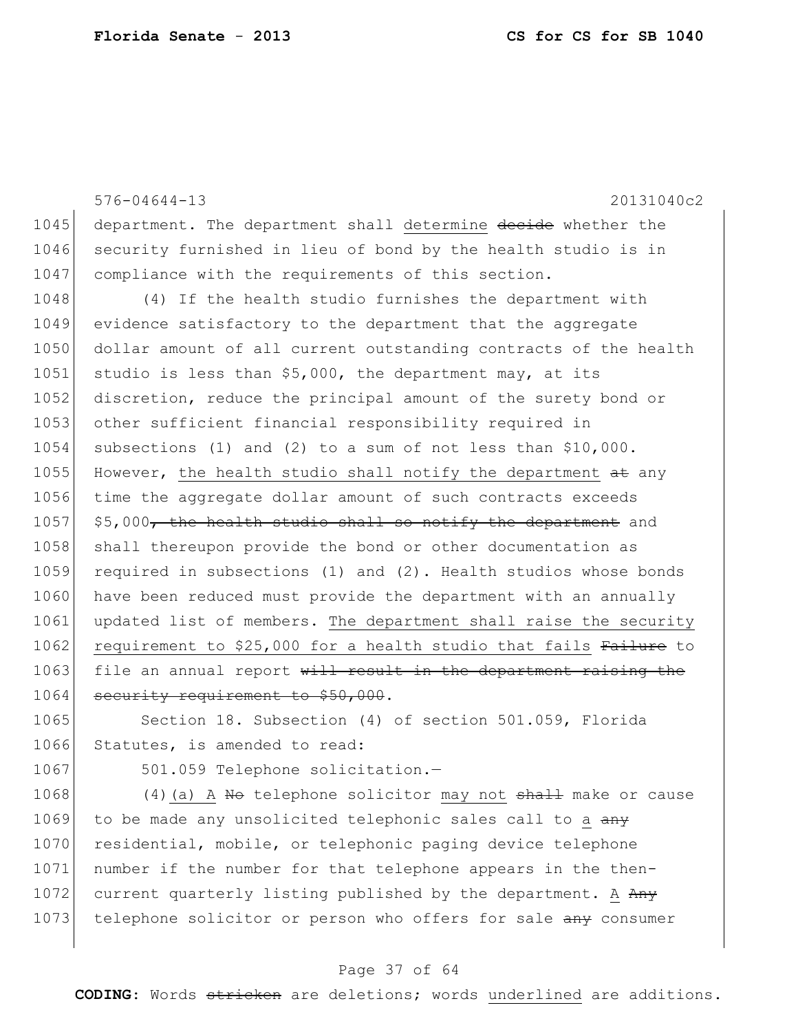576-04644-13 20131040c2

1045 department. The department shall <u>determine</u> ~~decide~~ whether the
1046 security furnished in lieu of bond by the health studio is in
1047 compliance with the requirements of this section.

1048 (4) If the health studio furnishes the department with
1049 evidence satisfactory to the department that the aggregate
1050 dollar amount of all current outstanding contracts of the health
1051 studio is less than $5,000, the department may, at its
1052 discretion, reduce the principal amount of the surety bond or
1053 other sufficient financial responsibility required in
1054 subsections (1) and (2) to a sum of not less than $10,000.
1055 However, <u>the health studio shall notify the department</u> ~~at~~ any
1056 time the aggregate dollar amount of such contracts exceeds
1057 $5,000~~, the health studio shall so notify the department~~ and
1058 shall thereupon provide the bond or other documentation as
1059 required in subsections (1) and (2). Health studios whose bonds
1060 have been reduced must provide the department with an annually
1061 updated list of members. <u>The department shall raise the security</u>
1062 <u>requirement to $25,000 for a health studio that fails</u> ~~Failure~~ to
1063 file an annual report ~~will result in the department raising the~~
1064 ~~security requirement to $50,000~~.

1065 Section 18. Subsection (4) of section 501.059, Florida
1066 Statutes, is amended to read:

1067 501.059 Telephone solicitation.—

1068 (4)<u>(a)</u> <u>A</u> ~~No~~ telephone solicitor <u>may not</u> ~~shall~~ make or cause
1069 to be made any unsolicited telephonic sales call to <u>a</u> ~~any~~
1070 residential, mobile, or telephonic paging device telephone
1071 number if the number for that telephone appears in the then-
1072 current quarterly listing published by the department. <u>A</u> ~~Any~~
1073 telephone solicitor or person who offers for sale ~~any~~ consumer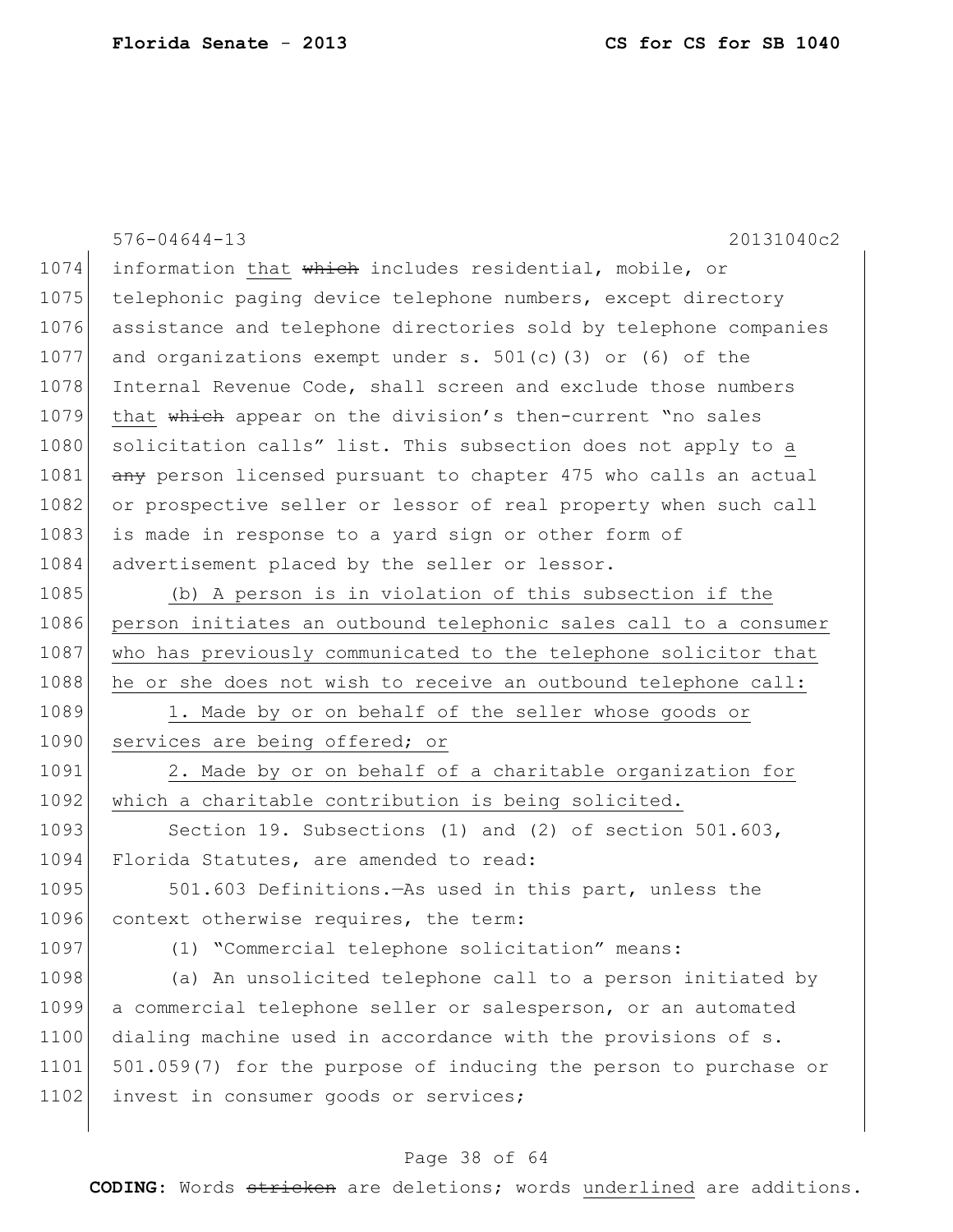information that ~~which~~ includes residential, mobile, or telephonic paging device telephone numbers, except directory assistance and telephone directories sold by telephone companies and organizations exempt under s. 501(c)(3) or (6) of the Internal Revenue Code, shall screen and exclude those numbers that ~~which~~ appear on the division's then-current "no sales solicitation calls" list. This subsection does not apply to a ~~any~~ person licensed pursuant to chapter 475 who calls an actual or prospective seller or lessor of real property when such call is made in response to a yard sign or other form of advertisement placed by the seller or lessor.

<u>(b) A person is in violation of this subsection if the person initiates an outbound telephonic sales call to a consumer who has previously communicated to the telephone solicitor that he or she does not wish to receive an outbound telephone call:</u>

<u>1. Made by or on behalf of the seller whose goods or services are being offered; or</u>

<u>2. Made by or on behalf of a charitable organization for which a charitable contribution is being solicited.</u>

Section 19. Subsections (1) and (2) of section 501.603, Florida Statutes, are amended to read:

501.603 Definitions.—As used in this part, unless the context otherwise requires, the term:

(1) "Commercial telephone solicitation" means:

(a) An unsolicited telephone call to a person initiated by a commercial telephone seller or salesperson, or an automated dialing machine used in accordance with the provisions of s. 501.059(7) for the purpose of inducing the person to purchase or invest in consumer goods or services;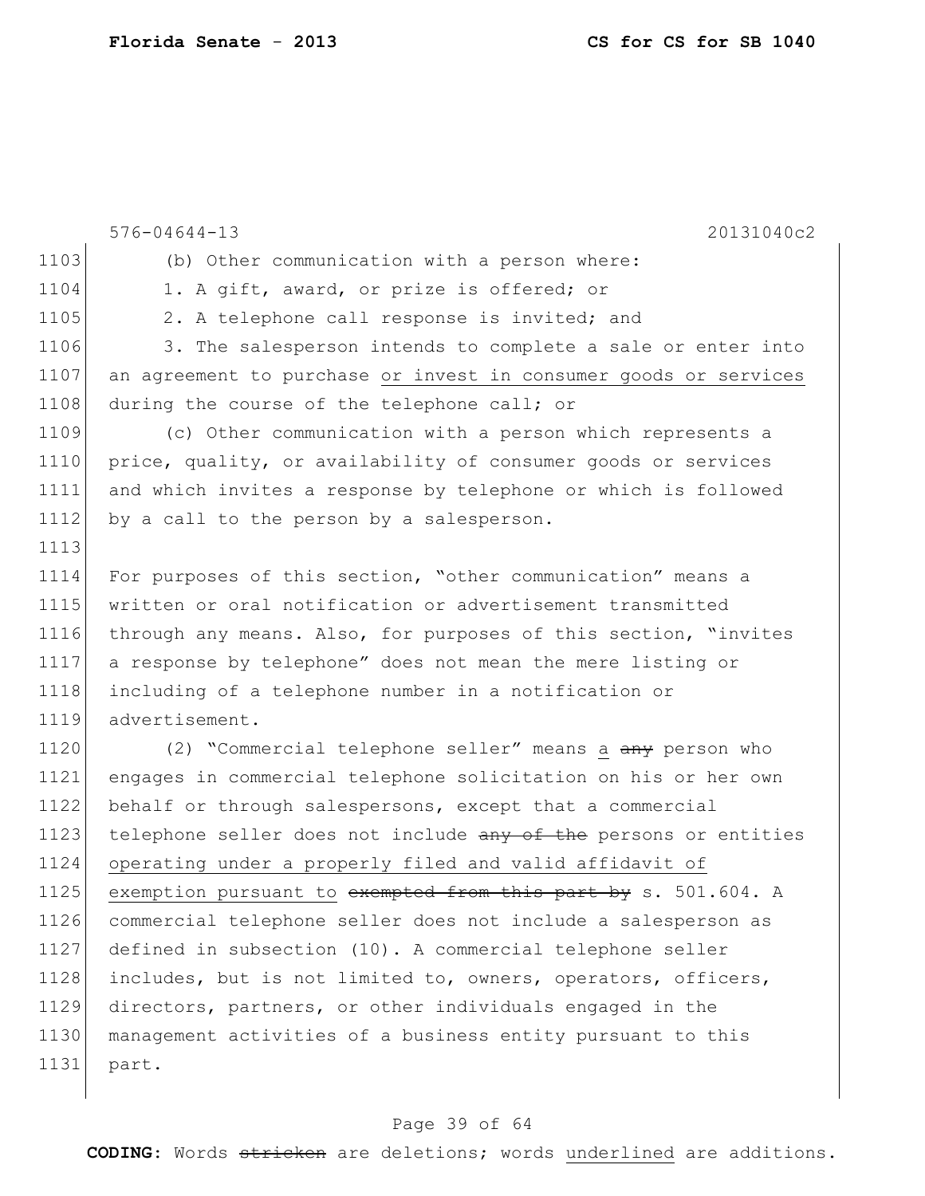(b) Other communication with a person where:

1. A gift, award, or prize is offered; or

2. A telephone call response is invited; and

3. The salesperson intends to complete a sale or enter into an agreement to purchase <u>or invest in consumer goods or services</u> during the course of the telephone call; or

(c) Other communication with a person which represents a price, quality, or availability of consumer goods or services and which invites a response by telephone or which is followed by a call to the person by a salesperson.

For purposes of this section, "other communication" means a written or oral notification or advertisement transmitted through any means. Also, for purposes of this section, "invites a response by telephone" does not mean the mere listing or including of a telephone number in a notification or advertisement.

(2) "Commercial telephone seller" means <u>a</u> ~~any~~ person who engages in commercial telephone solicitation on his or her own behalf or through salespersons, except that a commercial telephone seller does not include ~~any of the~~ persons or entities <u>operating under a properly filed and valid affidavit of exemption pursuant to</u> ~~exempted from this part by~~ s. 501.604. A commercial telephone seller does not include a salesperson as defined in subsection (10). A commercial telephone seller includes, but is not limited to, owners, operators, officers, directors, partners, or other individuals engaged in the management activities of a business entity pursuant to this part.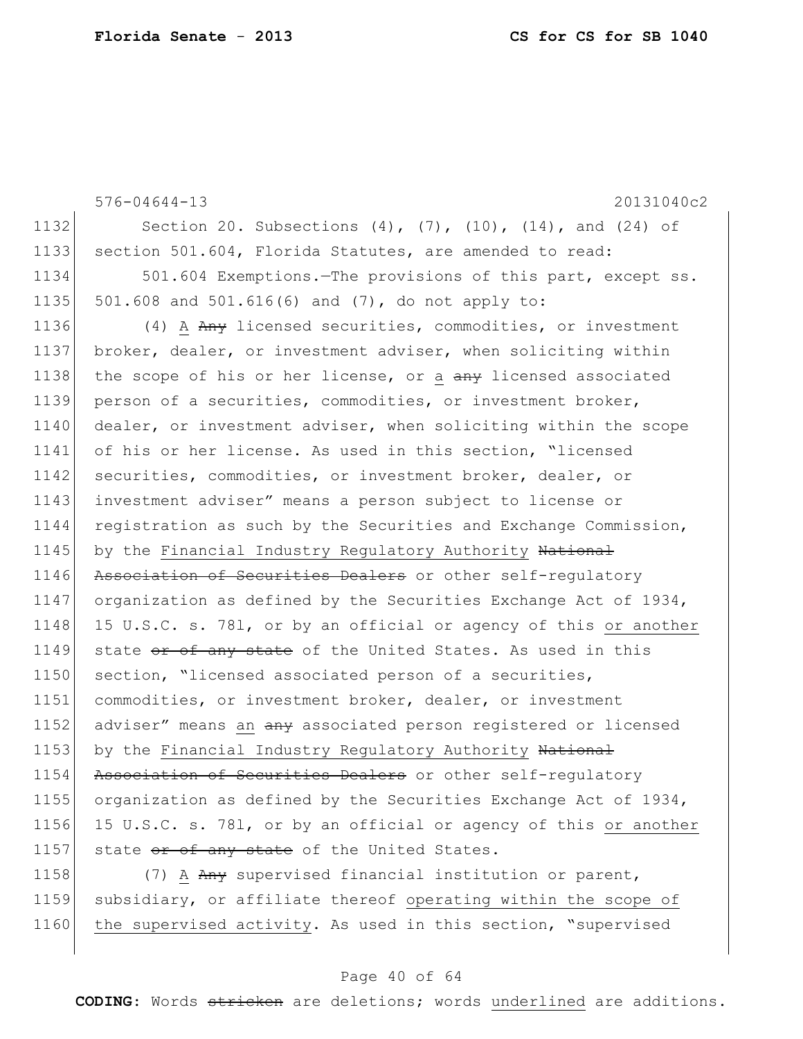576-04644-13 20131040c2

Section 20. Subsections (4), (7), (10), (14), and (24) of section 501.604, Florida Statutes, are amended to read:

501.604 Exemptions.—The provisions of this part, except ss. 501.608 and 501.616(6) and (7), do not apply to:

(4) A ~~Any~~ licensed securities, commodities, or investment broker, dealer, or investment adviser, when soliciting within the scope of his or her license, or a ~~any~~ licensed associated person of a securities, commodities, or investment broker, dealer, or investment adviser, when soliciting within the scope of his or her license. As used in this section, "licensed securities, commodities, or investment broker, dealer, or investment adviser" means a person subject to license or registration as such by the Securities and Exchange Commission, by the Financial Industry Regulatory Authority ~~National Association of Securities Dealers~~ or other self-regulatory organization as defined by the Securities Exchange Act of 1934, 15 U.S.C. s. 78l, or by an official or agency of this or another state ~~or of any state~~ of the United States. As used in this section, "licensed associated person of a securities, commodities, or investment broker, dealer, or investment adviser" means an ~~any~~ associated person registered or licensed by the Financial Industry Regulatory Authority ~~National Association of Securities Dealers~~ or other self-regulatory organization as defined by the Securities Exchange Act of 1934, 15 U.S.C. s. 78l, or by an official or agency of this or another state ~~or of any state~~ of the United States.

(7) A ~~Any~~ supervised financial institution or parent, subsidiary, or affiliate thereof operating within the scope of the supervised activity. As used in this section, "supervised

**CODING:** Words ~~stricken~~ are deletions; words underlined are additions.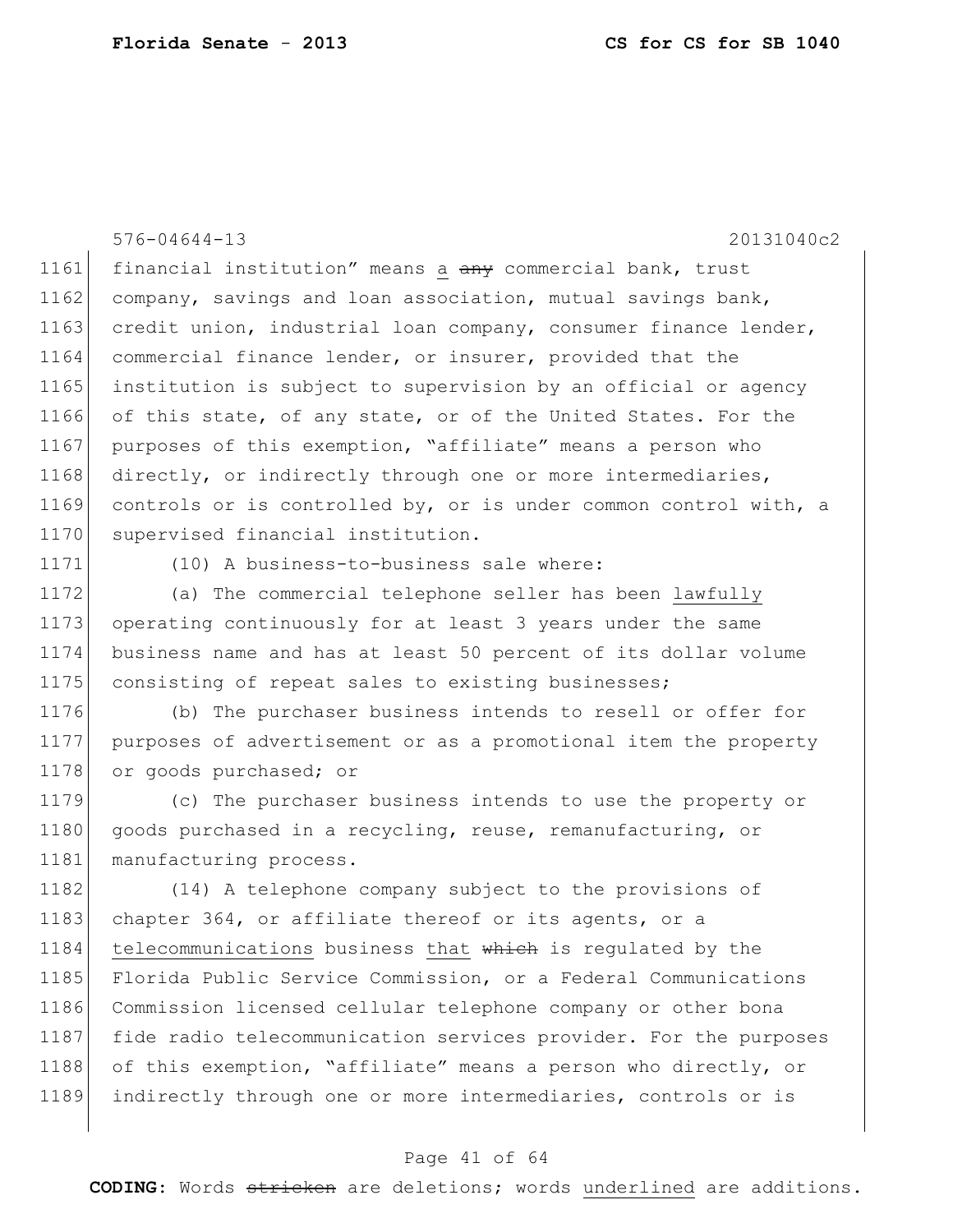financial institution" means a ~~any~~ commercial bank, trust company, savings and loan association, mutual savings bank, credit union, industrial loan company, consumer finance lender, commercial finance lender, or insurer, provided that the institution is subject to supervision by an official or agency of this state, of any state, or of the United States. For the purposes of this exemption, "affiliate" means a person who directly, or indirectly through one or more intermediaries, controls or is controlled by, or is under common control with, a supervised financial institution.

(10) A business-to-business sale where:

(a) The commercial telephone seller has been <u>lawfully</u> operating continuously for at least 3 years under the same business name and has at least 50 percent of its dollar volume consisting of repeat sales to existing businesses;

(b) The purchaser business intends to resell or offer for purposes of advertisement or as a promotional item the property or goods purchased; or

(c) The purchaser business intends to use the property or goods purchased in a recycling, reuse, remanufacturing, or manufacturing process.

(14) A telephone company subject to the provisions of chapter 364, or affiliate thereof or its agents, or a <u>telecommunications</u> business <u>that</u> ~~which~~ is regulated by the Florida Public Service Commission, or a Federal Communications Commission licensed cellular telephone company or other bona fide radio telecommunication services provider. For the purposes of this exemption, "affiliate" means a person who directly, or indirectly through one or more intermediaries, controls or is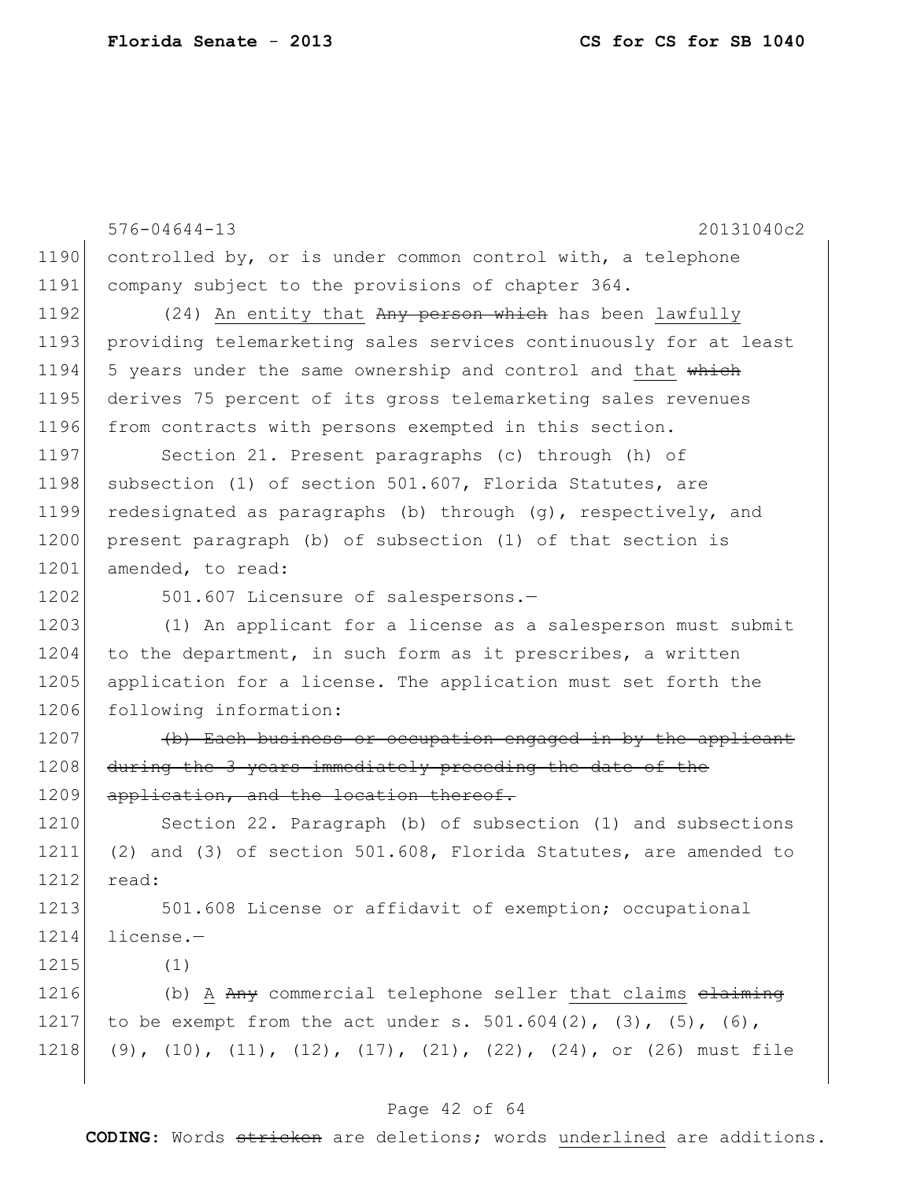controlled by, or is under common control with, a telephone company subject to the provisions of chapter 364.

(24) <u>An entity that</u> ~~Any person which~~ has been <u>lawfully</u> providing telemarketing sales services continuously for at least 5 years under the same ownership and control and <u>that</u> ~~which~~ derives 75 percent of its gross telemarketing sales revenues from contracts with persons exempted in this section.

Section 21. Present paragraphs (c) through (h) of subsection (1) of section 501.607, Florida Statutes, are redesignated as paragraphs (b) through (g), respectively, and present paragraph (b) of subsection (1) of that section is amended, to read:

501.607 Licensure of salespersons.—

(1) An applicant for a license as a salesperson must submit to the department, in such form as it prescribes, a written application for a license. The application must set forth the following information:

~~(b) Each business or occupation engaged in by the applicant during the 3 years immediately preceding the date of the application, and the location thereof.~~

Section 22. Paragraph (b) of subsection (1) and subsections (2) and (3) of section 501.608, Florida Statutes, are amended to read:

501.608 License or affidavit of exemption; occupational license.—

(1)

(b) <u>A</u> ~~Any~~ commercial telephone seller <u>that claims</u> ~~claiming~~ to be exempt from the act under s. 501.604(2), (3), (5), (6), (9), (10), (11), (12), (17), (21), (22), (24), or (26) must file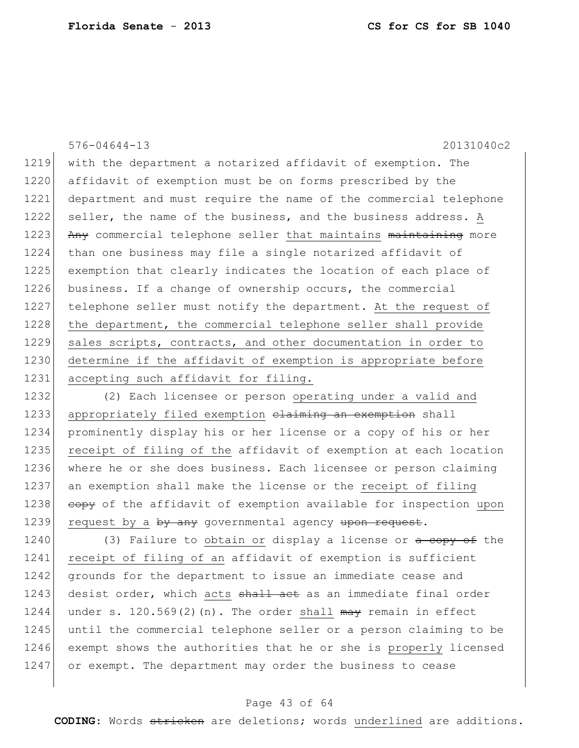with the department a notarized affidavit of exemption. The affidavit of exemption must be on forms prescribed by the department and must require the name of the commercial telephone seller, the name of the business, and the business address. <u>A</u> ~~Any~~ commercial telephone seller <u>that maintains</u> ~~maintaining~~ more than one business may file a single notarized affidavit of exemption that clearly indicates the location of each place of business. If a change of ownership occurs, the commercial telephone seller must notify the department. <u>At the request of the department, the commercial telephone seller shall provide sales scripts, contracts, and other documentation in order to determine if the affidavit of exemption is appropriate before accepting such affidavit for filing.</u>

(2) Each licensee or person <u>operating under a valid and appropriately filed exemption</u> ~~claiming an exemption~~ shall prominently display his or her license or a copy of his or her <u>receipt of filing of the</u> affidavit of exemption at each location where he or she does business. Each licensee or person claiming an exemption shall make the license or the <u>receipt of filing</u> ~~copy~~ of the affidavit of exemption available for inspection <u>upon request by a</u> ~~by any~~ governmental agency ~~upon request~~.

(3) Failure to <u>obtain or</u> display a license or ~~a copy of~~ the <u>receipt of filing of an</u> affidavit of exemption is sufficient grounds for the department to issue an immediate cease and desist order, which <u>acts</u> ~~shall act~~ as an immediate final order under s. 120.569(2)(n). The order <u>shall</u> ~~may~~ remain in effect until the commercial telephone seller or a person claiming to be exempt shows the authorities that he or she is <u>properly</u> licensed or exempt. The department may order the business to cease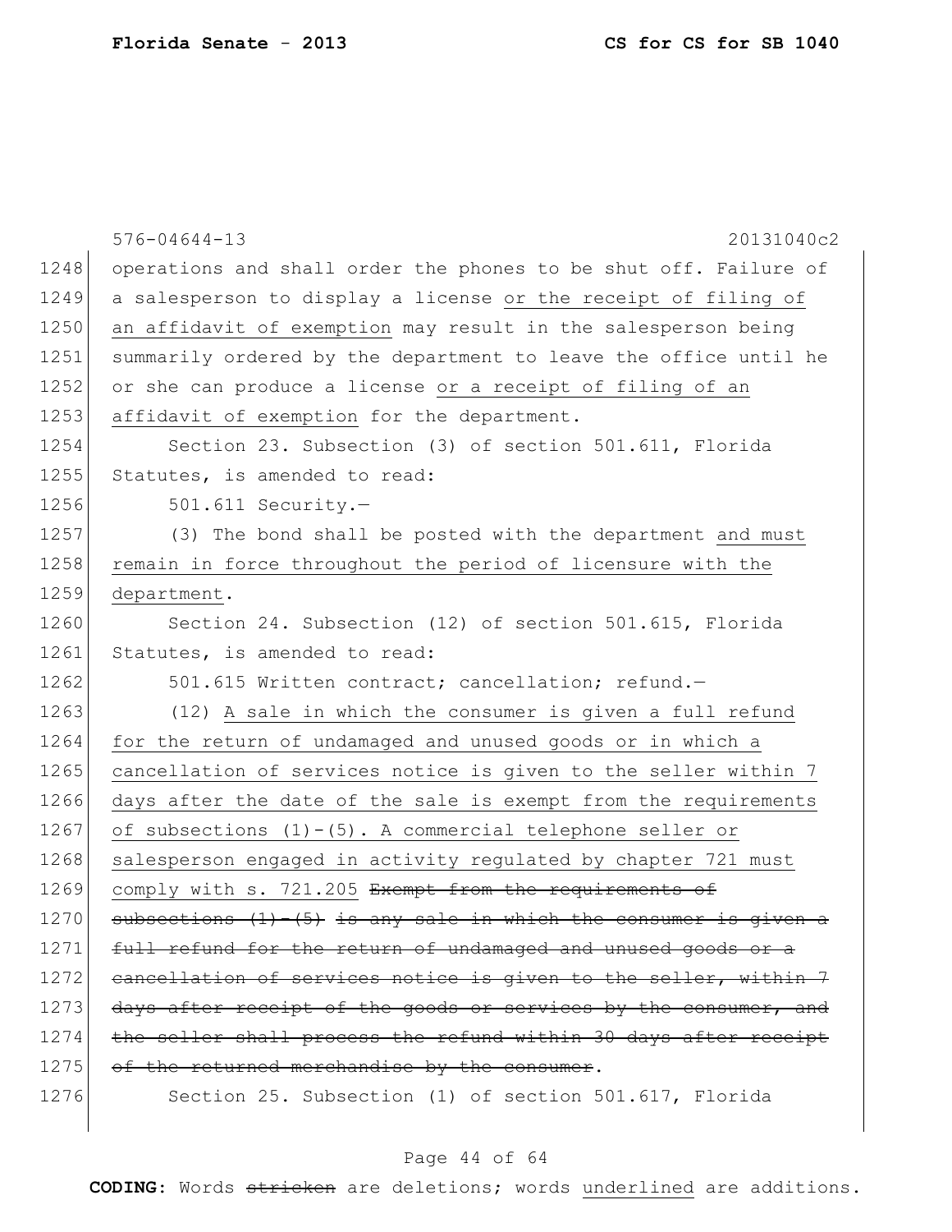operations and shall order the phones to be shut off. Failure of a salesperson to display a license <u>or the receipt of filing of an affidavit of exemption</u> may result in the salesperson being summarily ordered by the department to leave the office until he or she can produce a license <u>or a receipt of filing of an affidavit of exemption</u> for the department.

Section 23. Subsection (3) of section 501.611, Florida Statutes, is amended to read:

501.611 Security.—

(3) The bond shall be posted with the department <u>and must remain in force throughout the period of licensure with the department</u>.

Section 24. Subsection (12) of section 501.615, Florida Statutes, is amended to read:

501.615 Written contract; cancellation; refund.—

(12) <u>A sale in which the consumer is given a full refund for the return of undamaged and unused goods or in which a cancellation of services notice is given to the seller within 7 days after the date of the sale is exempt from the requirements of subsections (1)-(5). A commercial telephone seller or salesperson engaged in activity regulated by chapter 721 must comply with s. 721.205</u> ~~Exempt from the requirements of subsections (1)-(5) is any sale in which the consumer is given a full refund for the return of undamaged and unused goods or a cancellation of services notice is given to the seller, within 7 days after receipt of the goods or services by the consumer, and the seller shall process the refund within 30 days after receipt of the returned merchandise by the consumer~~.

Section 25. Subsection (1) of section 501.617, Florida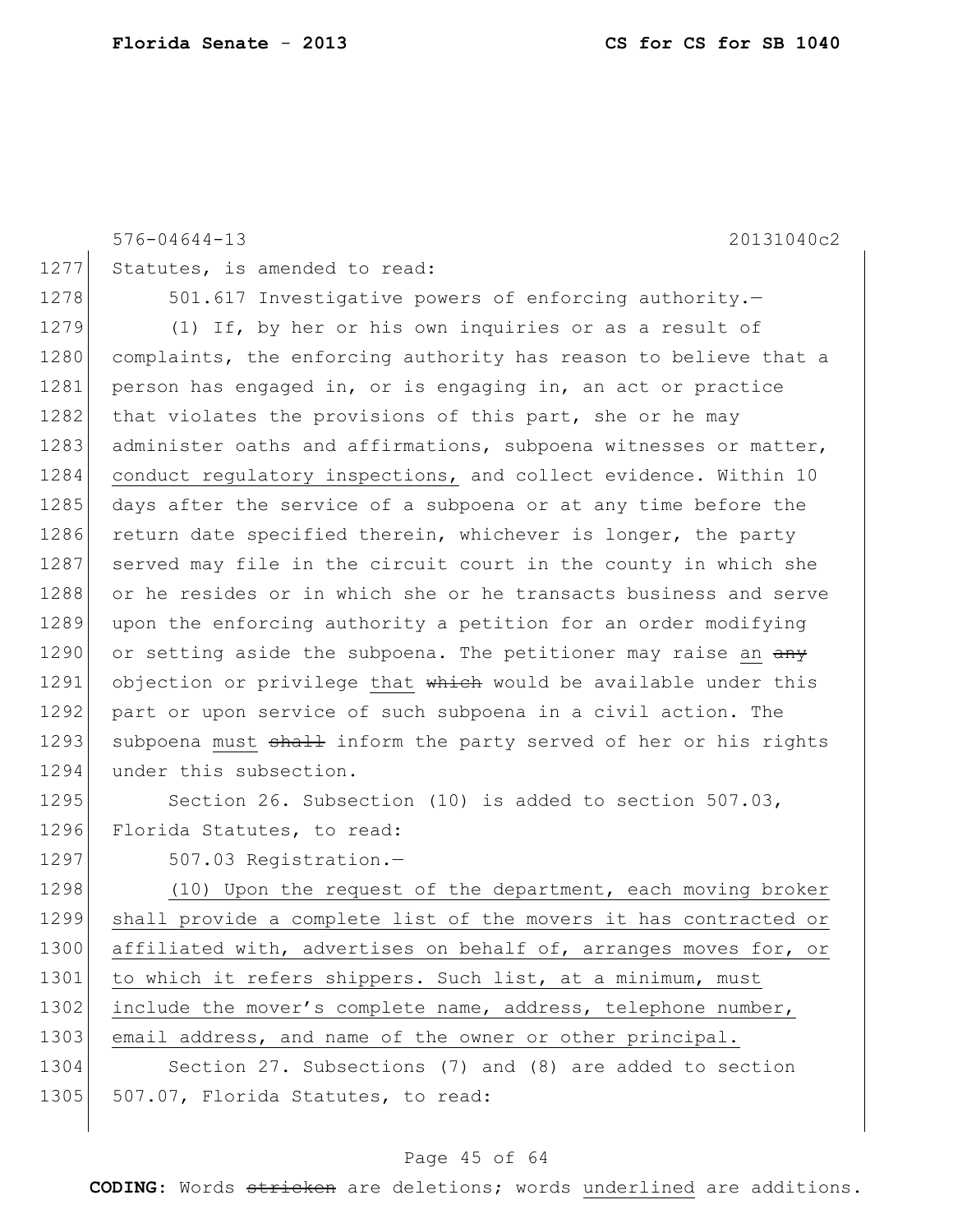Statutes, is amended to read:

501.617 Investigative powers of enforcing authority.—

(1) If, by her or his own inquiries or as a result of complaints, the enforcing authority has reason to believe that a person has engaged in, or is engaging in, an act or practice that violates the provisions of this part, she or he may administer oaths and affirmations, subpoena witnesses or matter, <u>conduct regulatory inspections,</u> and collect evidence. Within 10 days after the service of a subpoena or at any time before the return date specified therein, whichever is longer, the party served may file in the circuit court in the county in which she or he resides or in which she or he transacts business and serve upon the enforcing authority a petition for an order modifying or setting aside the subpoena. The petitioner may raise <u>an</u> ~~any~~ objection or privilege <u>that</u> ~~which~~ would be available under this part or upon service of such subpoena in a civil action. The subpoena <u>must</u> ~~shall~~ inform the party served of her or his rights under this subsection.

Section 26. Subsection (10) is added to section 507.03, Florida Statutes, to read:

507.03 Registration.—

<u>(10) Upon the request of the department, each moving broker shall provide a complete list of the movers it has contracted or affiliated with, advertises on behalf of, arranges moves for, or to which it refers shippers. Such list, at a minimum, must include the mover's complete name, address, telephone number, email address, and name of the owner or other principal.</u>

Section 27. Subsections (7) and (8) are added to section 507.07, Florida Statutes, to read: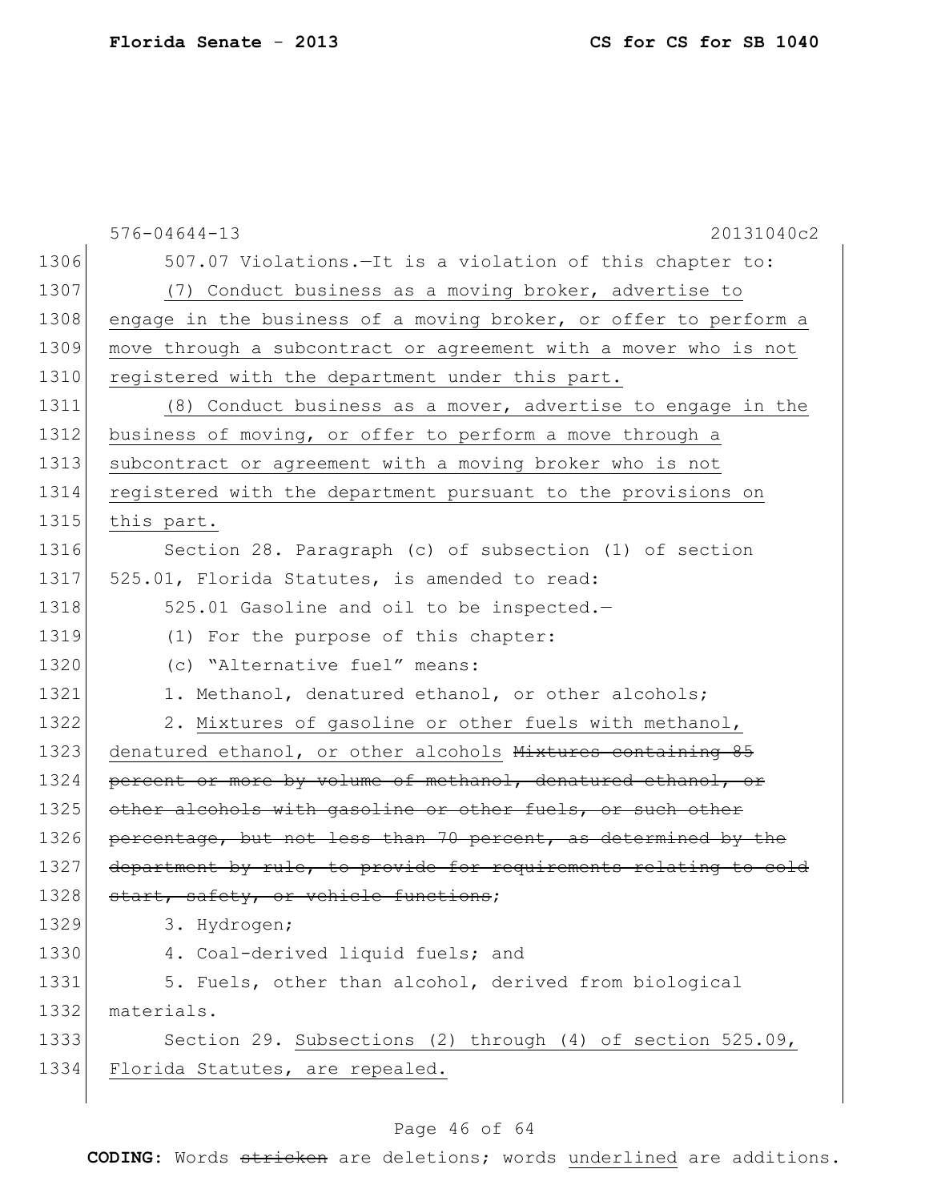507.07 Violations.—It is a violation of this chapter to:

(7) Conduct business as a moving broker, advertise to engage in the business of a moving broker, or offer to perform a move through a subcontract or agreement with a mover who is not registered with the department under this part.

(8) Conduct business as a mover, advertise to engage in the business of moving, or offer to perform a move through a subcontract or agreement with a moving broker who is not registered with the department pursuant to the provisions on this part.

Section 28. Paragraph (c) of subsection (1) of section 525.01, Florida Statutes, is amended to read:

525.01 Gasoline and oil to be inspected.—

(1) For the purpose of this chapter:

(c) "Alternative fuel" means:

1. Methanol, denatured ethanol, or other alcohols;

2. Mixtures of gasoline or other fuels with methanol, denatured ethanol, or other alcohols ~~Mixtures containing 85 percent or more by volume of methanol, denatured ethanol, or other alcohols with gasoline or other fuels, or such other percentage, but not less than 70 percent, as determined by the department by rule, to provide for requirements relating to cold start, safety, or vehicle functions~~;

3. Hydrogen;

4. Coal-derived liquid fuels; and

5. Fuels, other than alcohol, derived from biological materials.

Section 29. Subsections (2) through (4) of section 525.09, Florida Statutes, are repealed.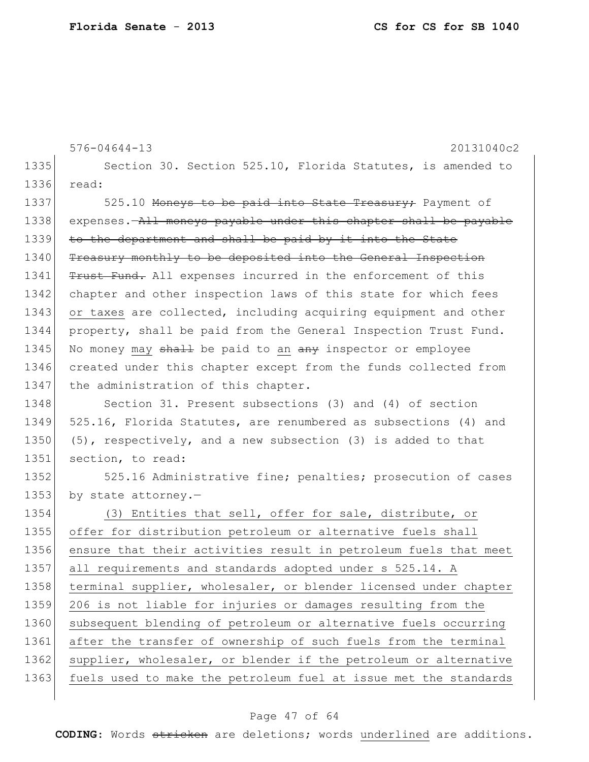576-04644-13 20131040c2

1335 Section 30. Section 525.10, Florida Statutes, is amended to
1336 read:

1337 525.10 ~~Moneys to be paid into State Treasury;~~ Payment of
1338 expenses.—~~All moneys payable under this chapter shall be payable~~
1339 ~~to the department and shall be paid by it into the State~~
1340 ~~Treasury monthly to be deposited into the General Inspection~~
1341 ~~Trust Fund.~~ All expenses incurred in the enforcement of this
1342 chapter and other inspection laws of this state for which fees
1343 <u>or taxes</u> are collected, including acquiring equipment and other
1344 property, shall be paid from the General Inspection Trust Fund.
1345 No money <u>may</u> ~~shall~~ be paid to <u>an</u> ~~any~~ inspector or employee
1346 created under this chapter except from the funds collected from
1347 the administration of this chapter.

1348 Section 31. Present subsections (3) and (4) of section
1349 525.16, Florida Statutes, are renumbered as subsections (4) and
1350 (5), respectively, and a new subsection (3) is added to that
1351 section, to read:

1352 525.16 Administrative fine; penalties; prosecution of cases
1353 by state attorney.—

1354 <u>(3) Entities that sell, offer for sale, distribute, or</u>
1355 <u>offer for distribution petroleum or alternative fuels shall</u>
1356 <u>ensure that their activities result in petroleum fuels that meet</u>
1357 <u>all requirements and standards adopted under s 525.14. A</u>
1358 <u>terminal supplier, wholesaler, or blender licensed under chapter</u>
1359 <u>206 is not liable for injuries or damages resulting from the</u>
1360 <u>subsequent blending of petroleum or alternative fuels occurring</u>
1361 <u>after the transfer of ownership of such fuels from the terminal</u>
1362 <u>supplier, wholesaler, or blender if the petroleum or alternative</u>
1363 <u>fuels used to make the petroleum fuel at issue met the standards</u>

**CODING:** Words ~~stricken~~ are deletions; words <u>underlined</u> are additions.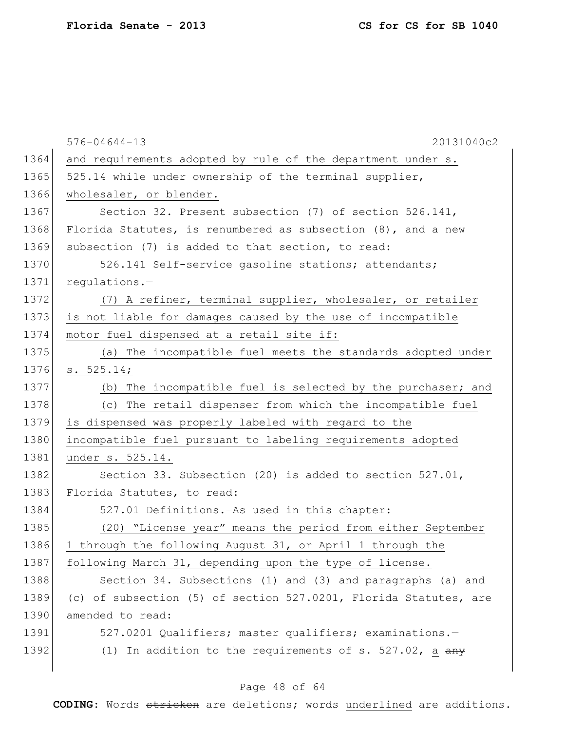576-04644-13 20131040c2

and requirements adopted by rule of the department under s. 525.14 while under ownership of the terminal supplier, wholesaler, or blender.

Section 32. Present subsection (7) of section 526.141, Florida Statutes, is renumbered as subsection (8), and a new subsection (7) is added to that section, to read:

526.141 Self-service gasoline stations; attendants; regulations.—

(7) A refiner, terminal supplier, wholesaler, or retailer is not liable for damages caused by the use of incompatible motor fuel dispensed at a retail site if:

(a) The incompatible fuel meets the standards adopted under s. 525.14;

(b) The incompatible fuel is selected by the purchaser; and

(c) The retail dispenser from which the incompatible fuel is dispensed was properly labeled with regard to the incompatible fuel pursuant to labeling requirements adopted under s. 525.14.

Section 33. Subsection (20) is added to section 527.01, Florida Statutes, to read:

527.01 Definitions.—As used in this chapter:

(20) "License year" means the period from either September 1 through the following August 31, or April 1 through the following March 31, depending upon the type of license.

Section 34. Subsections (1) and (3) and paragraphs (a) and (c) of subsection (5) of section 527.0201, Florida Statutes, are amended to read:

527.0201 Qualifiers; master qualifiers; examinations.—

(1) In addition to the requirements of s. 527.02, a ~~any~~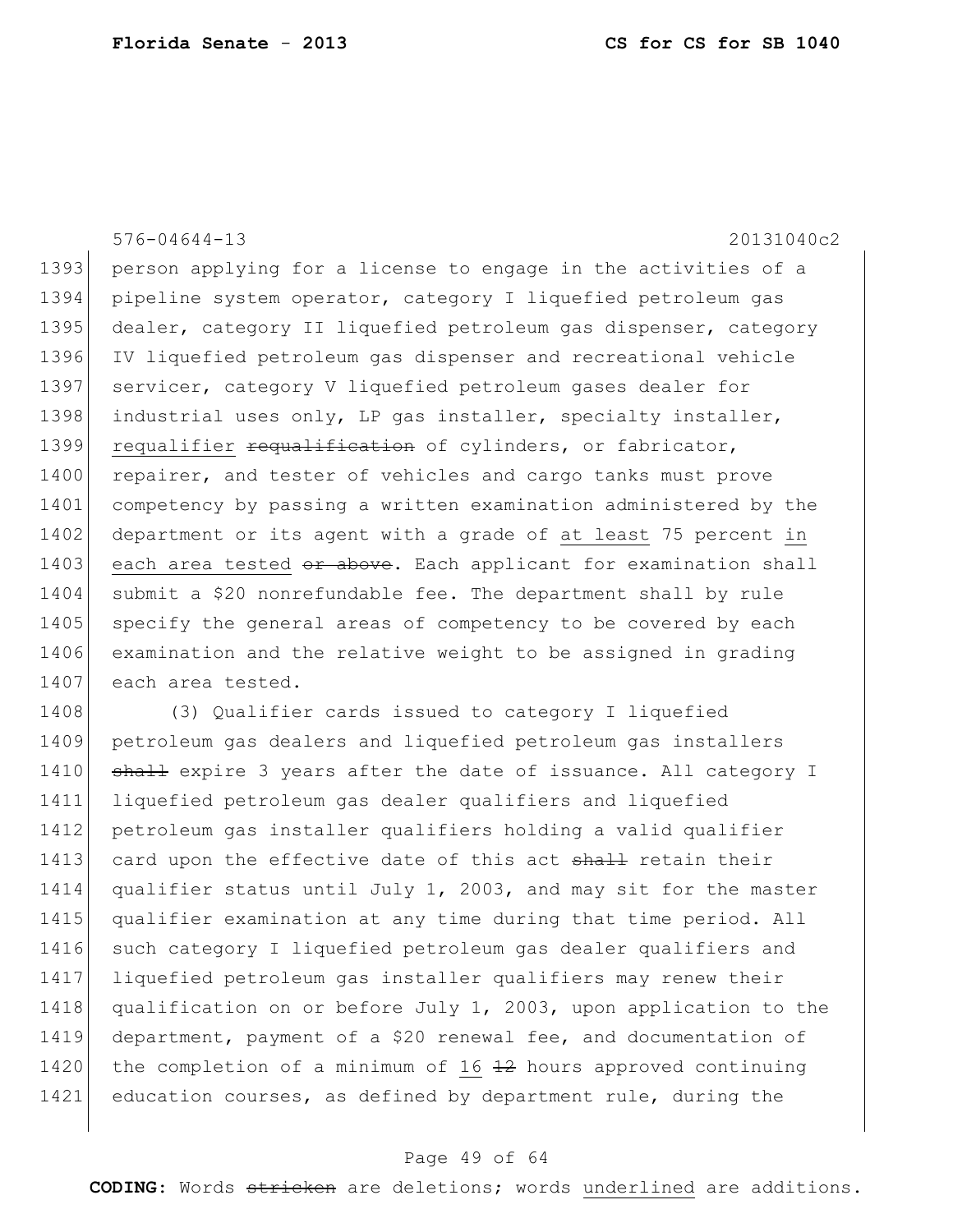576-04644-13 20131040c2

1393 person applying for a license to engage in the activities of a
1394 pipeline system operator, category I liquefied petroleum gas
1395 dealer, category II liquefied petroleum gas dispenser, category
1396 IV liquefied petroleum gas dispenser and recreational vehicle
1397 servicer, category V liquefied petroleum gases dealer for
1398 industrial uses only, LP gas installer, specialty installer,
1399 <u>requalifier</u> ~~requalification~~ of cylinders, or fabricator,
1400 repairer, and tester of vehicles and cargo tanks must prove
1401 competency by passing a written examination administered by the
1402 department or its agent with a grade of <u>at least</u> 75 percent <u>in</u>
1403 <u>each area tested</u> ~~or above~~. Each applicant for examination shall
1404 submit a $20 nonrefundable fee. The department shall by rule
1405 specify the general areas of competency to be covered by each
1406 examination and the relative weight to be assigned in grading
1407 each area tested.

1408 (3) Qualifier cards issued to category I liquefied
1409 petroleum gas dealers and liquefied petroleum gas installers
1410 ~~shall~~ expire 3 years after the date of issuance. All category I
1411 liquefied petroleum gas dealer qualifiers and liquefied
1412 petroleum gas installer qualifiers holding a valid qualifier
1413 card upon the effective date of this act ~~shall~~ retain their
1414 qualifier status until July 1, 2003, and may sit for the master
1415 qualifier examination at any time during that time period. All
1416 such category I liquefied petroleum gas dealer qualifiers and
1417 liquefied petroleum gas installer qualifiers may renew their
1418 qualification on or before July 1, 2003, upon application to the
1419 department, payment of a $20 renewal fee, and documentation of
1420 the completion of a minimum of <u>16</u> ~~12~~ hours approved continuing
1421 education courses, as defined by department rule, during the

**CODING:** Words ~~stricken~~ are deletions; words <u>underlined</u> are additions.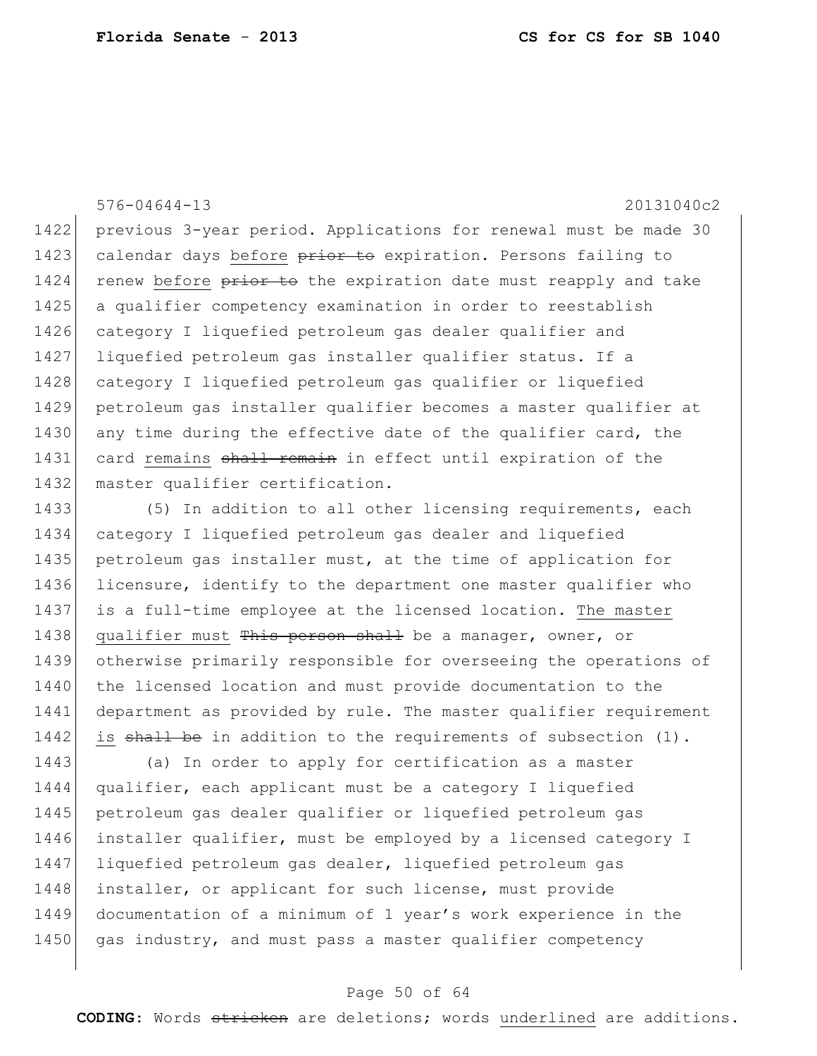previous 3-year period. Applications for renewal must be made 30 calendar days before ~~prior to~~ expiration. Persons failing to renew before ~~prior to~~ the expiration date must reapply and take a qualifier competency examination in order to reestablish category I liquefied petroleum gas dealer qualifier and liquefied petroleum gas installer qualifier status. If a category I liquefied petroleum gas qualifier or liquefied petroleum gas installer qualifier becomes a master qualifier at any time during the effective date of the qualifier card, the card remains ~~shall remain~~ in effect until expiration of the master qualifier certification.

(5) In addition to all other licensing requirements, each category I liquefied petroleum gas dealer and liquefied petroleum gas installer must, at the time of application for licensure, identify to the department one master qualifier who is a full-time employee at the licensed location. The master qualifier must ~~This person shall~~ be a manager, owner, or otherwise primarily responsible for overseeing the operations of the licensed location and must provide documentation to the department as provided by rule. The master qualifier requirement is ~~shall be~~ in addition to the requirements of subsection (1).

(a) In order to apply for certification as a master qualifier, each applicant must be a category I liquefied petroleum gas dealer qualifier or liquefied petroleum gas installer qualifier, must be employed by a licensed category I liquefied petroleum gas dealer, liquefied petroleum gas installer, or applicant for such license, must provide documentation of a minimum of 1 year's work experience in the gas industry, and must pass a master qualifier competency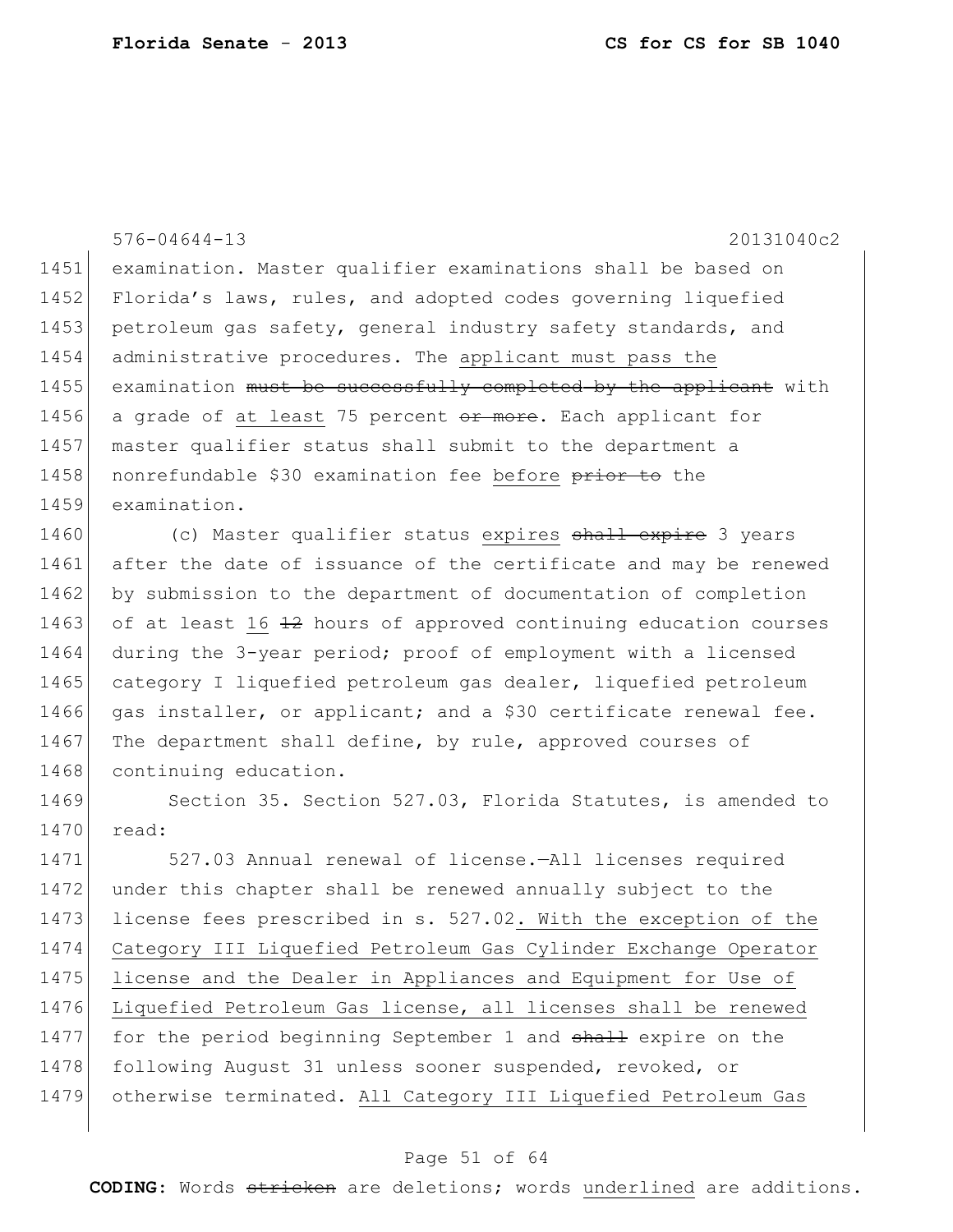examination. Master qualifier examinations shall be based on Florida's laws, rules, and adopted codes governing liquefied petroleum gas safety, general industry safety standards, and administrative procedures. The applicant must pass the examination ~~must be successfully completed by the applicant~~ with a grade of at least 75 percent ~~or more~~. Each applicant for master qualifier status shall submit to the department a nonrefundable $30 examination fee before ~~prior to~~ the examination.

(c) Master qualifier status expires ~~shall expire~~ 3 years after the date of issuance of the certificate and may be renewed by submission to the department of documentation of completion of at least 16 ~~12~~ hours of approved continuing education courses during the 3-year period; proof of employment with a licensed category I liquefied petroleum gas dealer, liquefied petroleum gas installer, or applicant; and a $30 certificate renewal fee. The department shall define, by rule, approved courses of continuing education.

Section 35. Section 527.03, Florida Statutes, is amended to read:

527.03 Annual renewal of license.—All licenses required under this chapter shall be renewed annually subject to the license fees prescribed in s. 527.02. With the exception of the Category III Liquefied Petroleum Gas Cylinder Exchange Operator license and the Dealer in Appliances and Equipment for Use of Liquefied Petroleum Gas license, all licenses shall be renewed for the period beginning September 1 and ~~shall~~ expire on the following August 31 unless sooner suspended, revoked, or otherwise terminated. All Category III Liquefied Petroleum Gas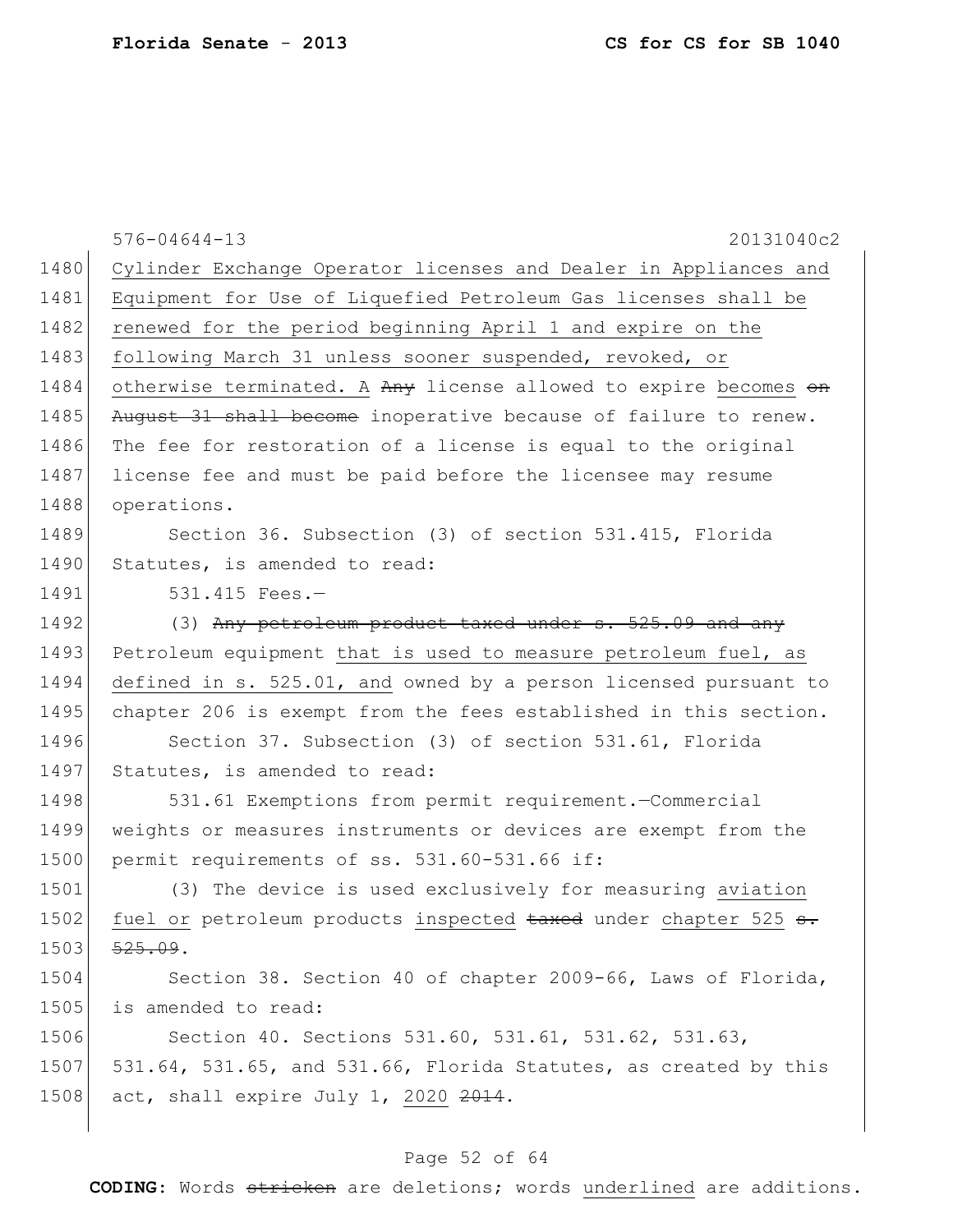Cylinder Exchange Operator licenses and Dealer in Appliances and Equipment for Use of Liquefied Petroleum Gas licenses shall be renewed for the period beginning April 1 and expire on the following March 31 unless sooner suspended, revoked, or otherwise terminated. A ~~Any~~ license allowed to expire becomes ~~on August 31 shall become~~ inoperative because of failure to renew. The fee for restoration of a license is equal to the original license fee and must be paid before the licensee may resume operations.

Section 36. Subsection (3) of section 531.415, Florida Statutes, is amended to read:

531.415 Fees.—

(3) ~~Any petroleum product taxed under s. 525.09 and any~~ Petroleum equipment that is used to measure petroleum fuel, as defined in s. 525.01, and owned by a person licensed pursuant to chapter 206 is exempt from the fees established in this section.

Section 37. Subsection (3) of section 531.61, Florida Statutes, is amended to read:

531.61 Exemptions from permit requirement.—Commercial weights or measures instruments or devices are exempt from the permit requirements of ss. 531.60-531.66 if:

(3) The device is used exclusively for measuring aviation fuel or petroleum products inspected ~~taxed~~ under chapter 525 ~~s. 525.09~~.

Section 38. Section 40 of chapter 2009-66, Laws of Florida, is amended to read:

Section 40. Sections 531.60, 531.61, 531.62, 531.63, 531.64, 531.65, and 531.66, Florida Statutes, as created by this act, shall expire July 1, 2020 ~~2014~~.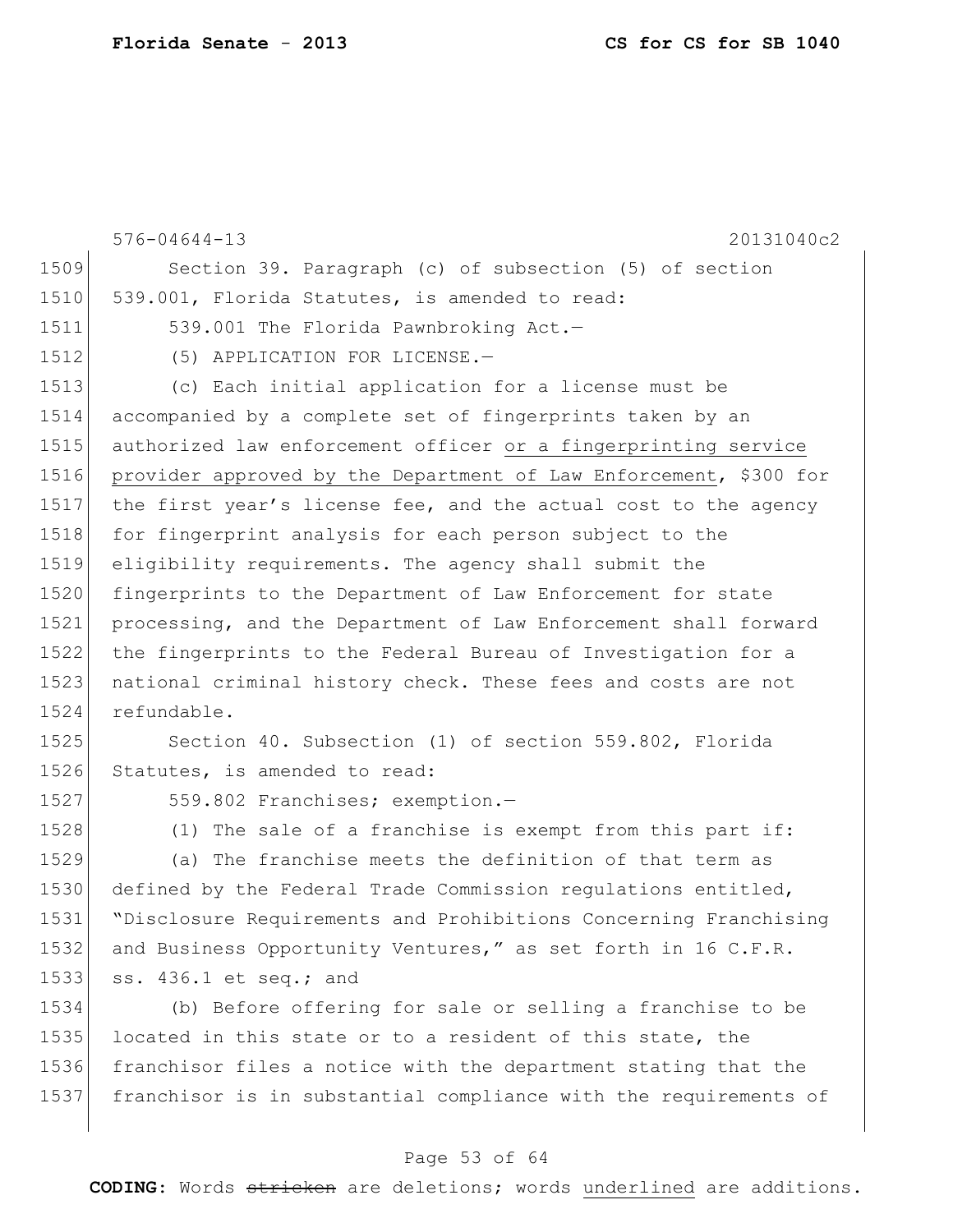576-04644-13 20131040c2

Section 39. Paragraph (c) of subsection (5) of section 539.001, Florida Statutes, is amended to read:

539.001 The Florida Pawnbroking Act.—

(5) APPLICATION FOR LICENSE.—

(c) Each initial application for a license must be accompanied by a complete set of fingerprints taken by an authorized law enforcement officer <u>or a fingerprinting service provider approved by the Department of Law Enforcement</u>, $300 for the first year's license fee, and the actual cost to the agency for fingerprint analysis for each person subject to the eligibility requirements. The agency shall submit the fingerprints to the Department of Law Enforcement for state processing, and the Department of Law Enforcement shall forward the fingerprints to the Federal Bureau of Investigation for a national criminal history check. These fees and costs are not refundable.

Section 40. Subsection (1) of section 559.802, Florida Statutes, is amended to read:

559.802 Franchises; exemption.—

(1) The sale of a franchise is exempt from this part if:

(a) The franchise meets the definition of that term as defined by the Federal Trade Commission regulations entitled, "Disclosure Requirements and Prohibitions Concerning Franchising and Business Opportunity Ventures," as set forth in 16 C.F.R. ss. 436.1 et seq.; and

(b) Before offering for sale or selling a franchise to be located in this state or to a resident of this state, the franchisor files a notice with the department stating that the franchisor is in substantial compliance with the requirements of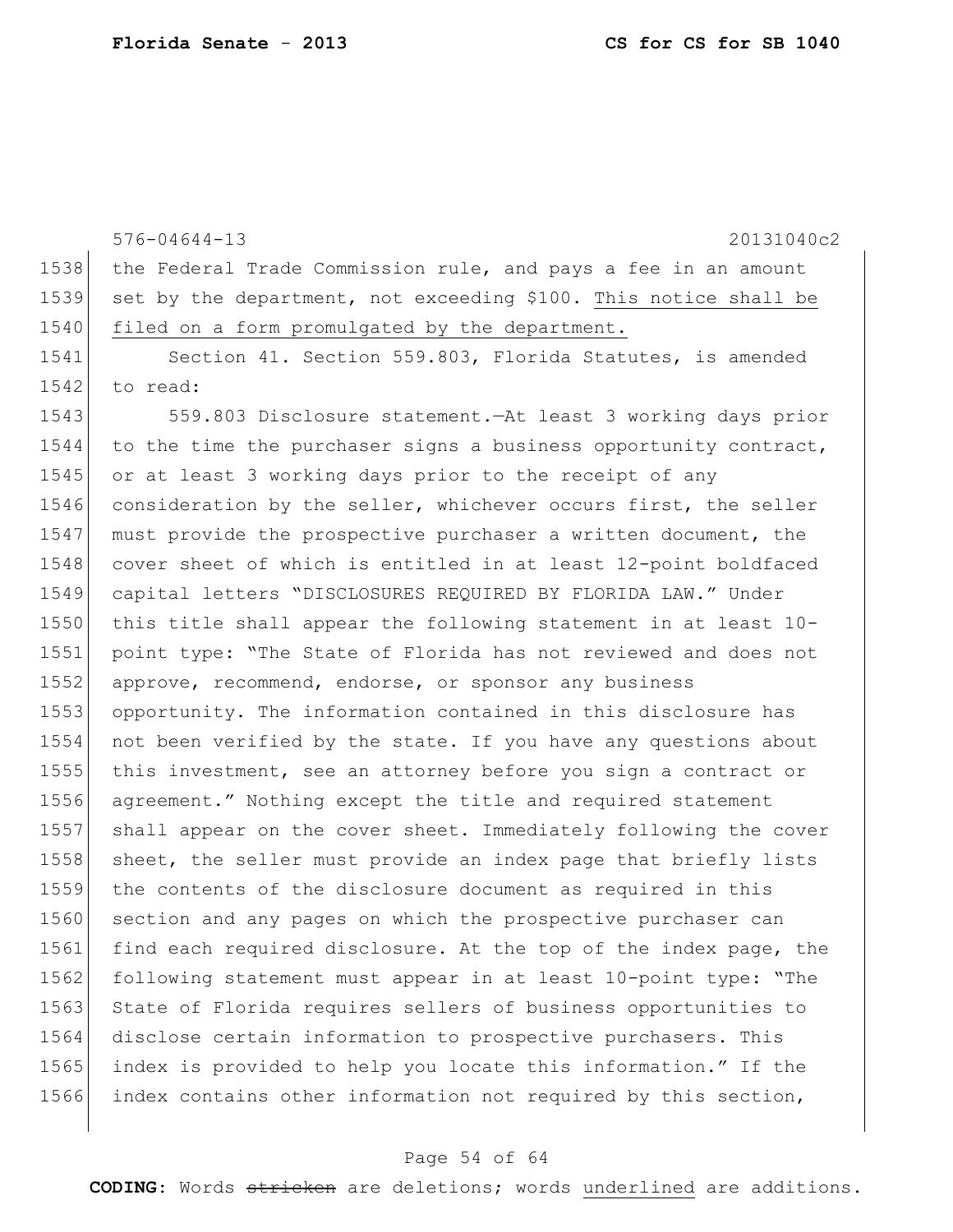576-04644-13 20131040c2

the Federal Trade Commission rule, and pays a fee in an amount set by the department, not exceeding $100. <u>This notice shall be filed on a form promulgated by the department.</u>

Section 41. Section 559.803, Florida Statutes, is amended to read:

559.803 Disclosure statement.—At least 3 working days prior to the time the purchaser signs a business opportunity contract, or at least 3 working days prior to the receipt of any consideration by the seller, whichever occurs first, the seller must provide the prospective purchaser a written document, the cover sheet of which is entitled in at least 12-point boldfaced capital letters "DISCLOSURES REQUIRED BY FLORIDA LAW." Under this title shall appear the following statement in at least 10-point type: "The State of Florida has not reviewed and does not approve, recommend, endorse, or sponsor any business opportunity. The information contained in this disclosure has not been verified by the state. If you have any questions about this investment, see an attorney before you sign a contract or agreement." Nothing except the title and required statement shall appear on the cover sheet. Immediately following the cover sheet, the seller must provide an index page that briefly lists the contents of the disclosure document as required in this section and any pages on which the prospective purchaser can find each required disclosure. At the top of the index page, the following statement must appear in at least 10-point type: "The State of Florida requires sellers of business opportunities to disclose certain information to prospective purchasers. This index is provided to help you locate this information." If the index contains other information not required by this section,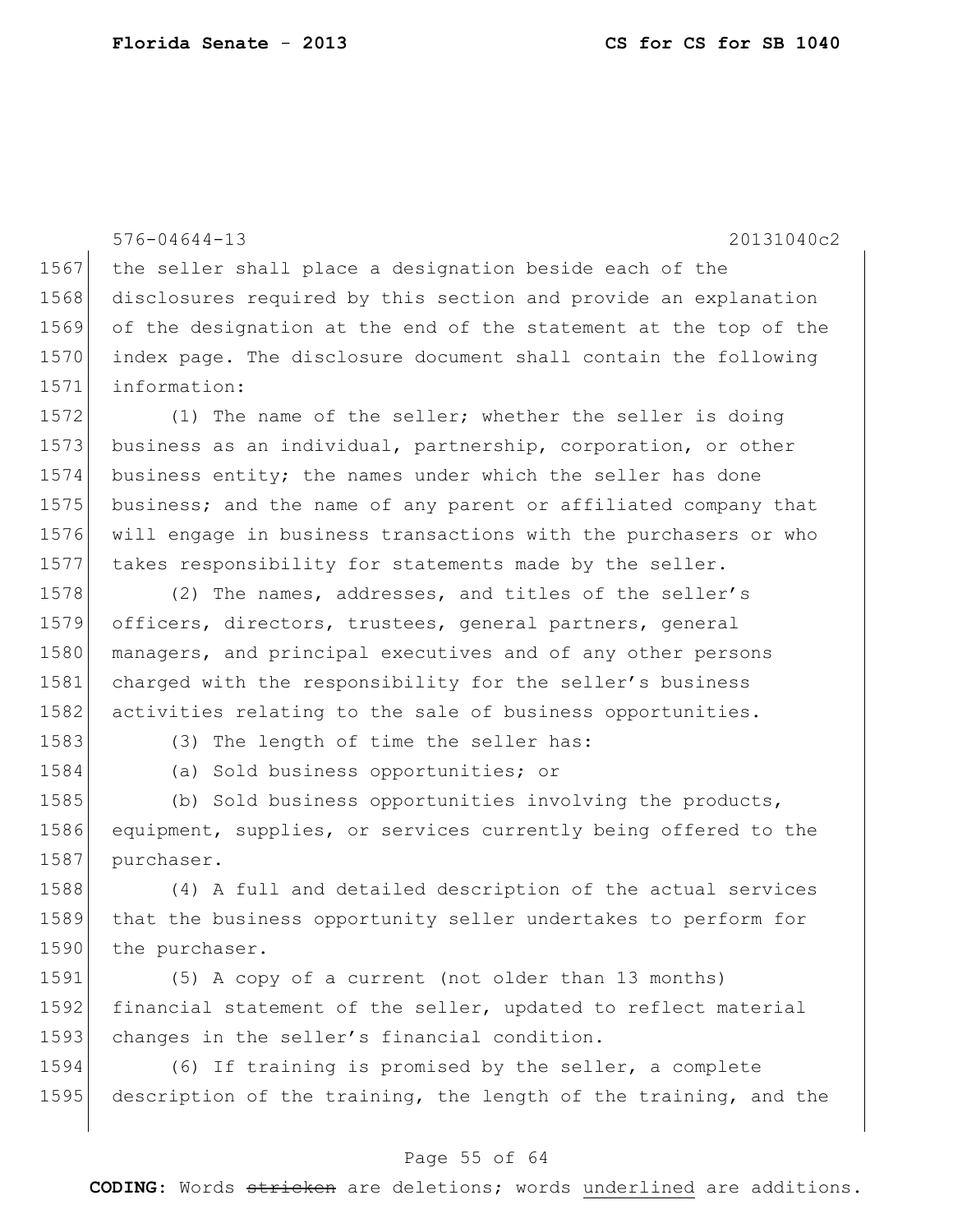the seller shall place a designation beside each of the disclosures required by this section and provide an explanation of the designation at the end of the statement at the top of the index page. The disclosure document shall contain the following information:

(1) The name of the seller; whether the seller is doing business as an individual, partnership, corporation, or other business entity; the names under which the seller has done business; and the name of any parent or affiliated company that will engage in business transactions with the purchasers or who takes responsibility for statements made by the seller.

(2) The names, addresses, and titles of the seller's officers, directors, trustees, general partners, general managers, and principal executives and of any other persons charged with the responsibility for the seller's business activities relating to the sale of business opportunities.

(3) The length of time the seller has:

(a) Sold business opportunities; or

(b) Sold business opportunities involving the products, equipment, supplies, or services currently being offered to the purchaser.

(4) A full and detailed description of the actual services that the business opportunity seller undertakes to perform for the purchaser.

(5) A copy of a current (not older than 13 months) financial statement of the seller, updated to reflect material changes in the seller's financial condition.

(6) If training is promised by the seller, a complete description of the training, the length of the training, and the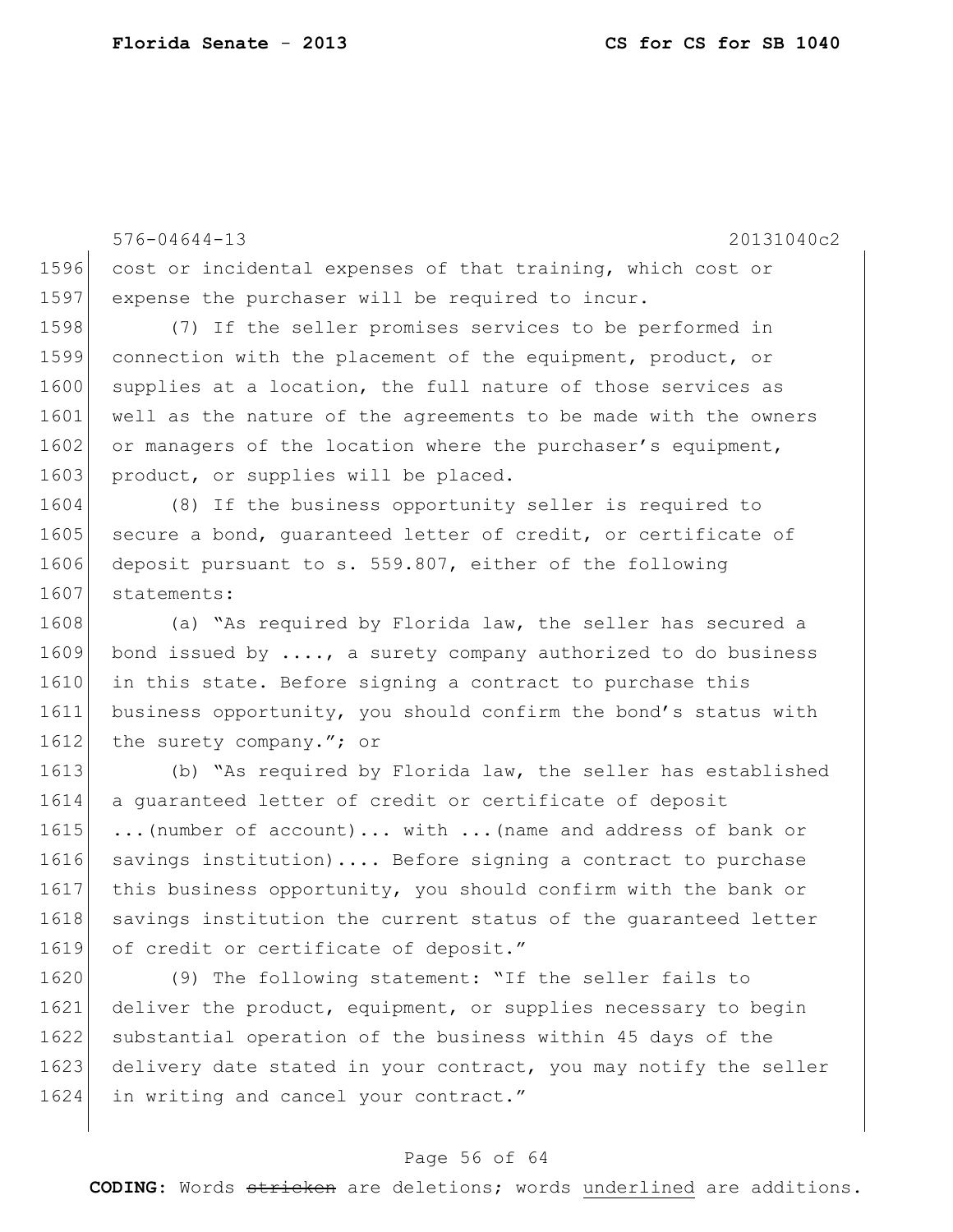cost or incidental expenses of that training, which cost or expense the purchaser will be required to incur.

(7) If the seller promises services to be performed in connection with the placement of the equipment, product, or supplies at a location, the full nature of those services as well as the nature of the agreements to be made with the owners or managers of the location where the purchaser's equipment, product, or supplies will be placed.

(8) If the business opportunity seller is required to secure a bond, guaranteed letter of credit, or certificate of deposit pursuant to s. 559.807, either of the following statements:

(a) "As required by Florida law, the seller has secured a bond issued by ...., a surety company authorized to do business in this state. Before signing a contract to purchase this business opportunity, you should confirm the bond's status with the surety company."; or

(b) "As required by Florida law, the seller has established a guaranteed letter of credit or certificate of deposit ...(number of account)... with ...(name and address of bank or savings institution).... Before signing a contract to purchase this business opportunity, you should confirm with the bank or savings institution the current status of the guaranteed letter of credit or certificate of deposit."

(9) The following statement: "If the seller fails to deliver the product, equipment, or supplies necessary to begin substantial operation of the business within 45 days of the delivery date stated in your contract, you may notify the seller in writing and cancel your contract."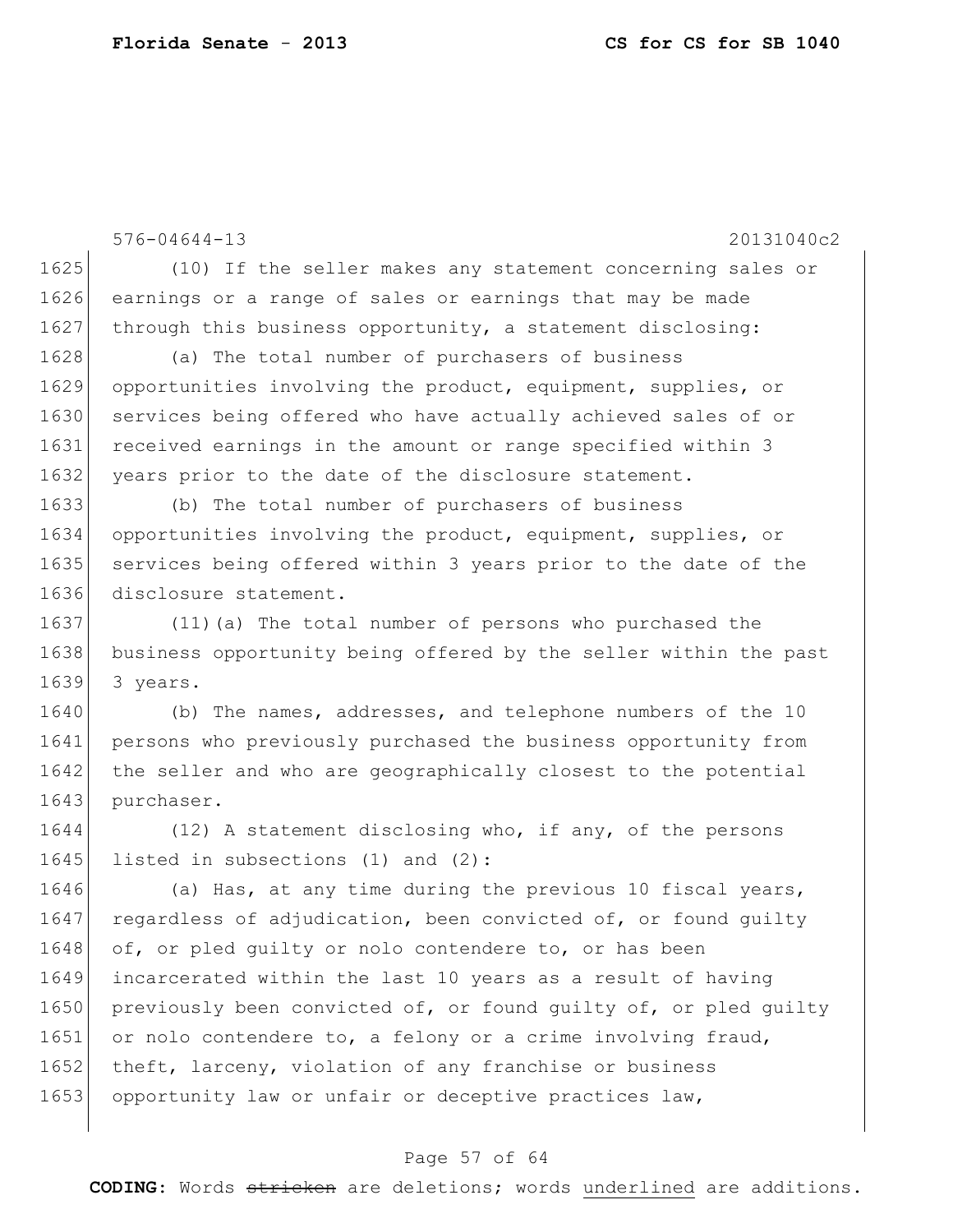(10) If the seller makes any statement concerning sales or earnings or a range of sales or earnings that may be made through this business opportunity, a statement disclosing:

(a) The total number of purchasers of business opportunities involving the product, equipment, supplies, or services being offered who have actually achieved sales of or received earnings in the amount or range specified within 3 years prior to the date of the disclosure statement.

(b) The total number of purchasers of business opportunities involving the product, equipment, supplies, or services being offered within 3 years prior to the date of the disclosure statement.

(11)(a) The total number of persons who purchased the business opportunity being offered by the seller within the past 3 years.

(b) The names, addresses, and telephone numbers of the 10 persons who previously purchased the business opportunity from the seller and who are geographically closest to the potential purchaser.

(12) A statement disclosing who, if any, of the persons listed in subsections (1) and (2):

(a) Has, at any time during the previous 10 fiscal years, regardless of adjudication, been convicted of, or found guilty of, or pled guilty or nolo contendere to, or has been incarcerated within the last 10 years as a result of having previously been convicted of, or found guilty of, or pled guilty or nolo contendere to, a felony or a crime involving fraud, theft, larceny, violation of any franchise or business opportunity law or unfair or deceptive practices law,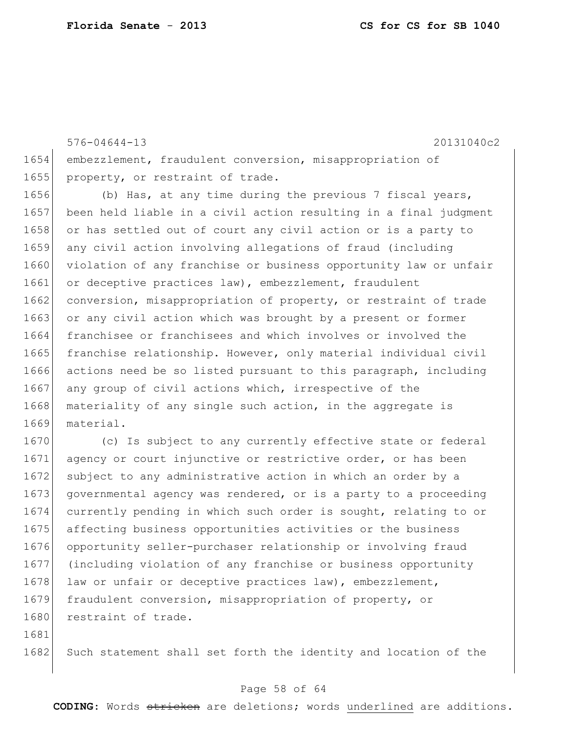embezzlement, fraudulent conversion, misappropriation of property, or restraint of trade.

(b) Has, at any time during the previous 7 fiscal years, been held liable in a civil action resulting in a final judgment or has settled out of court any civil action or is a party to any civil action involving allegations of fraud (including violation of any franchise or business opportunity law or unfair or deceptive practices law), embezzlement, fraudulent conversion, misappropriation of property, or restraint of trade or any civil action which was brought by a present or former franchisee or franchisees and which involves or involved the franchise relationship. However, only material individual civil actions need be so listed pursuant to this paragraph, including any group of civil actions which, irrespective of the materiality of any single such action, in the aggregate is material.

(c) Is subject to any currently effective state or federal agency or court injunctive or restrictive order, or has been subject to any administrative action in which an order by a governmental agency was rendered, or is a party to a proceeding currently pending in which such order is sought, relating to or affecting business opportunities activities or the business opportunity seller-purchaser relationship or involving fraud (including violation of any franchise or business opportunity law or unfair or deceptive practices law), embezzlement, fraudulent conversion, misappropriation of property, or restraint of trade.

Such statement shall set forth the identity and location of the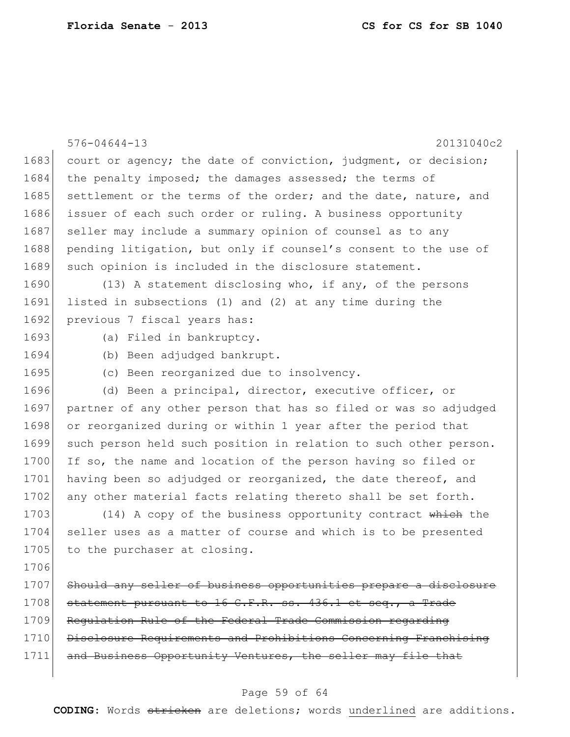court or agency; the date of conviction, judgment, or decision; the penalty imposed; the damages assessed; the terms of settlement or the terms of the order; and the date, nature, and issuer of each such order or ruling. A business opportunity seller may include a summary opinion of counsel as to any pending litigation, but only if counsel's consent to the use of such opinion is included in the disclosure statement.

(13) A statement disclosing who, if any, of the persons listed in subsections (1) and (2) at any time during the previous 7 fiscal years has:

(a) Filed in bankruptcy.

(b) Been adjudged bankrupt.

(c) Been reorganized due to insolvency.

(d) Been a principal, director, executive officer, or partner of any other person that has so filed or was so adjudged or reorganized during or within 1 year after the period that such person held such position in relation to such other person. If so, the name and location of the person having so filed or having been so adjudged or reorganized, the date thereof, and any other material facts relating thereto shall be set forth.

(14) A copy of the business opportunity contract ~~which~~ the seller uses as a matter of course and which is to be presented to the purchaser at closing.

~~Should any seller of business opportunities prepare a disclosure statement pursuant to 16 C.F.R. ss. 436.1 et seq., a Trade Regulation Rule of the Federal Trade Commission regarding Disclosure Requirements and Prohibitions Concerning Franchising and Business Opportunity Ventures, the seller may file that~~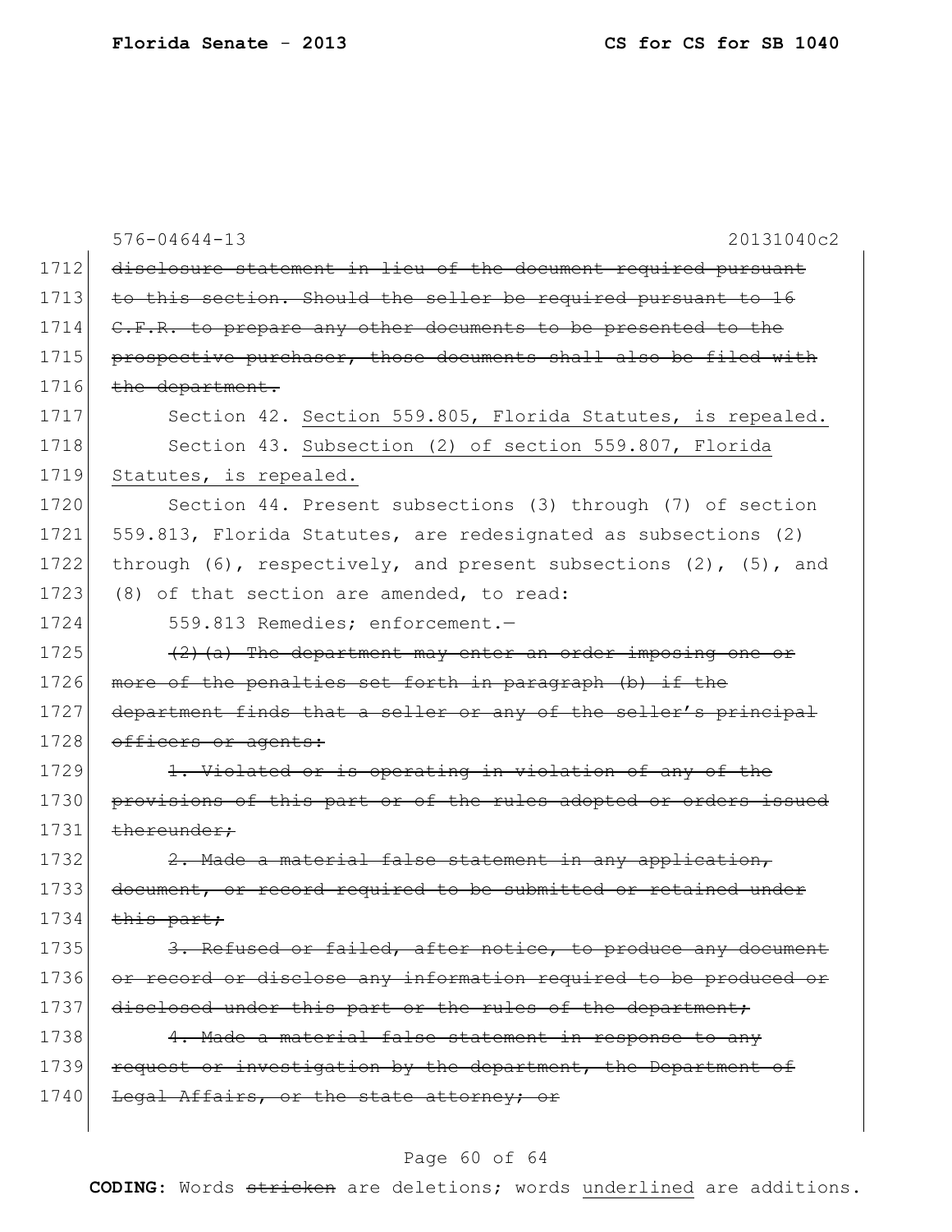576-04644-13 20131040c2

1712 ~~disclosure statement in lieu of the document required pursuant~~
1713 ~~to this section. Should the seller be required pursuant to 16~~
1714 ~~C.F.R. to prepare any other documents to be presented to the~~
1715 ~~prospective purchaser, those documents shall also be filed with~~
1716 ~~the department.~~
1717 Section 42. <u>Section 559.805, Florida Statutes, is repealed.</u>
1718 Section 43. <u>Subsection (2) of section 559.807, Florida</u>
1719 <u>Statutes, is repealed.</u>
1720 Section 44. Present subsections (3) through (7) of section
1721 559.813, Florida Statutes, are redesignated as subsections (2)
1722 through (6), respectively, and present subsections (2), (5), and
1723 (8) of that section are amended, to read:
1724 559.813 Remedies; enforcement.—
1725 ~~(2)(a) The department may enter an order imposing one or~~
1726 ~~more of the penalties set forth in paragraph (b) if the~~
1727 ~~department finds that a seller or any of the seller's principal~~
1728 ~~officers or agents:~~
1729 ~~1. Violated or is operating in violation of any of the~~
1730 ~~provisions of this part or of the rules adopted or orders issued~~
1731 ~~thereunder;~~
1732 ~~2. Made a material false statement in any application,~~
1733 ~~document, or record required to be submitted or retained under~~
1734 ~~this part;~~
1735 ~~3. Refused or failed, after notice, to produce any document~~
1736 ~~or record or disclose any information required to be produced or~~
1737 ~~disclosed under this part or the rules of the department;~~
1738 ~~4. Made a material false statement in response to any~~
1739 ~~request or investigation by the department, the Department of~~
1740 ~~Legal Affairs, or the state attorney; or~~

**CODING:** Words ~~stricken~~ are deletions; words <u>underlined</u> are additions.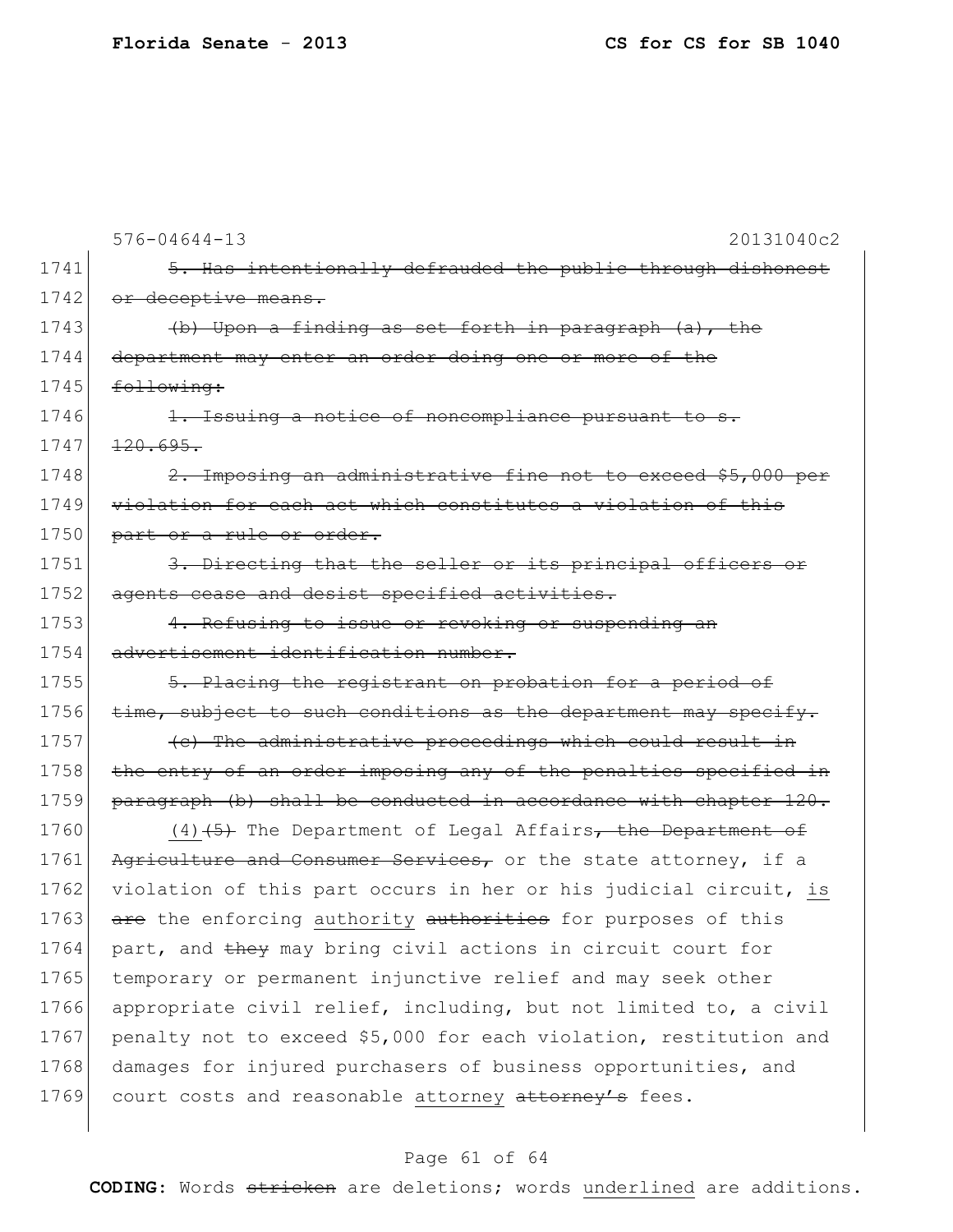~~5. Has intentionally defrauded the public through dishonest or deceptive means.~~

~~(b) Upon a finding as set forth in paragraph (a), the department may enter an order doing one or more of the following:~~

~~1. Issuing a notice of noncompliance pursuant to s. 120.695.~~

~~2. Imposing an administrative fine not to exceed $5,000 per violation for each act which constitutes a violation of this part or a rule or order.~~

~~3. Directing that the seller or its principal officers or agents cease and desist specified activities.~~

~~4. Refusing to issue or revoking or suspending an advertisement identification number.~~

~~5. Placing the registrant on probation for a period of time, subject to such conditions as the department may specify.~~

~~(c) The administrative proceedings which could result in the entry of an order imposing any of the penalties specified in paragraph (b) shall be conducted in accordance with chapter 120.~~

<u>(4)</u>~~(5)~~ The Department of Legal Affairs~~, the Department of Agriculture and Consumer Services,~~ or the state attorney, if a violation of this part occurs in her or his judicial circuit, <u>is</u> ~~are~~ the enforcing <u>authority</u> ~~authorities~~ for purposes of this part, and ~~they~~ may bring civil actions in circuit court for temporary or permanent injunctive relief and may seek other appropriate civil relief, including, but not limited to, a civil penalty not to exceed $5,000 for each violation, restitution and damages for injured purchasers of business opportunities, and court costs and reasonable <u>attorney</u> ~~attorney's~~ fees.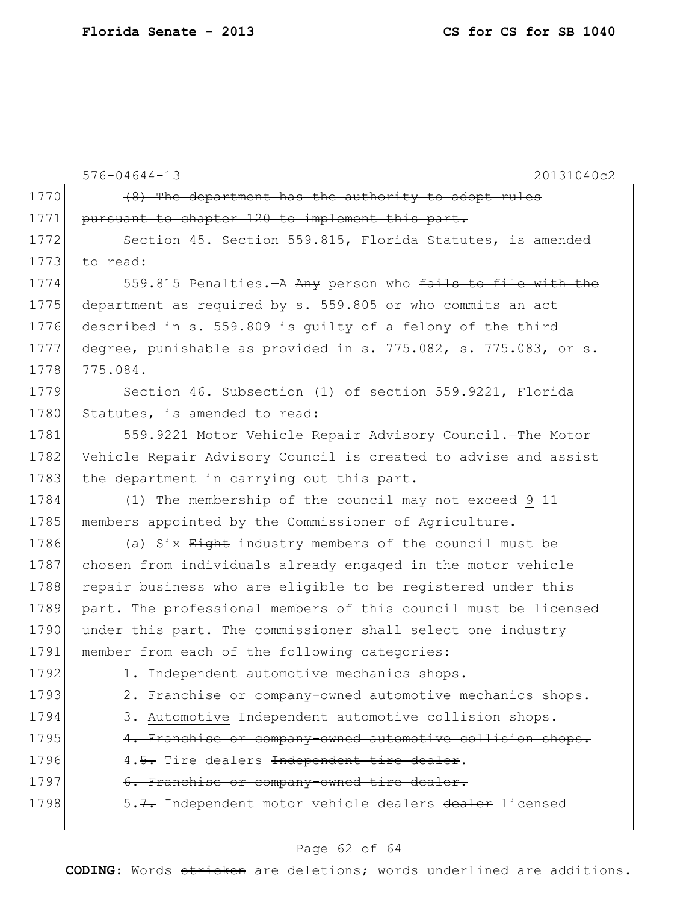576-04644-13 20131040c2

1770 ~~(8) The department has the authority to adopt rules~~
1771 ~~pursuant to chapter 120 to implement this part.~~

1772 Section 45. Section 559.815, Florida Statutes, is amended
1773 to read:

1774 559.815 Penalties.—A ~~Any~~ person who ~~fails to file with the~~
1775 ~~department as required by s. 559.805 or who~~ commits an act
1776 described in s. 559.809 is guilty of a felony of the third
1777 degree, punishable as provided in s. 775.082, s. 775.083, or s.
1778 775.084.

1779 Section 46. Subsection (1) of section 559.9221, Florida
1780 Statutes, is amended to read:

1781 559.9221 Motor Vehicle Repair Advisory Council.—The Motor
1782 Vehicle Repair Advisory Council is created to advise and assist
1783 the department in carrying out this part.

1784 (1) The membership of the council may not exceed 9 ~~11~~
1785 members appointed by the Commissioner of Agriculture.

1786 (a) Six ~~Eight~~ industry members of the council must be
1787 chosen from individuals already engaged in the motor vehicle
1788 repair business who are eligible to be registered under this
1789 part. The professional members of this council must be licensed
1790 under this part. The commissioner shall select one industry
1791 member from each of the following categories:

1792 1. Independent automotive mechanics shops.

1793 2. Franchise or company-owned automotive mechanics shops.

1794 3. Automotive ~~Independent automotive~~ collision shops.

1795 ~~4. Franchise or company-owned automotive collision shops.~~

1796 4.~~5.~~ Tire dealers ~~Independent tire dealer~~.

1797 ~~6. Franchise or company-owned tire dealer.~~

1798 5.~~7.~~ Independent motor vehicle dealers ~~dealer~~ licensed

**CODING:** Words ~~stricken~~ are deletions; words underlined are additions.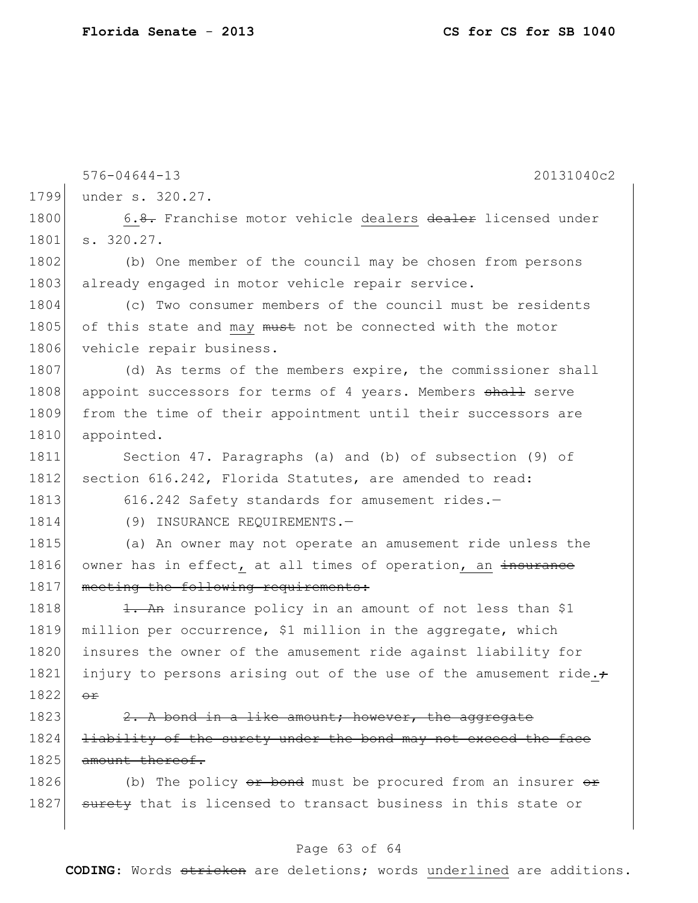576-04644-13 20131040c2

1799 under s. 320.27.

1800 6.~~8.~~ Franchise motor vehicle <u>dealers</u> ~~dealer~~ licensed under
1801 s. 320.27.

1802 (b) One member of the council may be chosen from persons
1803 already engaged in motor vehicle repair service.

1804 (c) Two consumer members of the council must be residents
1805 of this state and <u>may</u> ~~must~~ not be connected with the motor
1806 vehicle repair business.

1807 (d) As terms of the members expire, the commissioner shall
1808 appoint successors for terms of 4 years. Members ~~shall~~ serve
1809 from the time of their appointment until their successors are
1810 appointed.

1811 Section 47. Paragraphs (a) and (b) of subsection (9) of
1812 section 616.242, Florida Statutes, are amended to read:

1813 616.242 Safety standards for amusement rides.—

1814 (9) INSURANCE REQUIREMENTS.—

1815 (a) An owner may not operate an amusement ride unless the
1816 owner has in effect<u>,</u> at all times of operation<u>, an</u> ~~insurance~~
1817 ~~meeting the following requirements:~~

1818 ~~1. An~~ insurance policy in an amount of not less than $1
1819 million per occurrence, $1 million in the aggregate, which
1820 insures the owner of the amusement ride against liability for
1821 injury to persons arising out of the use of the amusement ride<u>.</u>~~;~~
1822 ~~or~~

1823 ~~2. A bond in a like amount; however, the aggregate~~
1824 ~~liability of the surety under the bond may not exceed the face~~
1825 ~~amount thereof.~~

1826 (b) The policy ~~or bond~~ must be procured from an insurer ~~or~~
1827 ~~surety~~ that is licensed to transact business in this state or

**CODING:** Words ~~stricken~~ are deletions; words <u>underlined</u> are additions.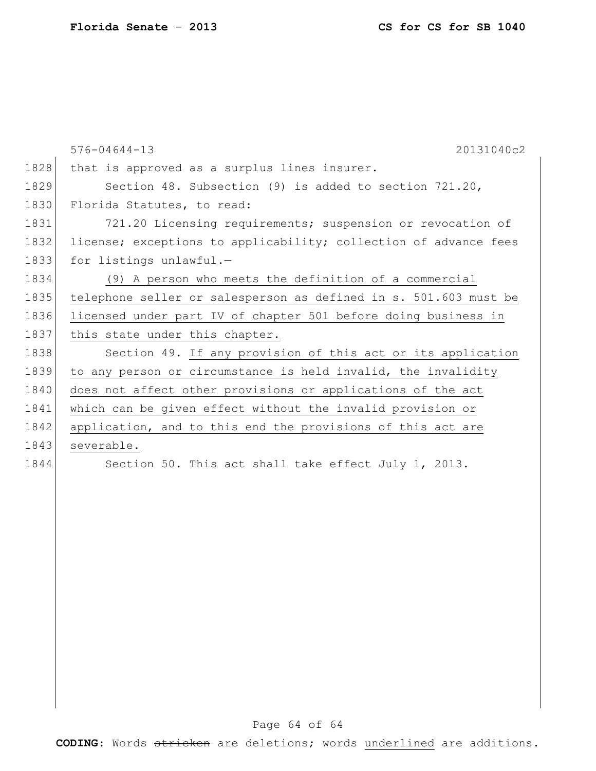that is approved as a surplus lines insurer.

Section 48. Subsection (9) is added to section 721.20, Florida Statutes, to read:

721.20 Licensing requirements; suspension or revocation of license; exceptions to applicability; collection of advance fees for listings unlawful.—

(9) A person who meets the definition of a commercial telephone seller or salesperson as defined in s. 501.603 must be licensed under part IV of chapter 501 before doing business in this state under this chapter.

Section 49. If any provision of this act or its application to any person or circumstance is held invalid, the invalidity does not affect other provisions or applications of the act which can be given effect without the invalid provision or application, and to this end the provisions of this act are severable.

Section 50. This act shall take effect July 1, 2013.